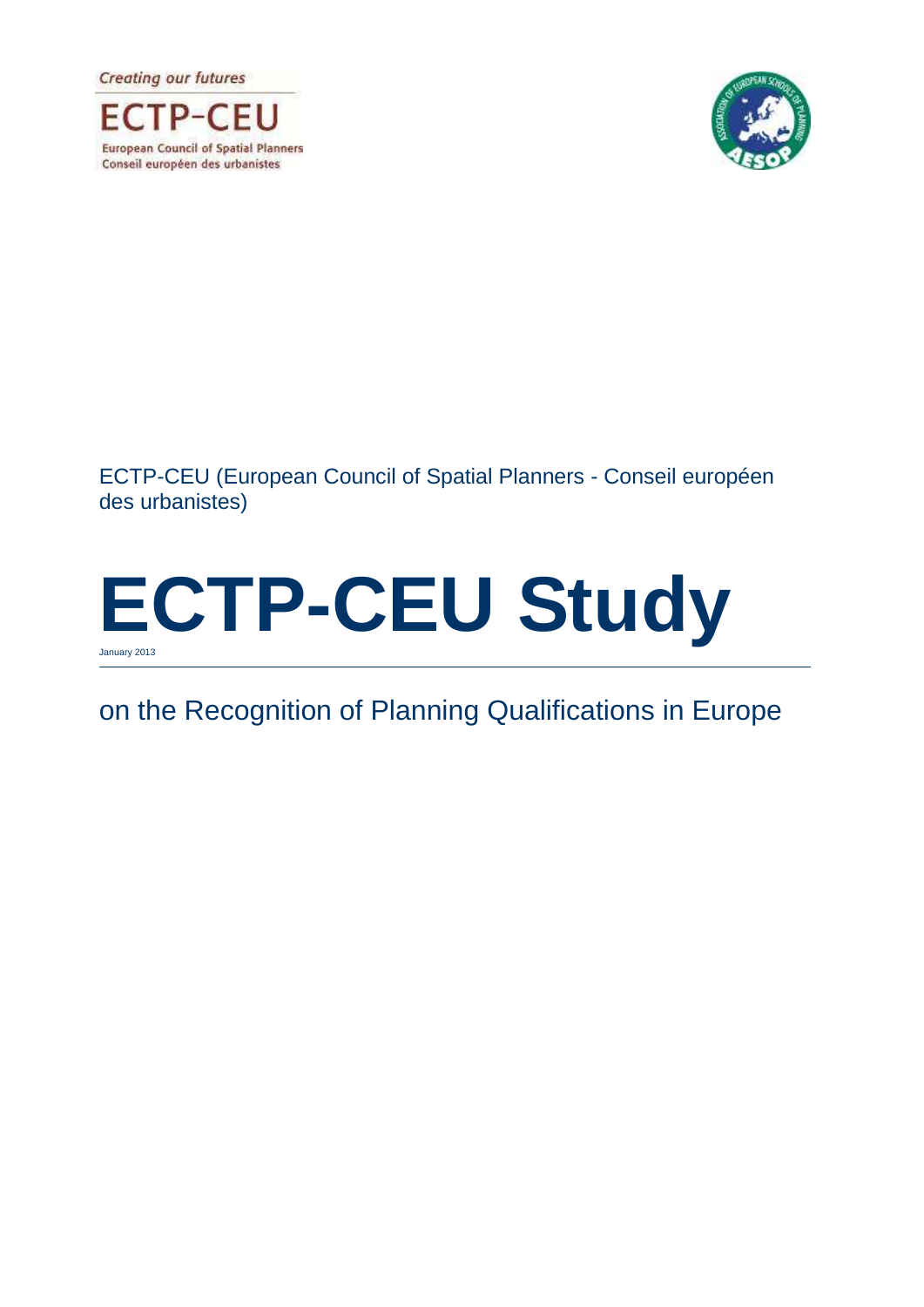Creating our futures

ECTP-CEU

European Council of Spatial Planners
Conseil européen des urbanistes

ECTP-CEU (European Council of Spatial Planners - Conseil européen des urbanistes)

# ECTP-CEU Study

January 2013

## on the Recognition of Planning Qualifications in Europe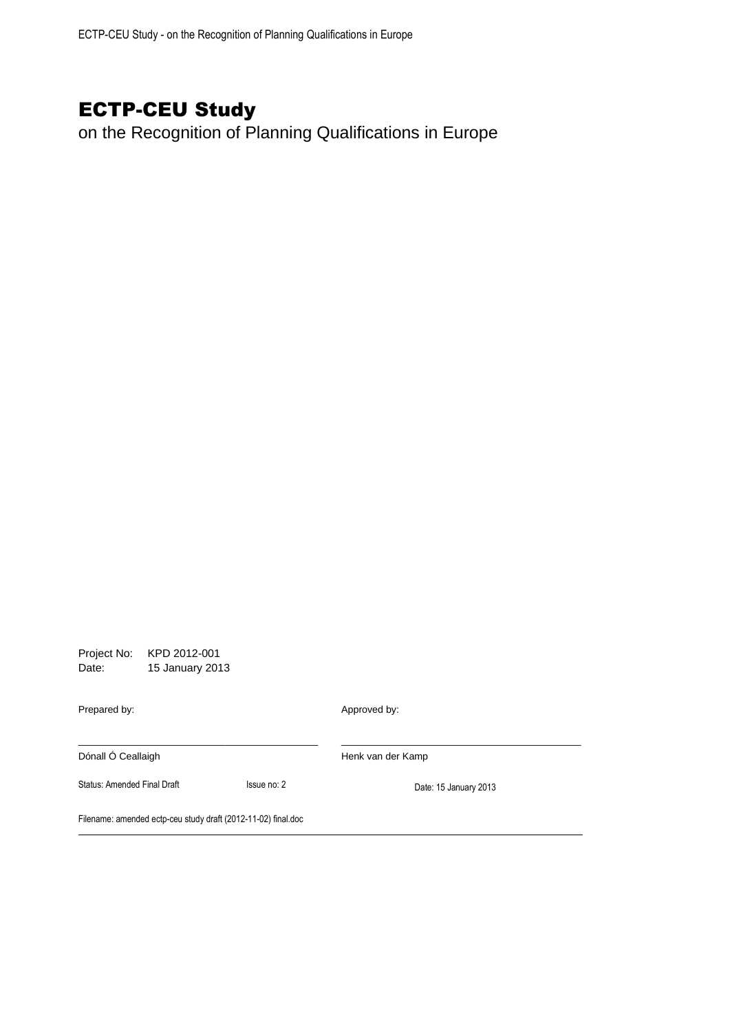# ECTP-CEU Study

on the Recognition of Planning Qualifications in Europe

Project No: KPD 2012-001
Date: 15 January 2013

| Prepared by: | | Approved by: |
|---|---|---|
| Dónall Ó Ceallaigh | | Henk van der Kamp |
| Status: Amended Final Draft | Issue no: 2 | Date: 15 January 2013 |

Filename: amended ectp-ceu study draft (2012-11-02) final.doc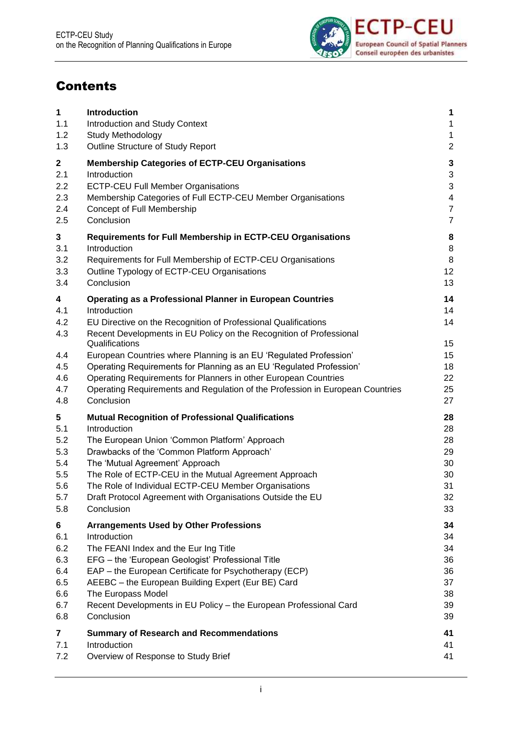# Contents

| | | |
|---|---|---|
| **1** | **Introduction** | **1** |
| 1.1 | Introduction and Study Context | 1 |
| 1.2 | Study Methodology | 1 |
| 1.3 | Outline Structure of Study Report | 2 |
| **2** | **Membership Categories of ECTP-CEU Organisations** | **3** |
| 2.1 | Introduction | 3 |
| 2.2 | ECTP-CEU Full Member Organisations | 3 |
| 2.3 | Membership Categories of Full ECTP-CEU Member Organisations | 4 |
| 2.4 | Concept of Full Membership | 7 |
| 2.5 | Conclusion | 7 |
| **3** | **Requirements for Full Membership in ECTP-CEU Organisations** | **8** |
| 3.1 | Introduction | 8 |
| 3.2 | Requirements for Full Membership of ECTP-CEU Organisations | 8 |
| 3.3 | Outline Typology of ECTP-CEU Organisations | 12 |
| 3.4 | Conclusion | 13 |
| **4** | **Operating as a Professional Planner in European Countries** | **14** |
| 4.1 | Introduction | 14 |
| 4.2 | EU Directive on the Recognition of Professional Qualifications | 14 |
| 4.3 | Recent Developments in EU Policy on the Recognition of Professional Qualifications | 15 |
| 4.4 | European Countries where Planning is an EU 'Regulated Profession' | 15 |
| 4.5 | Operating Requirements for Planning as an EU 'Regulated Profession' | 18 |
| 4.6 | Operating Requirements for Planners in other European Countries | 22 |
| 4.7 | Operating Requirements and Regulation of the Profession in European Countries | 25 |
| 4.8 | Conclusion | 27 |
| **5** | **Mutual Recognition of Professional Qualifications** | **28** |
| 5.1 | Introduction | 28 |
| 5.2 | The European Union 'Common Platform' Approach | 28 |
| 5.3 | Drawbacks of the 'Common Platform Approach' | 29 |
| 5.4 | The 'Mutual Agreement' Approach | 30 |
| 5.5 | The Role of ECTP-CEU in the Mutual Agreement Approach | 30 |
| 5.6 | The Role of Individual ECTP-CEU Member Organisations | 31 |
| 5.7 | Draft Protocol Agreement with Organisations Outside the EU | 32 |
| 5.8 | Conclusion | 33 |
| **6** | **Arrangements Used by Other Professions** | **34** |
| 6.1 | Introduction | 34 |
| 6.2 | The FEANI Index and the Eur Ing Title | 34 |
| 6.3 | EFG – the 'European Geologist' Professional Title | 36 |
| 6.4 | EAP – the European Certificate for Psychotherapy (ECP) | 36 |
| 6.5 | AEEBC – the European Building Expert (Eur BE) Card | 37 |
| 6.6 | The Europass Model | 38 |
| 6.7 | Recent Developments in EU Policy – the European Professional Card | 39 |
| 6.8 | Conclusion | 39 |
| **7** | **Summary of Research and Recommendations** | **41** |
| 7.1 | Introduction | 41 |
| 7.2 | Overview of Response to Study Brief | 41 |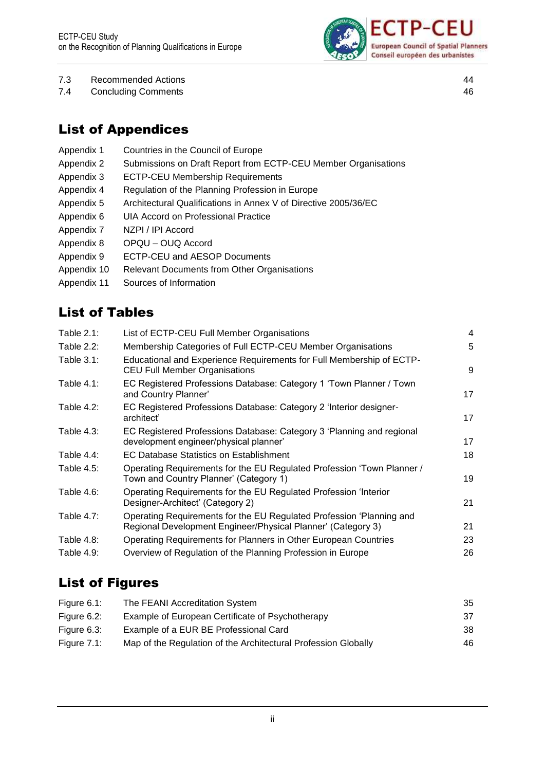| | | |
|---|---|---|
| 7.3 | Recommended Actions | 44 |
| 7.4 | Concluding Comments | 46 |

## List of Appendices

| | |
|---|---|
| Appendix 1 | Countries in the Council of Europe |
| Appendix 2 | Submissions on Draft Report from ECTP-CEU Member Organisations |
| Appendix 3 | ECTP-CEU Membership Requirements |
| Appendix 4 | Regulation of the Planning Profession in Europe |
| Appendix 5 | Architectural Qualifications in Annex V of Directive 2005/36/EC |
| Appendix 6 | UIA Accord on Professional Practice |
| Appendix 7 | NZPI / IPI Accord |
| Appendix 8 | OPQU – OUQ Accord |
| Appendix 9 | ECTP-CEU and AESOP Documents |
| Appendix 10 | Relevant Documents from Other Organisations |
| Appendix 11 | Sources of Information |

## List of Tables

| | | |
|---|---|---|
| Table 2.1: | List of ECTP-CEU Full Member Organisations | 4 |
| Table 2.2: | Membership Categories of Full ECTP-CEU Member Organisations | 5 |
| Table 3.1: | Educational and Experience Requirements for Full Membership of ECTP-CEU Full Member Organisations | 9 |
| Table 4.1: | EC Registered Professions Database: Category 1 'Town Planner / Town and Country Planner' | 17 |
| Table 4.2: | EC Registered Professions Database: Category 2 'Interior designer-architect' | 17 |
| Table 4.3: | EC Registered Professions Database: Category 3 'Planning and regional development engineer/physical planner' | 17 |
| Table 4.4: | EC Database Statistics on Establishment | 18 |
| Table 4.5: | Operating Requirements for the EU Regulated Profession 'Town Planner / Town and Country Planner' (Category 1) | 19 |
| Table 4.6: | Operating Requirements for the EU Regulated Profession 'Interior Designer-Architect' (Category 2) | 21 |
| Table 4.7: | Operating Requirements for the EU Regulated Profession 'Planning and Regional Development Engineer/Physical Planner' (Category 3) | 21 |
| Table 4.8: | Operating Requirements for Planners in Other European Countries | 23 |
| Table 4.9: | Overview of Regulation of the Planning Profession in Europe | 26 |

## List of Figures

| | | |
|---|---|---|
| Figure 6.1: | The FEANI Accreditation System | 35 |
| Figure 6.2: | Example of European Certificate of Psychotherapy | 37 |
| Figure 6.3: | Example of a EUR BE Professional Card | 38 |
| Figure 7.1: | Map of the Regulation of the Architectural Profession Globally | 46 |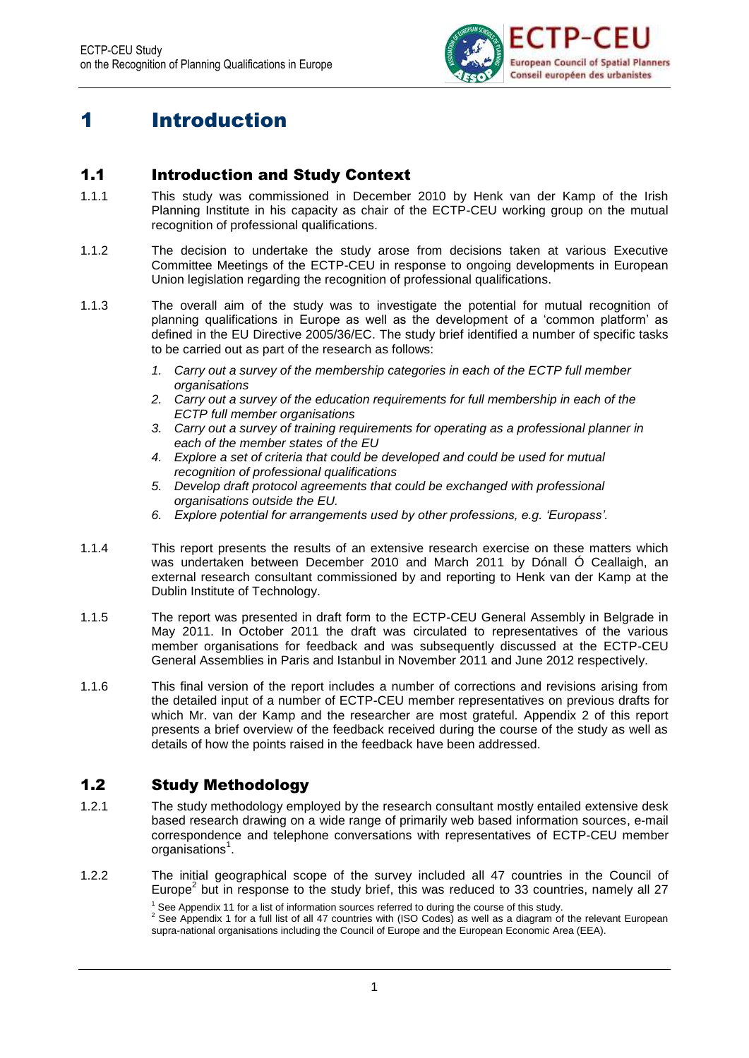# 1 Introduction

## 1.1 Introduction and Study Context

1.1.1 This study was commissioned in December 2010 by Henk van der Kamp of the Irish Planning Institute in his capacity as chair of the ECTP-CEU working group on the mutual recognition of professional qualifications.

1.1.2 The decision to undertake the study arose from decisions taken at various Executive Committee Meetings of the ECTP-CEU in response to ongoing developments in European Union legislation regarding the recognition of professional qualifications.

1.1.3 The overall aim of the study was to investigate the potential for mutual recognition of planning qualifications in Europe as well as the development of a 'common platform' as defined in the EU Directive 2005/36/EC. The study brief identified a number of specific tasks to be carried out as part of the research as follows:

1. *Carry out a survey of the membership categories in each of the ECTP full member organisations*
2. *Carry out a survey of the education requirements for full membership in each of the ECTP full member organisations*
3. *Carry out a survey of training requirements for operating as a professional planner in each of the member states of the EU*
4. *Explore a set of criteria that could be developed and could be used for mutual recognition of professional qualifications*
5. *Develop draft protocol agreements that could be exchanged with professional organisations outside the EU.*
6. *Explore potential for arrangements used by other professions, e.g. 'Europass'.*

1.1.4 This report presents the results of an extensive research exercise on these matters which was undertaken between December 2010 and March 2011 by Dónall Ó Ceallaigh, an external research consultant commissioned by and reporting to Henk van der Kamp at the Dublin Institute of Technology.

1.1.5 The report was presented in draft form to the ECTP-CEU General Assembly in Belgrade in May 2011. In October 2011 the draft was circulated to representatives of the various member organisations for feedback and was subsequently discussed at the ECTP-CEU General Assemblies in Paris and Istanbul in November 2011 and June 2012 respectively.

1.1.6 This final version of the report includes a number of corrections and revisions arising from the detailed input of a number of ECTP-CEU member representatives on previous drafts for which Mr. van der Kamp and the researcher are most grateful. Appendix 2 of this report presents a brief overview of the feedback received during the course of the study as well as details of how the points raised in the feedback have been addressed.

## 1.2 Study Methodology

1.2.1 The study methodology employed by the research consultant mostly entailed extensive desk based research drawing on a wide range of primarily web based information sources, e-mail correspondence and telephone conversations with representatives of ECTP-CEU member organisations[1].

1.2.2 The initial geographical scope of the survey included all 47 countries in the Council of Europe[2] but in response to the study brief, this was reduced to 33 countries, namely all 27

[1] See Appendix 11 for a list of information sources referred to during the course of this study.

[2] See Appendix 1 for a full list of all 47 countries with (ISO Codes) as well as a diagram of the relevant European supra-national organisations including the Council of Europe and the European Economic Area (EEA).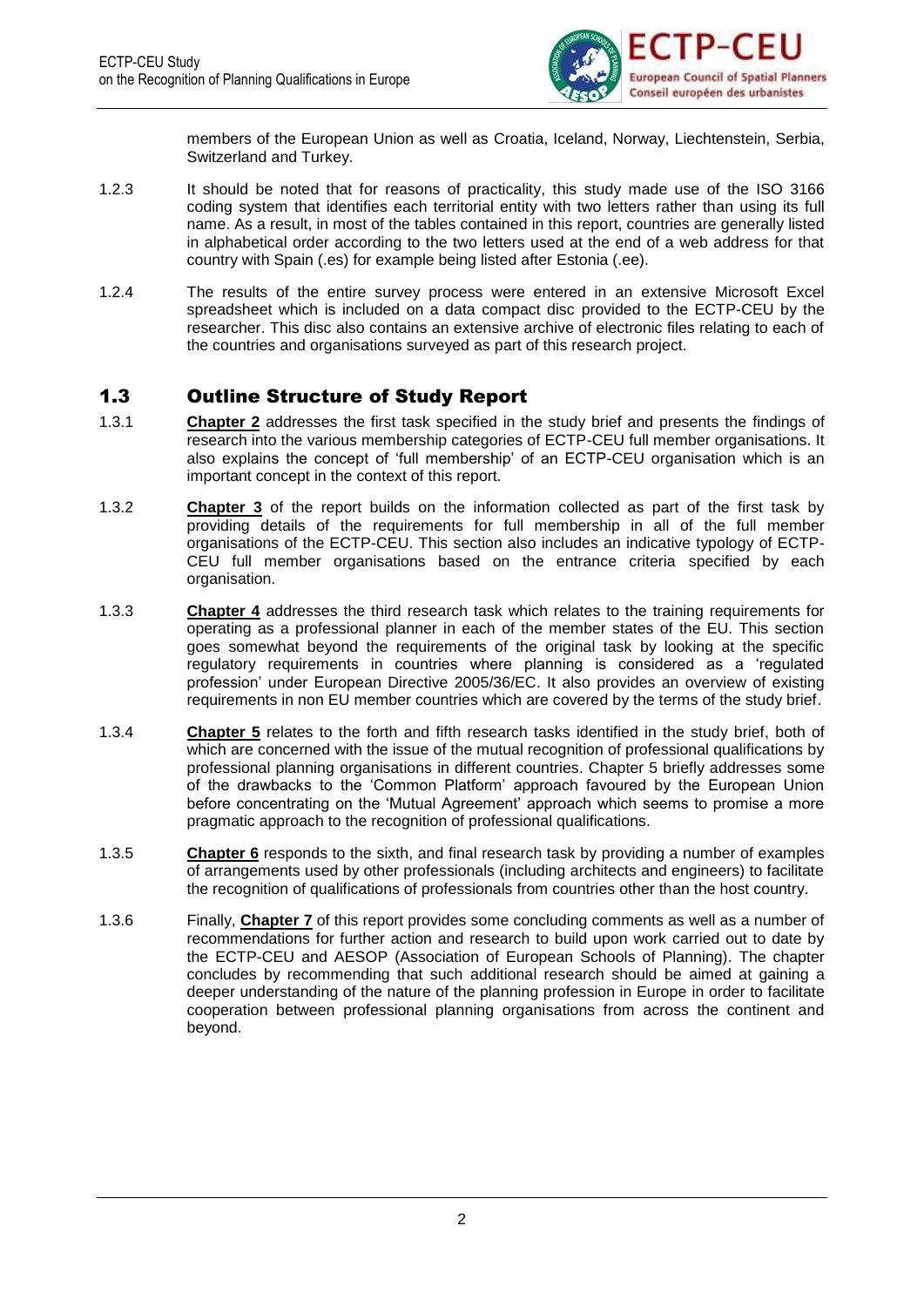members of the European Union as well as Croatia, Iceland, Norway, Liechtenstein, Serbia, Switzerland and Turkey.

1.2.3 It should be noted that for reasons of practicality, this study made use of the ISO 3166 coding system that identifies each territorial entity with two letters rather than using its full name. As a result, in most of the tables contained in this report, countries are generally listed in alphabetical order according to the two letters used at the end of a web address for that country with Spain (.es) for example being listed after Estonia (.ee).

1.2.4 The results of the entire survey process were entered in an extensive Microsoft Excel spreadsheet which is included on a data compact disc provided to the ECTP-CEU by the researcher. This disc also contains an extensive archive of electronic files relating to each of the countries and organisations surveyed as part of this research project.

## 1.3 Outline Structure of Study Report

1.3.1 **Chapter 2** addresses the first task specified in the study brief and presents the findings of research into the various membership categories of ECTP-CEU full member organisations. It also explains the concept of 'full membership' of an ECTP-CEU organisation which is an important concept in the context of this report.

1.3.2 **Chapter 3** of the report builds on the information collected as part of the first task by providing details of the requirements for full membership in all of the full member organisations of the ECTP-CEU. This section also includes an indicative typology of ECTP-CEU full member organisations based on the entrance criteria specified by each organisation.

1.3.3 **Chapter 4** addresses the third research task which relates to the training requirements for operating as a professional planner in each of the member states of the EU. This section goes somewhat beyond the requirements of the original task by looking at the specific regulatory requirements in countries where planning is considered as a 'regulated profession' under European Directive 2005/36/EC. It also provides an overview of existing requirements in non EU member countries which are covered by the terms of the study brief.

1.3.4 **Chapter 5** relates to the forth and fifth research tasks identified in the study brief, both of which are concerned with the issue of the mutual recognition of professional qualifications by professional planning organisations in different countries. Chapter 5 briefly addresses some of the drawbacks to the 'Common Platform' approach favoured by the European Union before concentrating on the 'Mutual Agreement' approach which seems to promise a more pragmatic approach to the recognition of professional qualifications.

1.3.5 **Chapter 6** responds to the sixth, and final research task by providing a number of examples of arrangements used by other professionals (including architects and engineers) to facilitate the recognition of qualifications of professionals from countries other than the host country.

1.3.6 Finally, **Chapter 7** of this report provides some concluding comments as well as a number of recommendations for further action and research to build upon work carried out to date by the ECTP-CEU and AESOP (Association of European Schools of Planning). The chapter concludes by recommending that such additional research should be aimed at gaining a deeper understanding of the nature of the planning profession in Europe in order to facilitate cooperation between professional planning organisations from across the continent and beyond.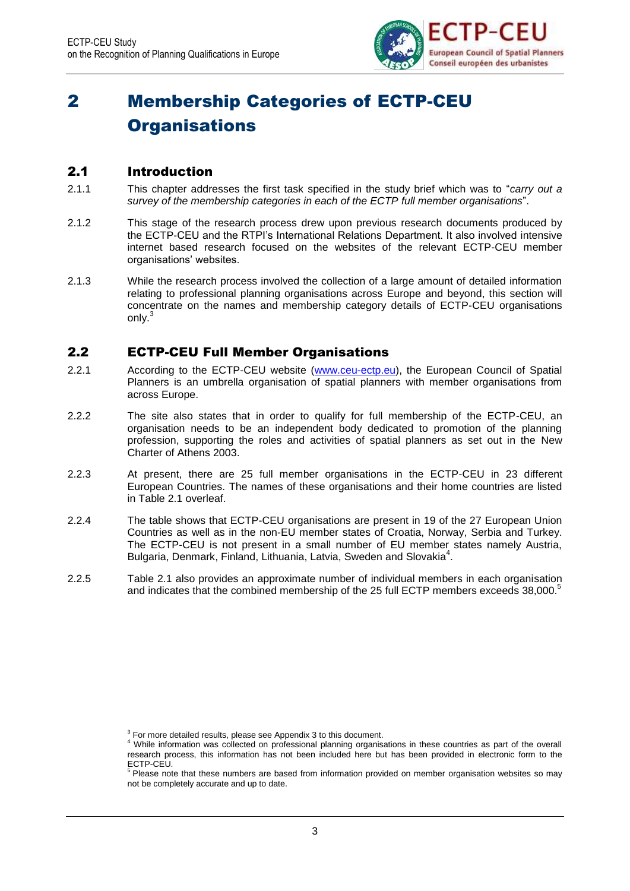# 2 Membership Categories of ECTP-CEU Organisations

## 2.1 Introduction

2.1.1 This chapter addresses the first task specified in the study brief which was to "*carry out a survey of the membership categories in each of the ECTP full member organisations*".

2.1.2 This stage of the research process drew upon previous research documents produced by the ECTP-CEU and the RTPI's International Relations Department. It also involved intensive internet based research focused on the websites of the relevant ECTP-CEU member organisations' websites.

2.1.3 While the research process involved the collection of a large amount of detailed information relating to professional planning organisations across Europe and beyond, this section will concentrate on the names and membership category details of ECTP-CEU organisations only.[3]

## 2.2 ECTP-CEU Full Member Organisations

2.2.1 According to the ECTP-CEU website (www.ceu-ectp.eu), the European Council of Spatial Planners is an umbrella organisation of spatial planners with member organisations from across Europe.

2.2.2 The site also states that in order to qualify for full membership of the ECTP-CEU, an organisation needs to be an independent body dedicated to promotion of the planning profession, supporting the roles and activities of spatial planners as set out in the New Charter of Athens 2003.

2.2.3 At present, there are 25 full member organisations in the ECTP-CEU in 23 different European Countries. The names of these organisations and their home countries are listed in Table 2.1 overleaf.

2.2.4 The table shows that ECTP-CEU organisations are present in 19 of the 27 European Union Countries as well as in the non-EU member states of Croatia, Norway, Serbia and Turkey. The ECTP-CEU is not present in a small number of EU member states namely Austria, Bulgaria, Denmark, Finland, Lithuania, Latvia, Sweden and Slovakia[4].

2.2.5 Table 2.1 also provides an approximate number of individual members in each organisation and indicates that the combined membership of the 25 full ECTP members exceeds 38,000.[5]

[3] For more detailed results, please see Appendix 3 to this document.

[4] While information was collected on professional planning organisations in these countries as part of the overall research process, this information has not been included here but has been provided in electronic form to the ECTP-CEU.

[5] Please note that these numbers are based from information provided on member organisation websites so may not be completely accurate and up to date.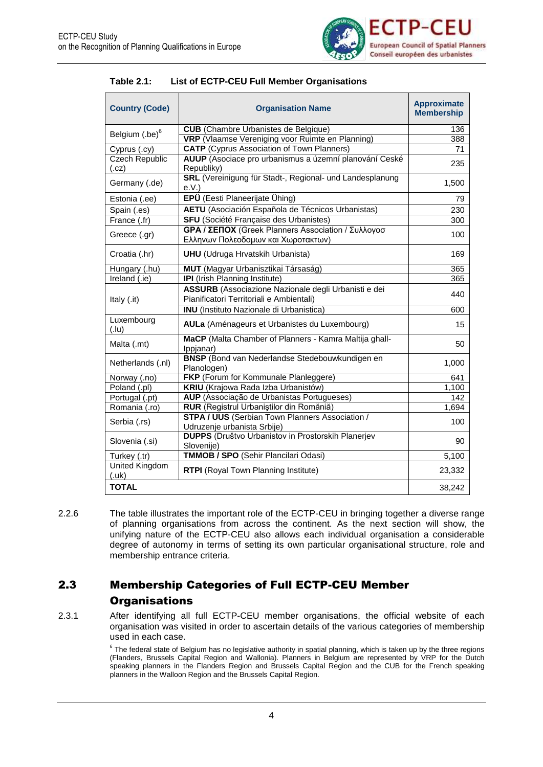**Table 2.1: List of ECTP-CEU Full Member Organisations**

| Country (Code) | Organisation Name | Approximate Membership |
|---|---|---|
| Belgium (.be)[6] | **CUB** (Chambre Urbanistes de Belgique) | 136 |
| | **VRP** (Vlaamse Vereniging voor Ruimte en Planning) | 388 |
| Cyprus (.cy) | **CATP** (Cyprus Association of Town Planners) | 71 |
| Czech Republic (.cz) | **AUUP** (Asociace pro urbanismus a územní plánování Ceské Republiky) | 235 |
| Germany (.de) | **SRL** (Vereinigung für Stadt-, Regional- und Landesplanung e.V.) | 1,500 |
| Estonia (.ee) | **EPÜ** (Eesti Planeerijate Ühing) | 79 |
| Spain (.es) | **AETU** (Asociación Española de Técnicos Urbanistas) | 230 |
| France (.fr) | **SFU** (Société Française des Urbanistes) | 300 |
| Greece (.gr) | **GPA / ΣΕΠΟΧ** (Greek Planners Association / Συλλογοσ Ελληνων Πολεοδομων και Χωροτακτων) | 100 |
| Croatia (.hr) | **UHU** (Udruga Hrvatskih Urbanista) | 169 |
| Hungary (.hu) | **MUT** (Magyar Urbanisztikai Társaság) | 365 |
| Ireland (.ie) | **IPI** (Irish Planning Institute) | 365 |
| Italy (.it) | **ASSURB** (Associazione Nazionale degli Urbanisti e dei Pianificatori Territoriali e Ambientali) | 440 |
| | **INU** (Instituto Nazionale di Urbanistica) | 600 |
| Luxembourg (.lu) | **AULa** (Aménageurs et Urbanistes du Luxembourg) | 15 |
| Malta (.mt) | **MaCP** (Malta Chamber of Planners - Kamra Maltija ghall-Ippjanar) | 50 |
| Netherlands (.nl) | **BNSP** (Bond van Nederlandse Stedebouwkundigen en Planologen) | 1,000 |
| Norway (.no) | **FKP** (Forum for Kommunale Planleggere) | 641 |
| Poland (.pl) | **KRIU** (Krajowa Rada Izba Urbanistów) | 1,100 |
| Portugal (.pt) | **AUP** (Associação de Urbanistas Portugueses) | 142 |
| Romania (.ro) | **RUR** (Registrul Urbaniştilor din Românią) | 1,694 |
| Serbia (.rs) | **STPA / UUS** (Serbian Town Planners Association / Udruzenje urbanista Srbije) | 100 |
| Slovenia (.si) | **DUPPS** (Društvo Urbanistov in Prostorskih Planerjev Slovenije) | 90 |
| Turkey (.tr) | **TMMOB / SPO** (Sehir Plancilari Odasi) | 5,100 |
| United Kingdom (.uk) | **RTPI** (Royal Town Planning Institute) | 23,332 |
| **TOTAL** | | 38,242 |

2.2.6 The table illustrates the important role of the ECTP-CEU in bringing together a diverse range of planning organisations from across the continent. As the next section will show, the unifying nature of the ECTP-CEU also allows each individual organisation a considerable degree of autonomy in terms of setting its own particular organisational structure, role and membership entrance criteria.

## 2.3 Membership Categories of Full ECTP-CEU Member Organisations

2.3.1 After identifying all full ECTP-CEU member organisations, the official website of each organisation was visited in order to ascertain details of the various categories of membership used in each case.

[6] The federal state of Belgium has no legislative authority in spatial planning, which is taken up by the three regions (Flanders, Brussels Capital Region and Wallonia). Planners in Belgium are represented by VRP for the Dutch speaking planners in the Flanders Region and Brussels Capital Region and the CUB for the French speaking planners in the Walloon Region and the Brussels Capital Region.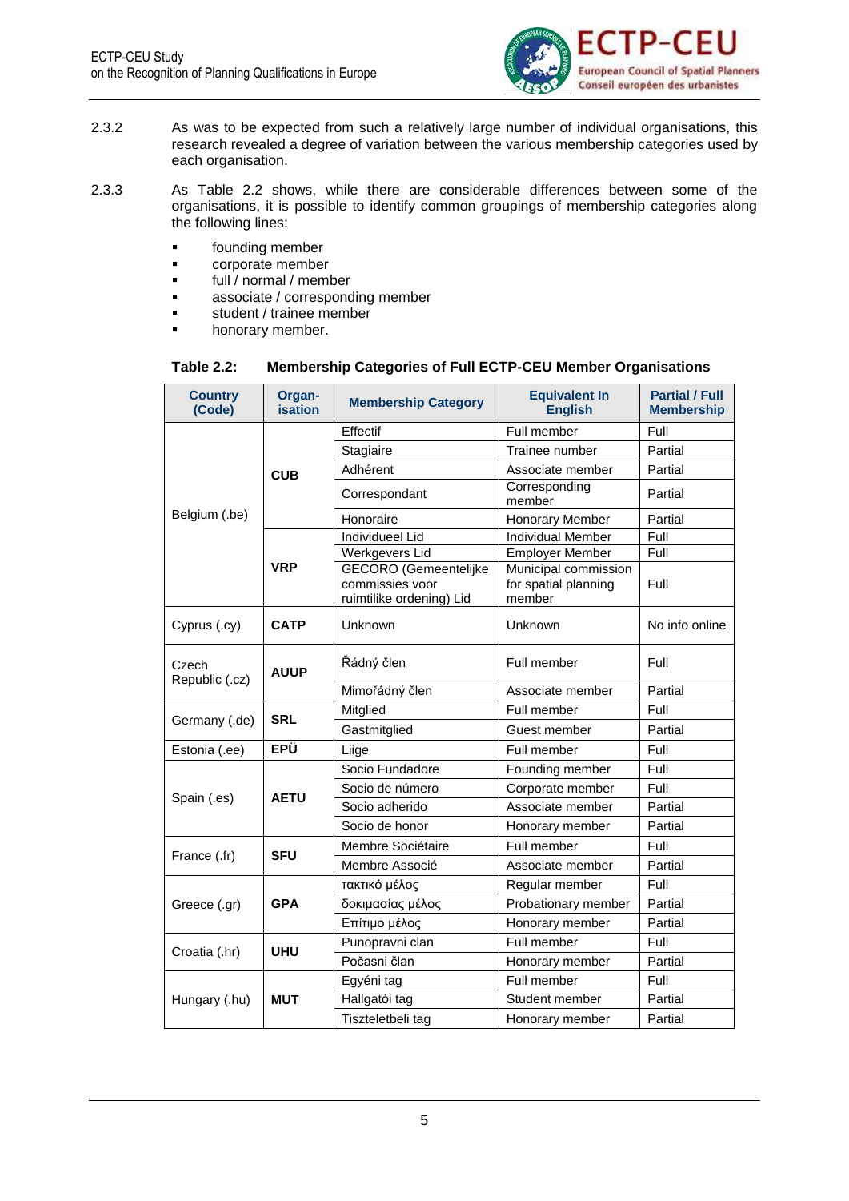2.3.2 As was to be expected from such a relatively large number of individual organisations, this research revealed a degree of variation between the various membership categories used by each organisation.

2.3.3 As Table 2.2 shows, while there are considerable differences between some of the organisations, it is possible to identify common groupings of membership categories along the following lines:

- founding member
- corporate member
- full / normal / member
- associate / corresponding member
- student / trainee member
- honorary member.

**Table 2.2: Membership Categories of Full ECTP-CEU Member Organisations**

| Country (Code) | Organ-isation | Membership Category | Equivalent In English | Partial / Full Membership |
|---|---|---|---|---|
| Belgium (.be) | CUB | Effectif | Full member | Full |
| | | Stagiaire | Trainee number | Partial |
| | | Adhérent | Associate member | Partial |
| | | Correspondant | Corresponding member | Partial |
| | | Honoraire | Honorary Member | Partial |
| | VRP | Individueel Lid | Individual Member | Full |
| | | Werkgevers Lid | Employer Member | Full |
| | | GECORO (Gemeentelijke commissies voor ruimtilike ordening) Lid | Municipal commission for spatial planning member | Full |
| Cyprus (.cy) | CATP | Unknown | Unknown | No info online |
| Czech Republic (.cz) | AUUP | Řádný člen | Full member | Full |
| | | Mimořádný člen | Associate member | Partial |
| Germany (.de) | SRL | Mitglied | Full member | Full |
| | | Gastmitglied | Guest member | Partial |
| Estonia (.ee) | EPÜ | Liige | Full member | Full |
| Spain (.es) | AETU | Socio Fundadore | Founding member | Full |
| | | Socio de número | Corporate member | Full |
| | | Socio adherido | Associate member | Partial |
| | | Socio de honor | Honorary member | Partial |
| France (.fr) | SFU | Membre Sociétaire | Full member | Full |
| | | Membre Associé | Associate member | Partial |
| Greece (.gr) | GPA | τακτικό μέλος | Regular member | Full |
| | | δοκιμασίας μέλος | Probationary member | Partial |
| | | Επίτιμο μέλος | Honorary member | Partial |
| Croatia (.hr) | UHU | Punopravni clan | Full member | Full |
| | | Počasni član | Honorary member | Partial |
| Hungary (.hu) | MUT | Egyéni tag | Full member | Full |
| | | Hallgatói tag | Student member | Partial |
| | | Tiszteletbeli tag | Honorary member | Partial |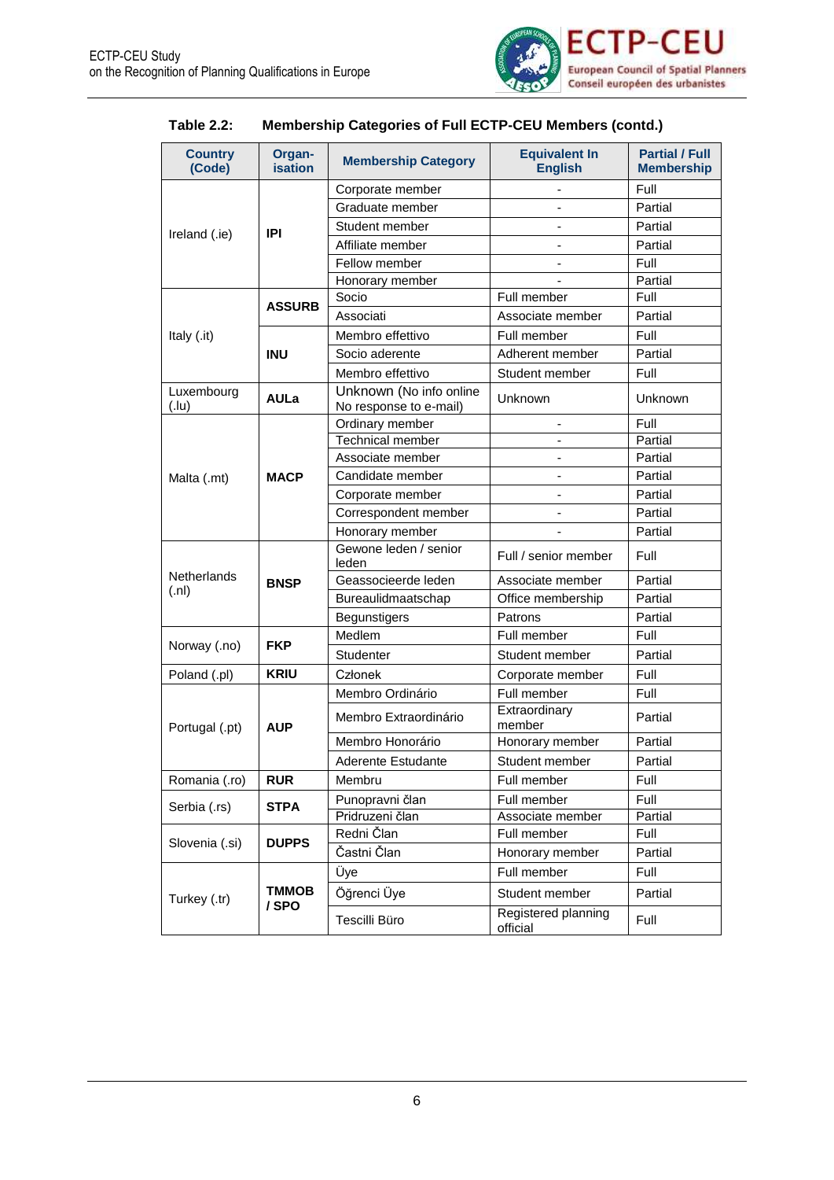**Table 2.2: Membership Categories of Full ECTP-CEU Members (contd.)**

| Country (Code) | Organ-isation | Membership Category | Equivalent In English | Partial / Full Membership |
|---|---|---|---|---|
| Ireland (.ie) | **IPI** | Corporate member | - | Full |
| | | Graduate member | - | Partial |
| | | Student member | - | Partial |
| | | Affiliate member | - | Partial |
| | | Fellow member | - | Full |
| | | Honorary member | - | Partial |
| Italy (.it) | **ASSURB** | Socio | Full member | Full |
| | | Associati | Associate member | Partial |
| | **INU** | Membro effettivo | Full member | Full |
| | | Socio aderente | Adherent member | Partial |
| | | Membro effettivo | Student member | Full |
| Luxembourg (.lu) | **AULa** | Unknown (No info online No response to e-mail) | Unknown | Unknown |
| Malta (.mt) | **MACP** | Ordinary member | - | Full |
| | | Technical member | - | Partial |
| | | Associate member | - | Partial |
| | | Candidate member | - | Partial |
| | | Corporate member | - | Partial |
| | | Correspondent member | - | Partial |
| | | Honorary member | - | Partial |
| Netherlands (.nl) | **BNSP** | Gewone leden / senior leden | Full / senior member | Full |
| | | Geassocieerde leden | Associate member | Partial |
| | | Bureaulidmaatschap | Office membership | Partial |
| | | Begunstigers | Patrons | Partial |
| Norway (.no) | **FKP** | Medlem | Full member | Full |
| | | Studenter | Student member | Partial |
| Poland (.pl) | **KRIU** | Członek | Corporate member | Full |
| Portugal (.pt) | **AUP** | Membro Ordinário | Full member | Full |
| | | Membro Extraordinário | Extraordinary member | Partial |
| | | Membro Honorário | Honorary member | Partial |
| | | Aderente Estudante | Student member | Partial |
| Romania (.ro) | **RUR** | Membru | Full member | Full |
| Serbia (.rs) | **STPA** | Punopravni član | Full member | Full |
| | | Pridruzeni član | Associate member | Partial |
| Slovenia (.si) | **DUPPS** | Redni Član | Full member | Full |
| | | Častni Član | Honorary member | Partial |
| Turkey (.tr) | **TMMOB / SPO** | Üye | Full member | Full |
| | | Öğrenci Üye | Student member | Partial |
| | | Tescilli Büro | Registered planning official | Full |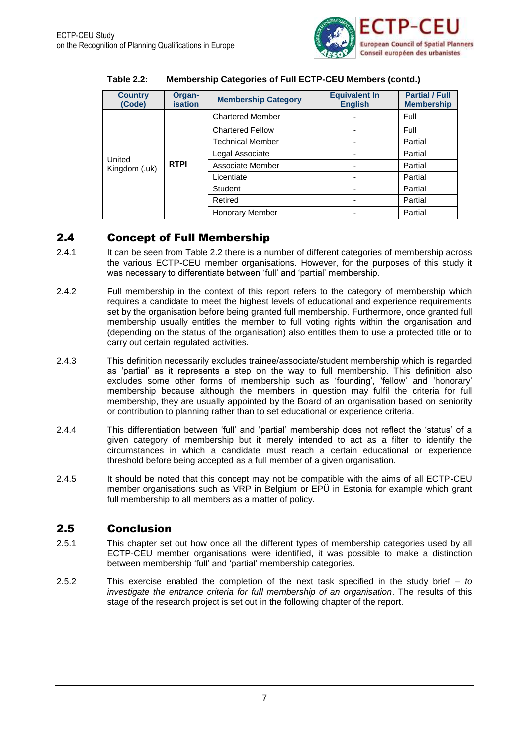**Table 2.2: Membership Categories of Full ECTP-CEU Members (contd.)**

| Country (Code) | Organ-isation | Membership Category | Equivalent In English | Partial / Full Membership |
|---|---|---|---|---|
| United Kingdom (.uk) | **RTPI** | Chartered Member | - | Full |
| | | Chartered Fellow | - | Full |
| | | Technical Member | - | Partial |
| | | Legal Associate | - | Partial |
| | | Associate Member | - | Partial |
| | | Licentiate | - | Partial |
| | | Student | - | Partial |
| | | Retired | - | Partial |
| | | Honorary Member | - | Partial |

## 2.4 Concept of Full Membership

2.4.1 It can be seen from Table 2.2 there is a number of different categories of membership across the various ECTP-CEU member organisations. However, for the purposes of this study it was necessary to differentiate between 'full' and 'partial' membership.

2.4.2 Full membership in the context of this report refers to the category of membership which requires a candidate to meet the highest levels of educational and experience requirements set by the organisation before being granted full membership. Furthermore, once granted full membership usually entitles the member to full voting rights within the organisation and (depending on the status of the organisation) also entitles them to use a protected title or to carry out certain regulated activities.

2.4.3 This definition necessarily excludes trainee/associate/student membership which is regarded as 'partial' as it represents a step on the way to full membership. This definition also excludes some other forms of membership such as 'founding', 'fellow' and 'honorary' membership because although the members in question may fulfil the criteria for full membership, they are usually appointed by the Board of an organisation based on seniority or contribution to planning rather than to set educational or experience criteria.

2.4.4 This differentiation between 'full' and 'partial' membership does not reflect the 'status' of a given category of membership but it merely intended to act as a filter to identify the circumstances in which a candidate must reach a certain educational or experience threshold before being accepted as a full member of a given organisation.

2.4.5 It should be noted that this concept may not be compatible with the aims of all ECTP-CEU member organisations such as VRP in Belgium or EPÜ in Estonia for example which grant full membership to all members as a matter of policy.

## 2.5 Conclusion

2.5.1 This chapter set out how once all the different types of membership categories used by all ECTP-CEU member organisations were identified, it was possible to make a distinction between membership 'full' and 'partial' membership categories.

2.5.2 This exercise enabled the completion of the next task specified in the study brief – *to investigate the entrance criteria for full membership of an organisation*. The results of this stage of the research project is set out in the following chapter of the report.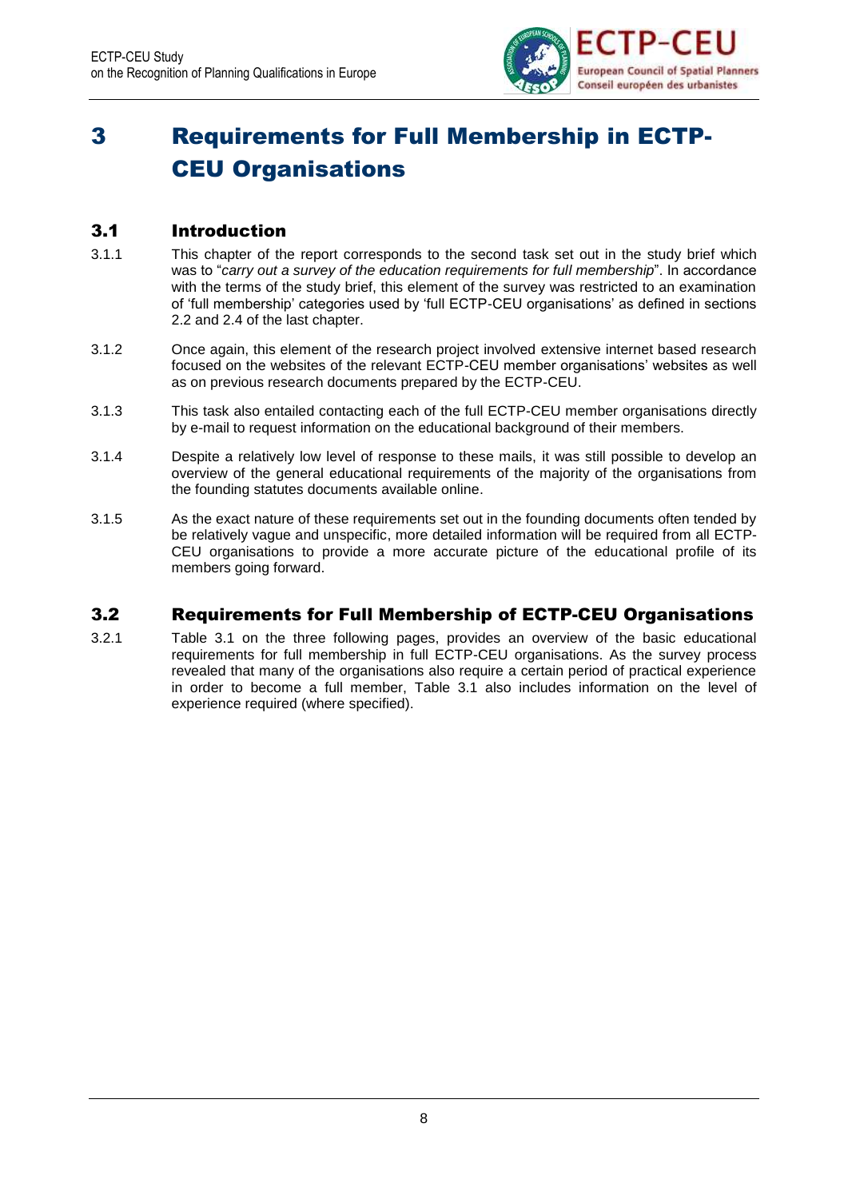# 3 Requirements for Full Membership in ECTP-CEU Organisations

## 3.1 Introduction

3.1.1 This chapter of the report corresponds to the second task set out in the study brief which was to "*carry out a survey of the education requirements for full membership*". In accordance with the terms of the study brief, this element of the survey was restricted to an examination of 'full membership' categories used by 'full ECTP-CEU organisations' as defined in sections 2.2 and 2.4 of the last chapter.

3.1.2 Once again, this element of the research project involved extensive internet based research focused on the websites of the relevant ECTP-CEU member organisations' websites as well as on previous research documents prepared by the ECTP-CEU.

3.1.3 This task also entailed contacting each of the full ECTP-CEU member organisations directly by e-mail to request information on the educational background of their members.

3.1.4 Despite a relatively low level of response to these mails, it was still possible to develop an overview of the general educational requirements of the majority of the organisations from the founding statutes documents available online.

3.1.5 As the exact nature of these requirements set out in the founding documents often tended by be relatively vague and unspecific, more detailed information will be required from all ECTP-CEU organisations to provide a more accurate picture of the educational profile of its members going forward.

## 3.2 Requirements for Full Membership of ECTP-CEU Organisations

3.2.1 Table 3.1 on the three following pages, provides an overview of the basic educational requirements for full membership in full ECTP-CEU organisations. As the survey process revealed that many of the organisations also require a certain period of practical experience in order to become a full member, Table 3.1 also includes information on the level of experience required (where specified).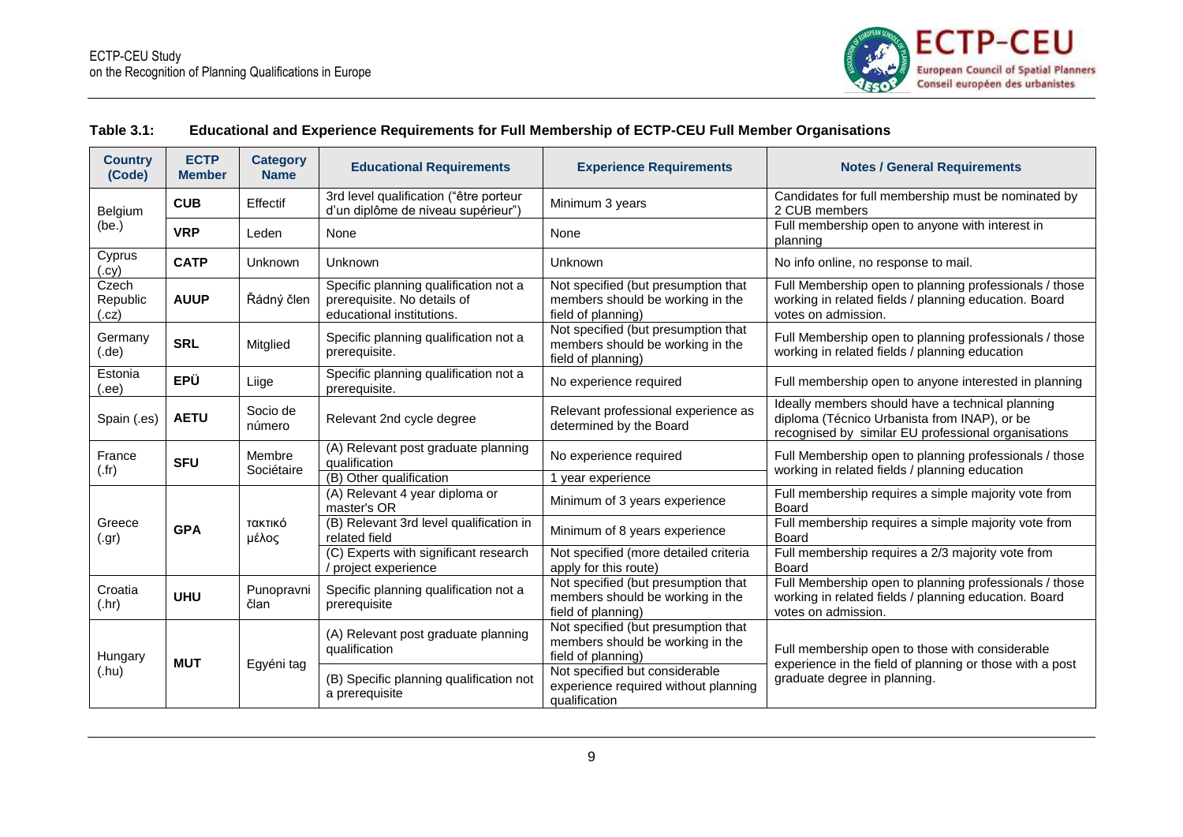**Table 3.1: Educational and Experience Requirements for Full Membership of ECTP-CEU Full Member Organisations**

| Country (Code) | ECTP Member | Category Name | Educational Requirements | Experience Requirements | Notes / General Requirements |
|---|---|---|---|---|---|
| Belgium (be.) | CUB | Effectif | 3rd level qualification ("être porteur d'un diplôme de niveau supérieur") | Minimum 3 years | Candidates for full membership must be nominated by 2 CUB members |
| | VRP | Leden | None | None | Full membership open to anyone with interest in planning |
| Cyprus (.cy) | CATP | Unknown | Unknown | Unknown | No info online, no response to mail. |
| Czech Republic (.cz) | AUUP | Řádný člen | Specific planning qualification not a prerequisite. No details of educational institutions. | Not specified (but presumption that members should be working in the field of planning) | Full Membership open to planning professionals / those working in related fields / planning education. Board votes on admission. |
| Germany (.de) | SRL | Mitglied | Specific planning qualification not a prerequisite. | Not specified (but presumption that members should be working in the field of planning) | Full Membership open to planning professionals / those working in related fields / planning education |
| Estonia (.ee) | EPÜ | Liige | Specific planning qualification not a prerequisite. | No experience required | Full membership open to anyone interested in planning |
| Spain (.es) | AETU | Socio de número | Relevant 2nd cycle degree | Relevant professional experience as determined by the Board | Ideally members should have a technical planning diploma (Técnico Urbanista from INAP), or be recognised by similar EU professional organisations |
| France (.fr) | SFU | Membre Sociétaire | (A) Relevant post graduate planning qualification | No experience required | Full Membership open to planning professionals / those working in related fields / planning education |
| | | | (B) Other qualification | 1 year experience | |
| Greece (.gr) | GPA | τακτικό μέλος | (A) Relevant 4 year diploma or master's OR | Minimum of 3 years experience | Full membership requires a simple majority vote from Board |
| | | | (B) Relevant 3rd level qualification in related field | Minimum of 8 years experience | Full membership requires a simple majority vote from Board |
| | | | (C) Experts with significant research / project experience | Not specified (more detailed criteria apply for this route) | Full membership requires a 2/3 majority vote from Board |
| Croatia (.hr) | UHU | Punopravni član | Specific planning qualification not a prerequisite | Not specified (but presumption that members should be working in the field of planning) | Full Membership open to planning professionals / those working in related fields / planning education. Board votes on admission. |
| Hungary (.hu) | MUT | Egyéni tag | (A) Relevant post graduate planning qualification | Not specified (but presumption that members should be working in the field of planning) | Full membership open to those with considerable experience in the field of planning or those with a post graduate degree in planning. |
| | | | (B) Specific planning qualification not a prerequisite | Not specified but considerable experience required without planning qualification | |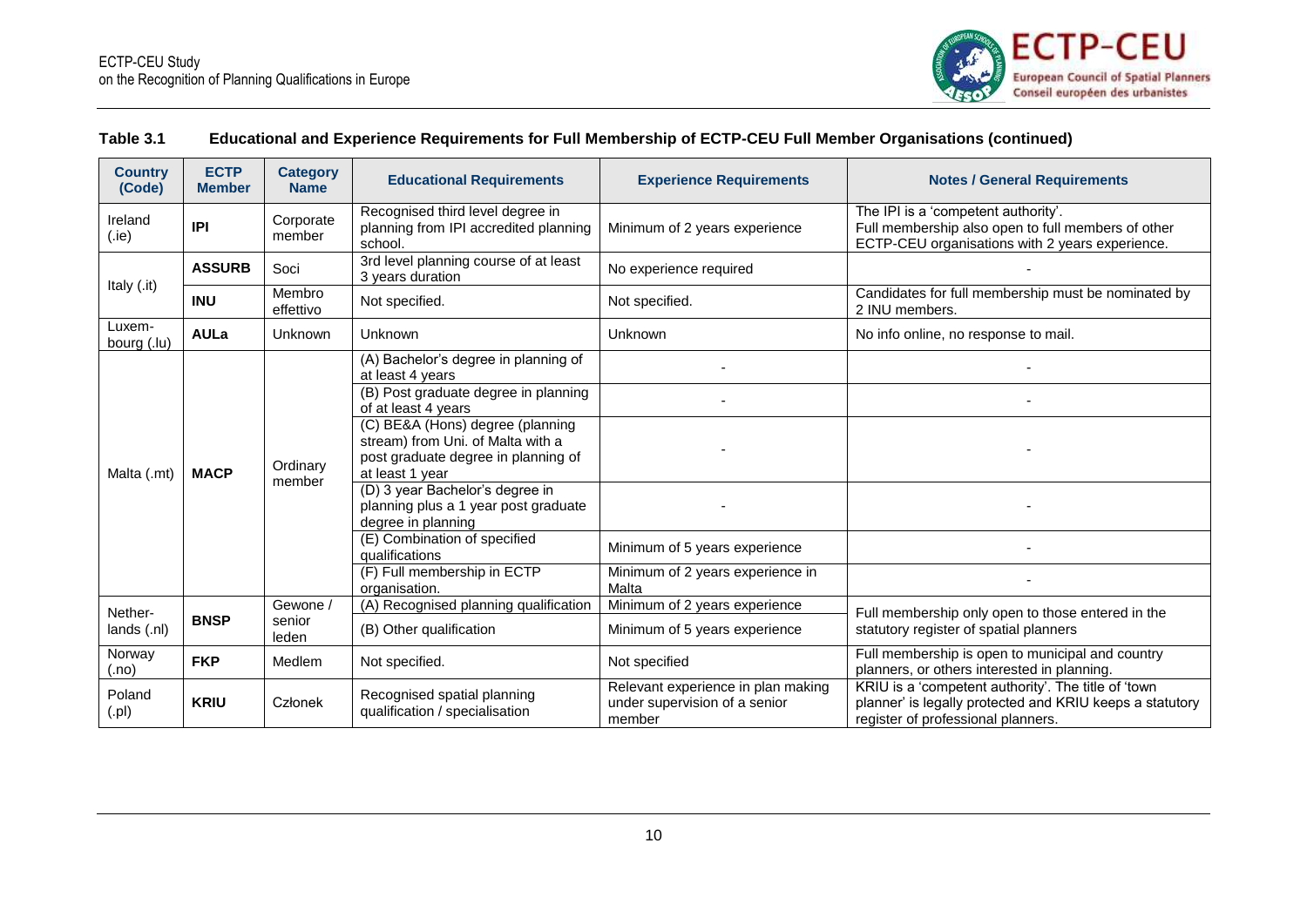**Table 3.1 Educational and Experience Requirements for Full Membership of ECTP-CEU Full Member Organisations (continued)**

| Country (Code) | ECTP Member | Category Name | Educational Requirements | Experience Requirements | Notes / General Requirements |
|---|---|---|---|---|---|
| Ireland (.ie) | **IPI** | Corporate member | Recognised third level degree in planning from IPI accredited planning school. | Minimum of 2 years experience | The IPI is a 'competent authority'. Full membership also open to full members of other ECTP-CEU organisations with 2 years experience. |
| Italy (.it) | **ASSURB** | Soci | 3rd level planning course of at least 3 years duration | No experience required | - |
| | **INU** | Membro effettivo | Not specified. | Not specified. | Candidates for full membership must be nominated by 2 INU members. |
| Luxembourg (.lu) | **AULa** | Unknown | Unknown | Unknown | No info online, no response to mail. |
| Malta (.mt) | **MACP** | Ordinary member | (A) Bachelor's degree in planning of at least 4 years | - | - |
| | | | (B) Post graduate degree in planning of at least 4 years | - | - |
| | | | (C) BE&A (Hons) degree (planning stream) from Uni. of Malta with a post graduate degree in planning of at least 1 year | - | - |
| | | | (D) 3 year Bachelor's degree in planning plus a 1 year post graduate degree in planning | - | - |
| | | | (E) Combination of specified qualifications | Minimum of 5 years experience | - |
| | | | (F) Full membership in ECTP organisation. | Minimum of 2 years experience in Malta | - |
| Netherlands (.nl) | **BNSP** | Gewone / senior leden | (A) Recognised planning qualification | Minimum of 2 years experience | Full membership only open to those entered in the statutory register of spatial planners |
| | | | (B) Other qualification | Minimum of 5 years experience | |
| Norway (.no) | **FKP** | Medlem | Not specified. | Not specified | Full membership is open to municipal and country planners, or others interested in planning. |
| Poland (.pl) | **KRIU** | Członek | Recognised spatial planning qualification / specialisation | Relevant experience in plan making under supervision of a senior member | KRIU is a 'competent authority'. The title of 'town planner' is legally protected and KRIU keeps a statutory register of professional planners. |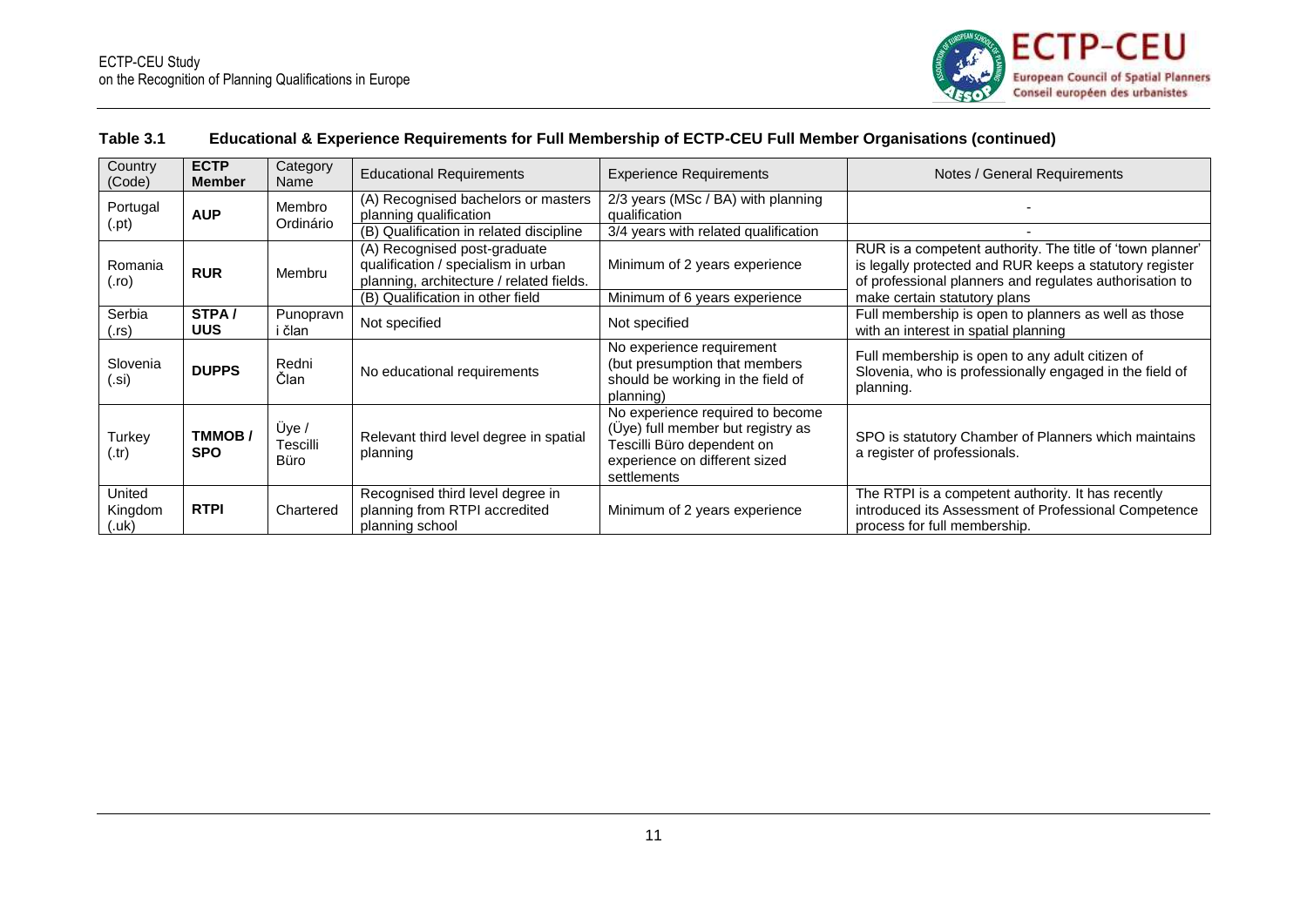**Table 3.1 Educational & Experience Requirements for Full Membership of ECTP-CEU Full Member Organisations (continued)**

| Country (Code) | ECTP Member | Category Name | Educational Requirements | Experience Requirements | Notes / General Requirements |
|---|---|---|---|---|---|
| Portugal (.pt) | **AUP** | Membro Ordinário | (A) Recognised bachelors or masters planning qualification | 2/3 years (MSc / BA) with planning qualification | - |
| | | | (B) Qualification in related discipline | 3/4 years with related qualification | - |
| Romania (.ro) | **RUR** | Membru | (A) Recognised post-graduate qualification / specialism in urban planning, architecture / related fields. | Minimum of 2 years experience | RUR is a competent authority. The title of 'town planner' is legally protected and RUR keeps a statutory register of professional planners and regulates authorisation to make certain statutory plans |
| | | | (B) Qualification in other field | Minimum of 6 years experience | |
| Serbia (.rs) | **STPA / UUS** | Punopravn i član | Not specified | Not specified | Full membership is open to planners as well as those with an interest in spatial planning |
| Slovenia (.si) | **DUPPS** | Redni Član | No educational requirements | No experience requirement (but presumption that members should be working in the field of planning) | Full membership is open to any adult citizen of Slovenia, who is professionally engaged in the field of planning. |
| Turkey (.tr) | **TMMOB / SPO** | Üye / Tescilli Büro | Relevant third level degree in spatial planning | No experience required to become (Üye) full member but registry as Tescilli Büro dependent on experience on different sized settlements | SPO is statutory Chamber of Planners which maintains a register of professionals. |
| United Kingdom (.uk) | **RTPI** | Chartered | Recognised third level degree in planning from RTPI accredited planning school | Minimum of 2 years experience | The RTPI is a competent authority. It has recently introduced its Assessment of Professional Competence process for full membership. |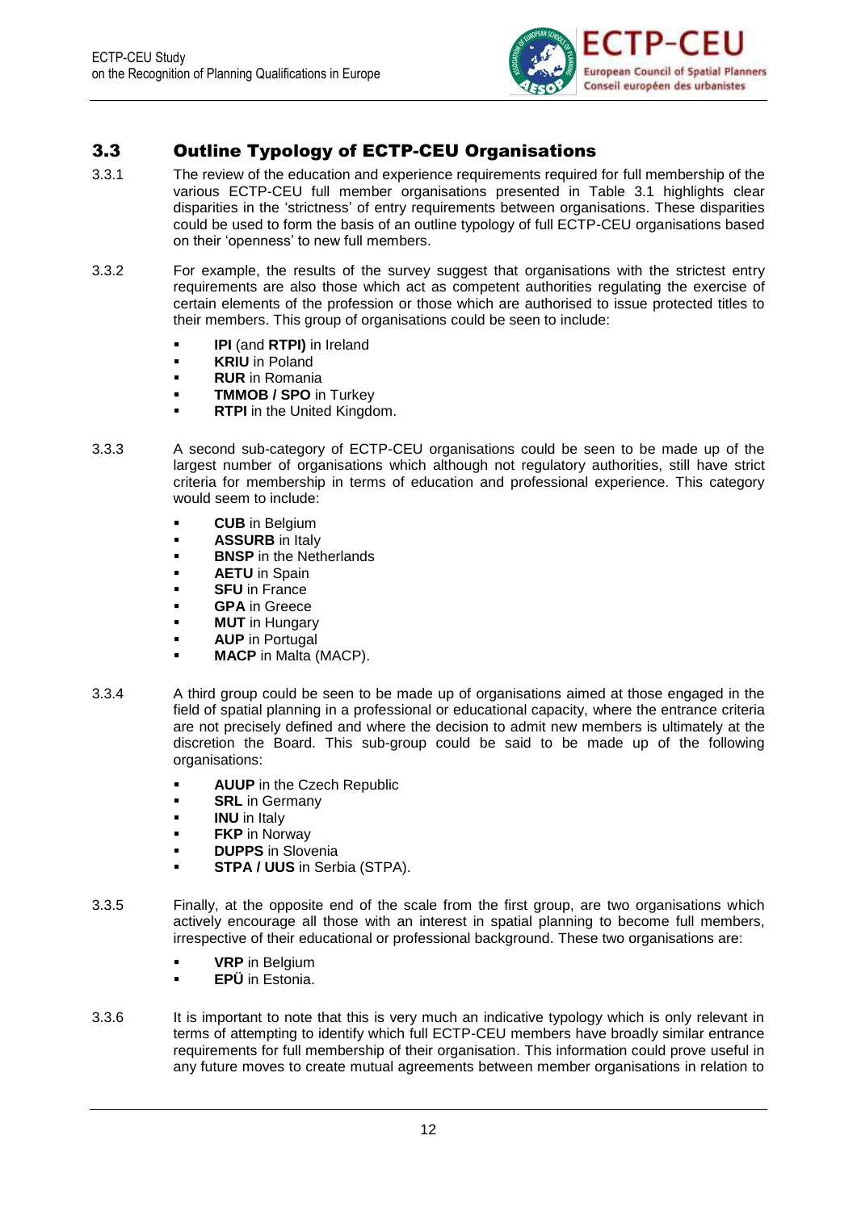## 3.3 Outline Typology of ECTP-CEU Organisations

3.3.1 The review of the education and experience requirements required for full membership of the various ECTP-CEU full member organisations presented in Table 3.1 highlights clear disparities in the 'strictness' of entry requirements between organisations. These disparities could be used to form the basis of an outline typology of full ECTP-CEU organisations based on their 'openness' to new full members.

3.3.2 For example, the results of the survey suggest that organisations with the strictest entry requirements are also those which act as competent authorities regulating the exercise of certain elements of the profession or those which are authorised to issue protected titles to their members. This group of organisations could be seen to include:

- **IPI** (and **RTPI)** in Ireland
- **KRIU** in Poland
- **RUR** in Romania
- **TMMOB / SPO** in Turkey
- **RTPI** in the United Kingdom.

3.3.3 A second sub-category of ECTP-CEU organisations could be seen to be made up of the largest number of organisations which although not regulatory authorities, still have strict criteria for membership in terms of education and professional experience. This category would seem to include:

- **CUB** in Belgium
- **ASSURB** in Italy
- **BNSP** in the Netherlands
- **AETU** in Spain
- **SFU** in France
- **GPA** in Greece
- **MUT** in Hungary
- **AUP** in Portugal
- **MACP** in Malta (MACP).

3.3.4 A third group could be seen to be made up of organisations aimed at those engaged in the field of spatial planning in a professional or educational capacity, where the entrance criteria are not precisely defined and where the decision to admit new members is ultimately at the discretion the Board. This sub-group could be said to be made up of the following organisations:

- **AUUP** in the Czech Republic
- **SRL** in Germany
- **INU** in Italy
- **FKP** in Norway
- **DUPPS** in Slovenia
- **STPA / UUS** in Serbia (STPA).

3.3.5 Finally, at the opposite end of the scale from the first group, are two organisations which actively encourage all those with an interest in spatial planning to become full members, irrespective of their educational or professional background. These two organisations are:

- **VRP** in Belgium
- **EPÜ** in Estonia.

3.3.6 It is important to note that this is very much an indicative typology which is only relevant in terms of attempting to identify which full ECTP-CEU members have broadly similar entrance requirements for full membership of their organisation. This information could prove useful in any future moves to create mutual agreements between member organisations in relation to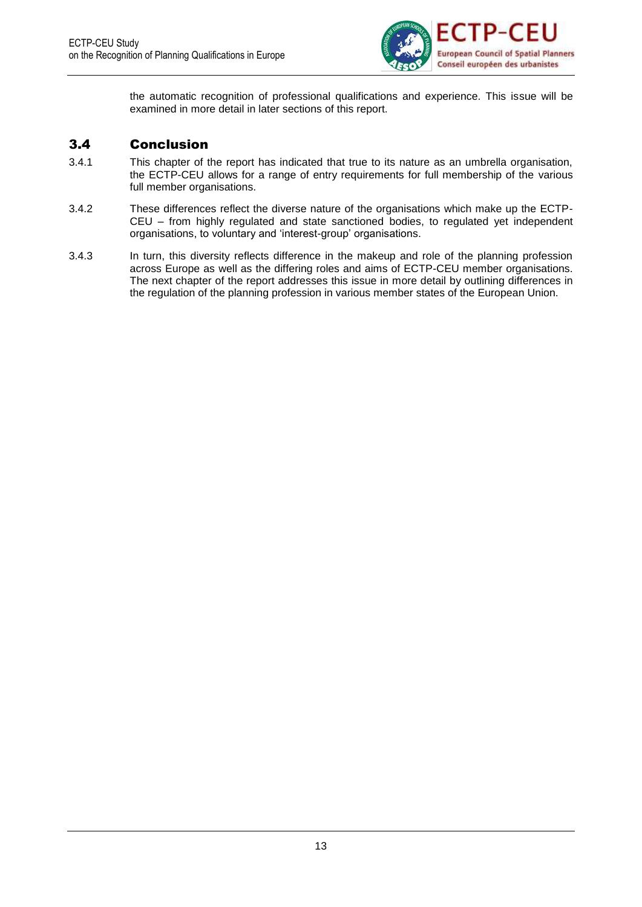the automatic recognition of professional qualifications and experience. This issue will be examined in more detail in later sections of this report.

## 3.4 Conclusion

3.4.1 This chapter of the report has indicated that true to its nature as an umbrella organisation, the ECTP-CEU allows for a range of entry requirements for full membership of the various full member organisations.

3.4.2 These differences reflect the diverse nature of the organisations which make up the ECTP-CEU – from highly regulated and state sanctioned bodies, to regulated yet independent organisations, to voluntary and 'interest-group' organisations.

3.4.3 In turn, this diversity reflects difference in the makeup and role of the planning profession across Europe as well as the differing roles and aims of ECTP-CEU member organisations. The next chapter of the report addresses this issue in more detail by outlining differences in the regulation of the planning profession in various member states of the European Union.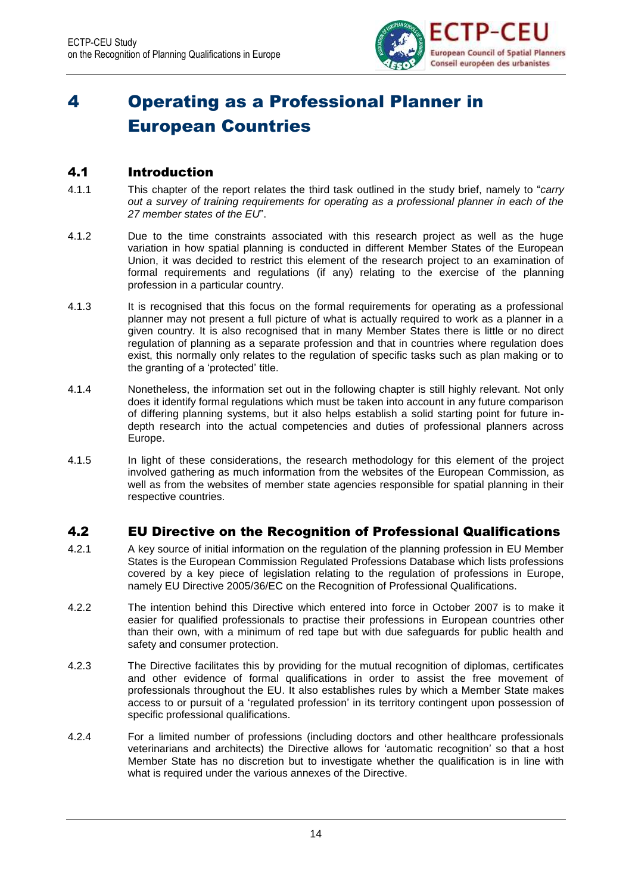# 4 Operating as a Professional Planner in European Countries

## 4.1 Introduction

4.1.1 This chapter of the report relates the third task outlined in the study brief, namely to "*carry out a survey of training requirements for operating as a professional planner in each of the 27 member states of the EU*".

4.1.2 Due to the time constraints associated with this research project as well as the huge variation in how spatial planning is conducted in different Member States of the European Union, it was decided to restrict this element of the research project to an examination of formal requirements and regulations (if any) relating to the exercise of the planning profession in a particular country.

4.1.3 It is recognised that this focus on the formal requirements for operating as a professional planner may not present a full picture of what is actually required to work as a planner in a given country. It is also recognised that in many Member States there is little or no direct regulation of planning as a separate profession and that in countries where regulation does exist, this normally only relates to the regulation of specific tasks such as plan making or to the granting of a 'protected' title.

4.1.4 Nonetheless, the information set out in the following chapter is still highly relevant. Not only does it identify formal regulations which must be taken into account in any future comparison of differing planning systems, but it also helps establish a solid starting point for future in-depth research into the actual competencies and duties of professional planners across Europe.

4.1.5 In light of these considerations, the research methodology for this element of the project involved gathering as much information from the websites of the European Commission, as well as from the websites of member state agencies responsible for spatial planning in their respective countries.

## 4.2 EU Directive on the Recognition of Professional Qualifications

4.2.1 A key source of initial information on the regulation of the planning profession in EU Member States is the European Commission Regulated Professions Database which lists professions covered by a key piece of legislation relating to the regulation of professions in Europe, namely EU Directive 2005/36/EC on the Recognition of Professional Qualifications.

4.2.2 The intention behind this Directive which entered into force in October 2007 is to make it easier for qualified professionals to practise their professions in European countries other than their own, with a minimum of red tape but with due safeguards for public health and safety and consumer protection.

4.2.3 The Directive facilitates this by providing for the mutual recognition of diplomas, certificates and other evidence of formal qualifications in order to assist the free movement of professionals throughout the EU. It also establishes rules by which a Member State makes access to or pursuit of a 'regulated profession' in its territory contingent upon possession of specific professional qualifications.

4.2.4 For a limited number of professions (including doctors and other healthcare professionals veterinarians and architects) the Directive allows for 'automatic recognition' so that a host Member State has no discretion but to investigate whether the qualification is in line with what is required under the various annexes of the Directive.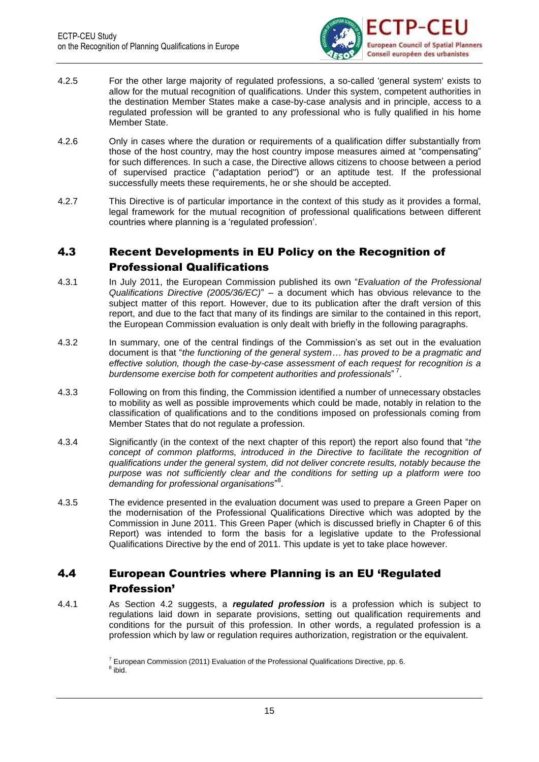4.2.5 For the other large majority of regulated professions, a so-called 'general system' exists to allow for the mutual recognition of qualifications. Under this system, competent authorities in the destination Member States make a case-by-case analysis and in principle, access to a regulated profession will be granted to any professional who is fully qualified in his home Member State.

4.2.6 Only in cases where the duration or requirements of a qualification differ substantially from those of the host country, may the host country impose measures aimed at "compensating" for such differences. In such a case, the Directive allows citizens to choose between a period of supervised practice ("adaptation period") or an aptitude test. If the professional successfully meets these requirements, he or she should be accepted.

4.2.7 This Directive is of particular importance in the context of this study as it provides a formal, legal framework for the mutual recognition of professional qualifications between different countries where planning is a 'regulated profession'.

## 4.3 Recent Developments in EU Policy on the Recognition of Professional Qualifications

4.3.1 In July 2011, the European Commission published its own "*Evaluation of the Professional Qualifications Directive (2005/36/EC)*" – a document which has obvious relevance to the subject matter of this report. However, due to its publication after the draft version of this report, and due to the fact that many of its findings are similar to the contained in this report, the European Commission evaluation is only dealt with briefly in the following paragraphs.

4.3.2 In summary, one of the central findings of the Commission's as set out in the evaluation document is that "*the functioning of the general system… has proved to be a pragmatic and effective solution, though the case-by-case assessment of each request for recognition is a burdensome exercise both for competent authorities and professionals*" [7].

4.3.3 Following on from this finding, the Commission identified a number of unnecessary obstacles to mobility as well as possible improvements which could be made, notably in relation to the classification of qualifications and to the conditions imposed on professionals coming from Member States that do not regulate a profession.

4.3.4 Significantly (in the context of the next chapter of this report) the report also found that "*the concept of common platforms, introduced in the Directive to facilitate the recognition of qualifications under the general system, did not deliver concrete results, notably because the purpose was not sufficiently clear and the conditions for setting up a platform were too demanding for professional organisations*"[8].

4.3.5 The evidence presented in the evaluation document was used to prepare a Green Paper on the modernisation of the Professional Qualifications Directive which was adopted by the Commission in June 2011. This Green Paper (which is discussed briefly in Chapter 6 of this Report) was intended to form the basis for a legislative update to the Professional Qualifications Directive by the end of 2011. This update is yet to take place however.

## 4.4 European Countries where Planning is an EU 'Regulated Profession'

4.4.1 As Section 4.2 suggests, a ***regulated profession*** is a profession which is subject to regulations laid down in separate provisions, setting out qualification requirements and conditions for the pursuit of this profession. In other words, a regulated profession is a profession which by law or regulation requires authorization, registration or the equivalent.

[7] European Commission (2011) Evaluation of the Professional Qualifications Directive, pp. 6.
[8] ibid.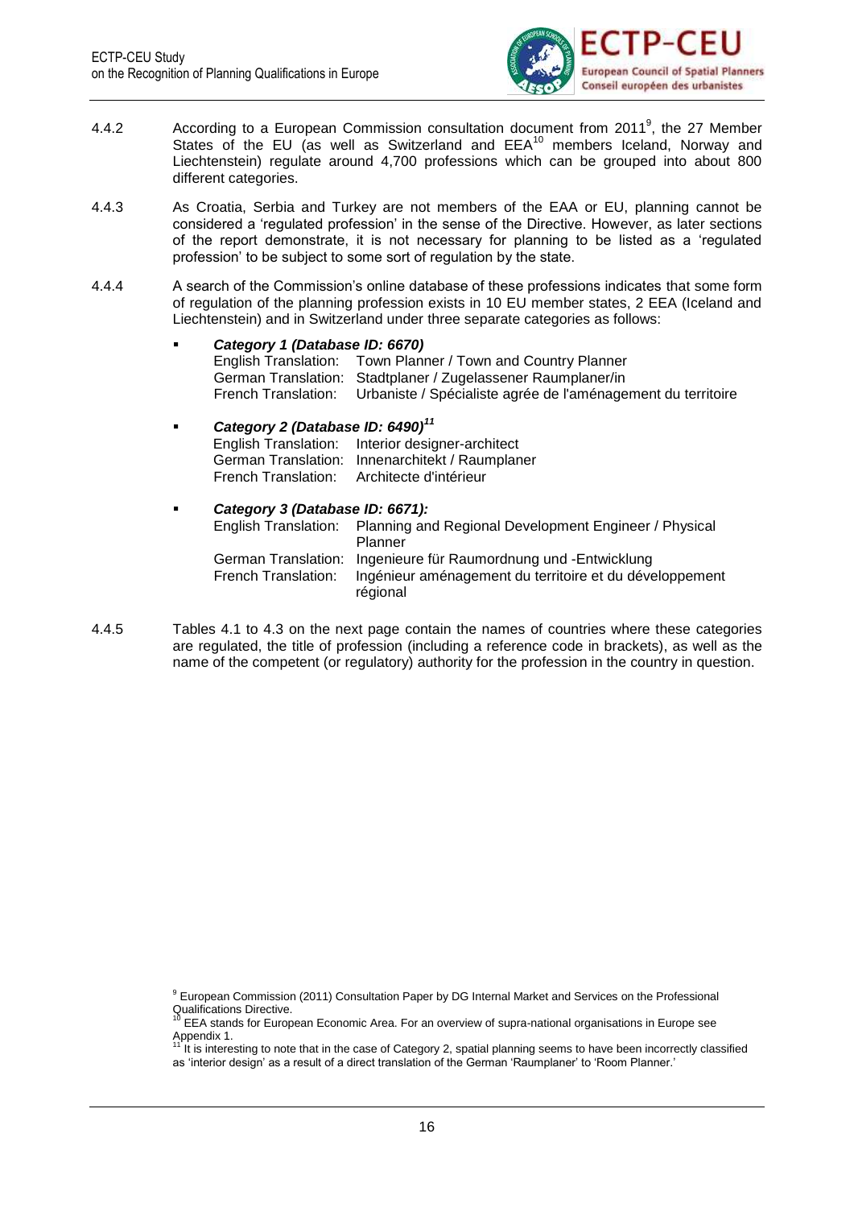4.4.2 According to a European Commission consultation document from 2011[9], the 27 Member States of the EU (as well as Switzerland and EEA[10] members Iceland, Norway and Liechtenstein) regulate around 4,700 professions which can be grouped into about 800 different categories.

4.4.3 As Croatia, Serbia and Turkey are not members of the EAA or EU, planning cannot be considered a 'regulated profession' in the sense of the Directive. However, as later sections of the report demonstrate, it is not necessary for planning to be listed as a 'regulated profession' to be subject to some sort of regulation by the state.

4.4.4 A search of the Commission's online database of these professions indicates that some form of regulation of the planning profession exists in 10 EU member states, 2 EEA (Iceland and Liechtenstein) and in Switzerland under three separate categories as follows:

- ***Category 1 (Database ID: 6670)***
  English Translation: Town Planner / Town and Country Planner
  German Translation: Stadtplaner / Zugelassener Raumplaner/in
  French Translation: Urbaniste / Spécialiste agrée de l'aménagement du territoire

- ***Category 2 (Database ID: 6490)***[11]
  English Translation: Interior designer-architect
  German Translation: Innenarchitekt / Raumplaner
  French Translation: Architecte d'intérieur

- ***Category 3 (Database ID: 6671):***
  English Translation: Planning and Regional Development Engineer / Physical Planner
  German Translation: Ingenieure für Raumordnung und -Entwicklung
  French Translation: Ingénieur aménagement du territoire et du développement régional

4.4.5 Tables 4.1 to 4.3 on the next page contain the names of countries where these categories are regulated, the title of profession (including a reference code in brackets), as well as the name of the competent (or regulatory) authority for the profession in the country in question.

---

[9] European Commission (2011) Consultation Paper by DG Internal Market and Services on the Professional Qualifications Directive.

[10] EEA stands for European Economic Area. For an overview of supra-national organisations in Europe see Appendix 1.

[11] It is interesting to note that in the case of Category 2, spatial planning seems to have been incorrectly classified as 'interior design' as a result of a direct translation of the German 'Raumplaner' to 'Room Planner.'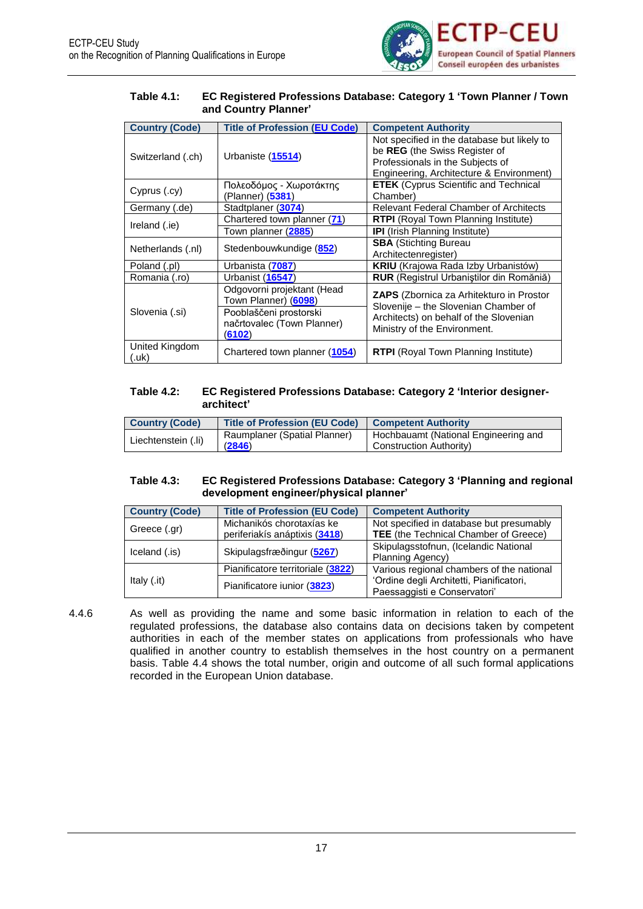**Table 4.1: EC Registered Professions Database: Category 1 'Town Planner / Town and Country Planner'**

| Country (Code) | Title of Profession (EU Code) | Competent Authority |
|---|---|---|
| Switzerland (.ch) | Urbaniste (15514) | Not specified in the database but likely to be **REG** (the Swiss Register of Professionals in the Subjects of Engineering, Architecture & Environment) |
| Cyprus (.cy) | Πολεοδόμος - Χωροτάκτης (Planner) (5381) | **ETEK** (Cyprus Scientific and Technical Chamber) |
| Germany (.de) | Stadtplaner (3074) | Relevant Federal Chamber of Architects |
| Ireland (.ie) | Chartered town planner (71) | **RTPI** (Royal Town Planning Institute) |
| | Town planner (2885) | **IPI** (Irish Planning Institute) |
| Netherlands (.nl) | Stedenbouwkundige (852) | **SBA** (Stichting Bureau Architectenregister) |
| Poland (.pl) | Urbanista (7087) | **KRIU** (Krajowa Rada Izby Urbanistów) |
| Romania (.ro) | Urbanist (16547) | **RUR** (Registrul Urbaniştilor din România) |
| Slovenia (.si) | Odgovorni projektant (Head Town Planner) (6098) | **ZAPS** (Zbornica za Arhitekturo in Prostor Slovenije – the Slovenian Chamber of Architects) on behalf of the Slovenian Ministry of the Environment. |
| | Pooblaščeni prostorski načrtovalec (Town Planner) (6102) | |
| United Kingdom (.uk) | Chartered town planner (1054) | **RTPI** (Royal Town Planning Institute) |

**Table 4.2: EC Registered Professions Database: Category 2 'Interior designer-architect'**

| Country (Code) | Title of Profession (EU Code) | Competent Authority |
|---|---|---|
| Liechtenstein (.li) | Raumplaner (Spatial Planner) (2846) | Hochbauamt (National Engineering and Construction Authority) |

**Table 4.3: EC Registered Professions Database: Category 3 'Planning and regional development engineer/physical planner'**

| Country (Code) | Title of Profession (EU Code) | Competent Authority |
|---|---|---|
| Greece (.gr) | Michanikós chorotaxías ke periferiakís anáptixis (3418) | Not specified in database but presumably **TEE** (the Technical Chamber of Greece) |
| Iceland (.is) | Skipulagsfræðingur (5267) | Skipulagsstofnun, (Icelandic National Planning Agency) |
| Italy (.it) | Pianificatore territoriale (3822) | Various regional chambers of the national 'Ordine degli Architetti, Pianificatori, Paessaggisti e Conservatori' |
| | Pianificatore iunior (3823) | |

4.4.6 As well as providing the name and some basic information in relation to each of the regulated professions, the database also contains data on decisions taken by competent authorities in each of the member states on applications from professionals who have qualified in another country to establish themselves in the host country on a permanent basis. Table 4.4 shows the total number, origin and outcome of all such formal applications recorded in the European Union database.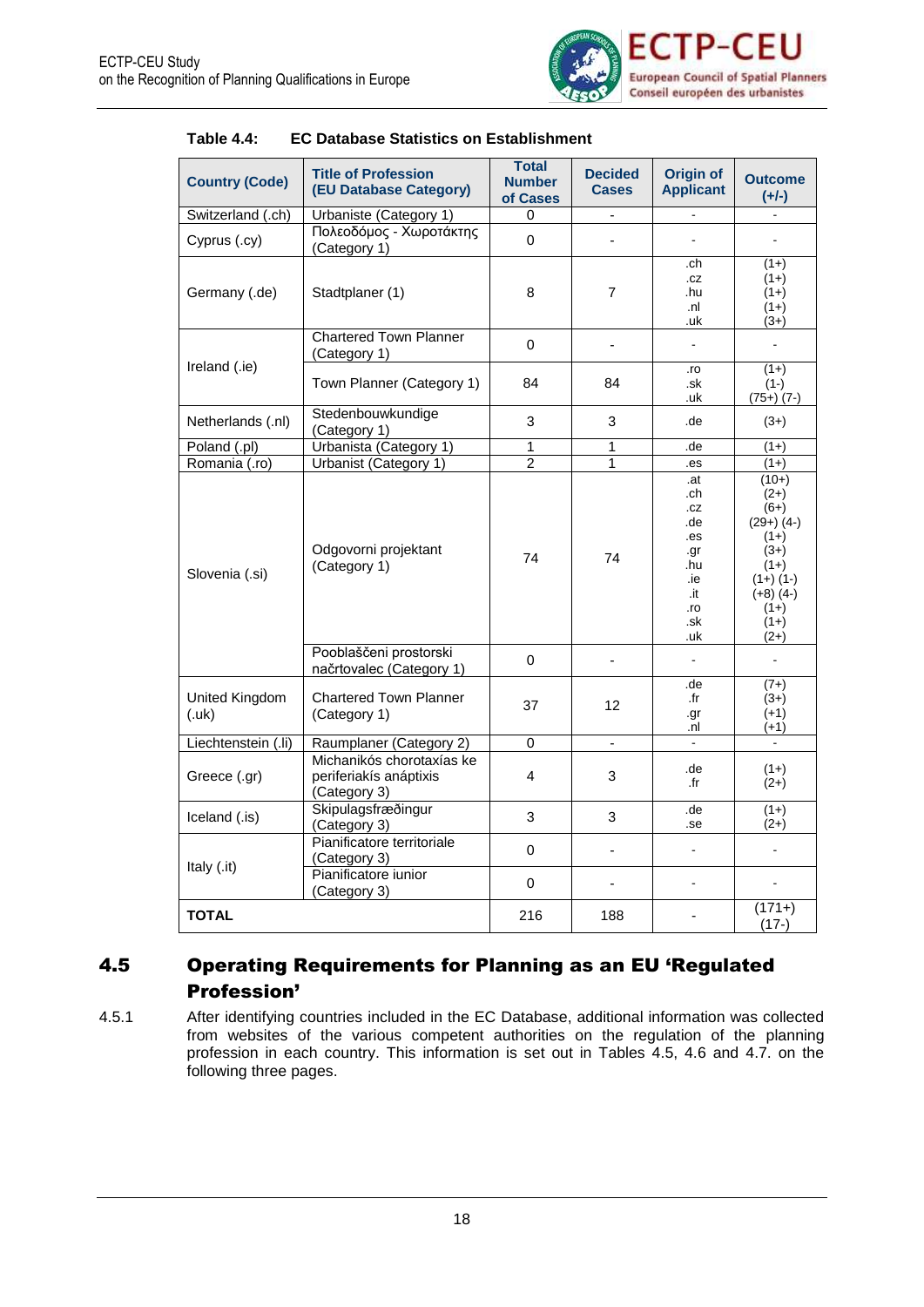**Table 4.4: EC Database Statistics on Establishment**

| Country (Code) | Title of Profession (EU Database Category) | Total Number of Cases | Decided Cases | Origin of Applicant | Outcome (+/-) |
|---|---|---|---|---|---|
| Switzerland (.ch) | Urbaniste (Category 1) | 0 | - | - | - |
| Cyprus (.cy) | Πολεοδόμος - Χωροτάκτης (Category 1) | 0 | - | - | - |
| Germany (.de) | Stadtplaner (1) | 8 | 7 | .ch .cz .hu .nl .uk | (1+) (1+) (1+) (1+) (3+) |
| Ireland (.ie) | Chartered Town Planner (Category 1) | 0 | - | - | - |
| | Town Planner (Category 1) | 84 | 84 | .ro .sk .uk | (1+) (1-) (75+) (7-) |
| Netherlands (.nl) | Stedenbouwkundige (Category 1) | 3 | 3 | .de | (3+) |
| Poland (.pl) | Urbanista (Category 1) | 1 | 1 | .de | (1+) |
| Romania (.ro) | Urbanist (Category 1) | 2 | 1 | .es | (1+) |
| Slovenia (.si) | Odgovorni projektant (Category 1) | 74 | 74 | .at .ch .cz .de .es .gr .hu .ie .it .ro .sk .uk | (10+) (2+) (6+) (29+) (4-) (1+) (3+) (1+) (1+) (1-) (+8) (4-) (1+) (1+) (2+) |
| | Pooblaščeni prostorski načrtovalec (Category 1) | 0 | - | - | - |
| United Kingdom (.uk) | Chartered Town Planner (Category 1) | 37 | 12 | .de .fr .gr .nl | (7+) (3+) (+1) (+1) |
| Liechtenstein (.li) | Raumplaner (Category 2) | 0 | - | - | - |
| Greece (.gr) | Michanikós chorotaxías ke periferiakís anáptixis (Category 3) | 4 | 3 | .de .fr | (1+) (2+) |
| Iceland (.is) | Skipulagsfræðingur (Category 3) | 3 | 3 | .de .se | (1+) (2+) |
| Italy (.it) | Pianificatore territoriale (Category 3) | 0 | - | - | - |
| | Pianificatore iunior (Category 3) | 0 | - | - | - |
| **TOTAL** | | 216 | 188 | - | (171+) (17-) |

## 4.5 Operating Requirements for Planning as an EU 'Regulated Profession'

4.5.1 After identifying countries included in the EC Database, additional information was collected from websites of the various competent authorities on the regulation of the planning profession in each country. This information is set out in Tables 4.5, 4.6 and 4.7. on the following three pages.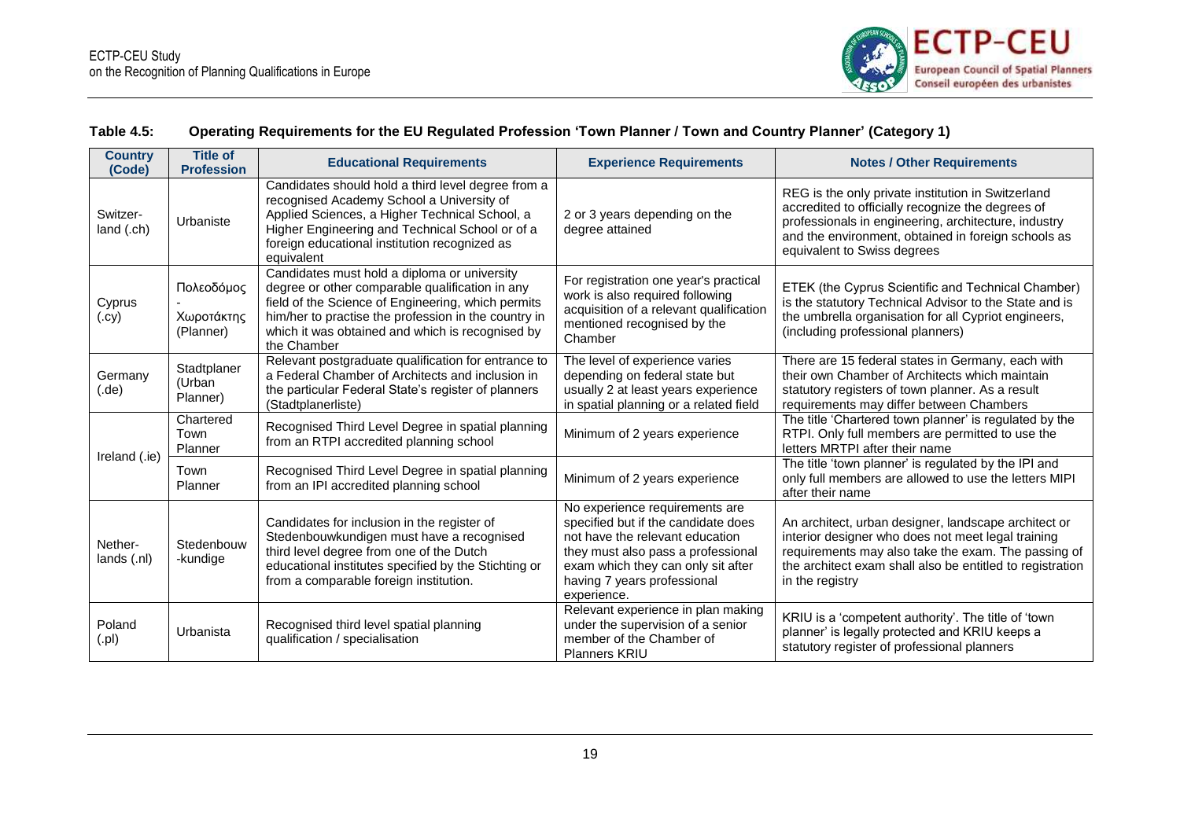**Table 4.5: Operating Requirements for the EU Regulated Profession 'Town Planner / Town and Country Planner' (Category 1)**

| Country (Code) | Title of Profession | Educational Requirements | Experience Requirements | Notes / Other Requirements |
|---|---|---|---|---|
| Switzer-land (.ch) | Urbaniste | Candidates should hold a third level degree from a recognised Academy School a University of Applied Sciences, a Higher Technical School, a Higher Engineering and Technical School or of a foreign educational institution recognized as equivalent | 2 or 3 years depending on the degree attained | REG is the only private institution in Switzerland accredited to officially recognize the degrees of professionals in engineering, architecture, industry and the environment, obtained in foreign schools as equivalent to Swiss degrees |
| Cyprus (.cy) | Πολεοδόμος - Χωροτάκτης (Planner) | Candidates must hold a diploma or university degree or other comparable qualification in any field of the Science of Engineering, which permits him/her to practise the profession in the country in which it was obtained and which is recognised by the Chamber | For registration one year's practical work is also required following acquisition of a relevant qualification mentioned recognised by the Chamber | ETEK (the Cyprus Scientific and Technical Chamber) is the statutory Technical Advisor to the State and is the umbrella organisation for all Cypriot engineers, (including professional planners) |
| Germany (.de) | Stadtplaner (Urban Planner) | Relevant postgraduate qualification for entrance to a Federal Chamber of Architects and inclusion in the particular Federal State's register of planners (Stadtplanerliste) | The level of experience varies depending on federal state but usually 2 at least years experience in spatial planning or a related field | There are 15 federal states in Germany, each with their own Chamber of Architects which maintain statutory registers of town planner. As a result requirements may differ between Chambers |
| Ireland (.ie) | Chartered Town Planner | Recognised Third Level Degree in spatial planning from an RTPI accredited planning school | Minimum of 2 years experience | The title 'Chartered town planner' is regulated by the RTPI. Only full members are permitted to use the letters MRTPI after their name |
| | Town Planner | Recognised Third Level Degree in spatial planning from an IPI accredited planning school | Minimum of 2 years experience | The title 'town planner' is regulated by the IPI and only full members are allowed to use the letters MIPI after their name |
| Nether-lands (.nl) | Stedenbouw -kundige | Candidates for inclusion in the register of Stedenbouwkundigen must have a recognised third level degree from one of the Dutch educational institutes specified by the Stichting or from a comparable foreign institution. | No experience requirements are specified but if the candidate does not have the relevant education they must also pass a professional exam which they can only sit after having 7 years professional experience. | An architect, urban designer, landscape architect or interior designer who does not meet legal training requirements may also take the exam. The passing of the architect exam shall also be entitled to registration in the registry |
| Poland (.pl) | Urbanista | Recognised third level spatial planning qualification / specialisation | Relevant experience in plan making under the supervision of a senior member of the Chamber of Planners KRIU | KRIU is a 'competent authority'. The title of 'town planner' is legally protected and KRIU keeps a statutory register of professional planners |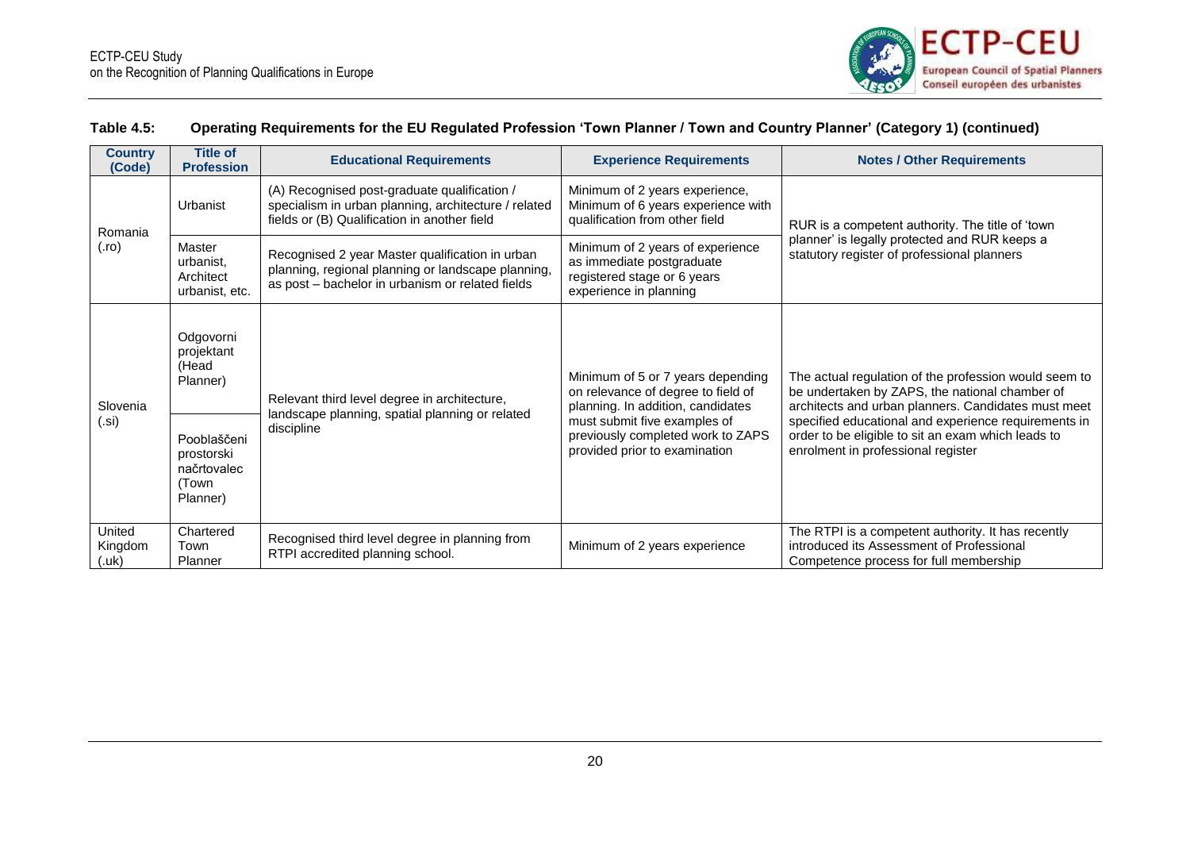**Table 4.5: Operating Requirements for the EU Regulated Profession 'Town Planner / Town and Country Planner' (Category 1) (continued)**

| Country (Code) | Title of Profession | Educational Requirements | Experience Requirements | Notes / Other Requirements |
|---|---|---|---|---|
| Romania (.ro) | Urbanist | (A) Recognised post-graduate qualification / specialism in urban planning, architecture / related fields or (B) Qualification in another field | Minimum of 2 years experience, Minimum of 6 years experience with qualification from other field | RUR is a competent authority. The title of 'town planner' is legally protected and RUR keeps a statutory register of professional planners |
| | Master urbanist, Architect urbanist, etc. | Recognised 2 year Master qualification in urban planning, regional planning or landscape planning, as post – bachelor in urbanism or related fields | Minimum of 2 years of experience as immediate postgraduate registered stage or 6 years experience in planning | |
| Slovenia (.si) | Odgovorni projektant (Head Planner) | Relevant third level degree in architecture, landscape planning, spatial planning or related discipline | Minimum of 5 or 7 years depending on relevance of degree to field of planning. In addition, candidates must submit five examples of previously completed work to ZAPS provided prior to examination | The actual regulation of the profession would seem to be undertaken by ZAPS, the national chamber of architects and urban planners. Candidates must meet specified educational and experience requirements in order to be eligible to sit an exam which leads to enrolment in professional register |
| | Pooblaščeni prostorski načrtovalec (Town Planner) | | | |
| United Kingdom (.uk) | Chartered Town Planner | Recognised third level degree in planning from RTPI accredited planning school. | Minimum of 2 years experience | The RTPI is a competent authority. It has recently introduced its Assessment of Professional Competence process for full membership |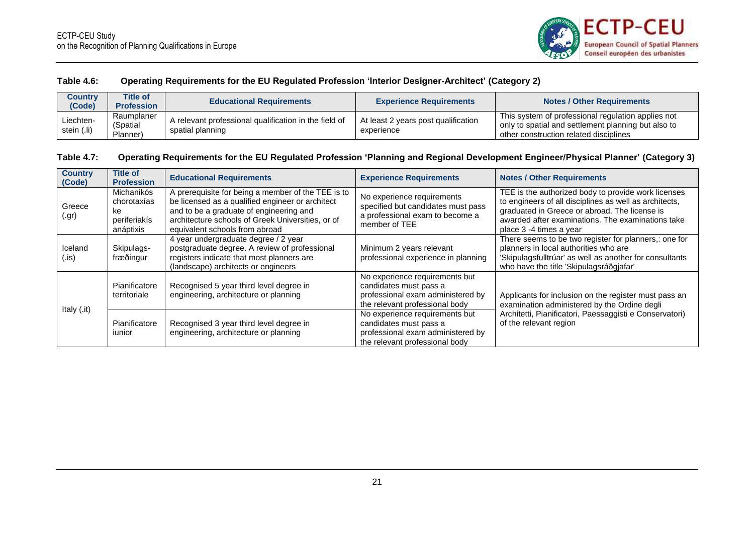**Table 4.6: Operating Requirements for the EU Regulated Profession 'Interior Designer-Architect' (Category 2)**

| Country (Code) | Title of Profession | Educational Requirements | Experience Requirements | Notes / Other Requirements |
|---|---|---|---|---|
| Liechten-stein (.li) | Raumplaner (Spatial Planner) | A relevant professional qualification in the field of spatial planning | At least 2 years post qualification experience | This system of professional regulation applies not only to spatial and settlement planning but also to other construction related disciplines |

**Table 4.7: Operating Requirements for the EU Regulated Profession 'Planning and Regional Development Engineer/Physical Planner' (Category 3)**

| Country (Code) | Title of Profession | Educational Requirements | Experience Requirements | Notes / Other Requirements |
|---|---|---|---|---|
| Greece (.gr) | Michanikós chorotaxías ke periferiakís anáptixis | A prerequisite for being a member of the TEE is to be licensed as a qualified engineer or architect and to be a graduate of engineering and architecture schools of Greek Universities, or of equivalent schools from abroad | No experience requirements specified but candidates must pass a professional exam to become a member of TEE | TEE is the authorized body to provide work licenses to engineers of all disciplines as well as architects, graduated in Greece or abroad. The license is awarded after examinations. The examinations take place 3 -4 times a year |
| Iceland (.is) | Skipulags-fræðingur | 4 year undergraduate degree / 2 year postgraduate degree. A review of professional registers indicate that most planners are (landscape) architects or engineers | Minimum 2 years relevant professional experience in planning | There seems to be two register for planners,: one for planners in local authorities who are 'Skipulagsfulltrúar' as well as another for consultants who have the title 'Skipulagsráðgjafar' |
| Italy (.it) | Pianificatore territoriale | Recognised 5 year third level degree in engineering, architecture or planning | No experience requirements but candidates must pass a professional exam administered by the relevant professional body | Applicants for inclusion on the register must pass an examination administered by the Ordine degli Architetti, Pianificatori, Paessaggisti e Conservatori) of the relevant region |
| | Pianificatore iunior | Recognised 3 year third level degree in engineering, architecture or planning | No experience requirements but candidates must pass a professional exam administered by the relevant professional body | |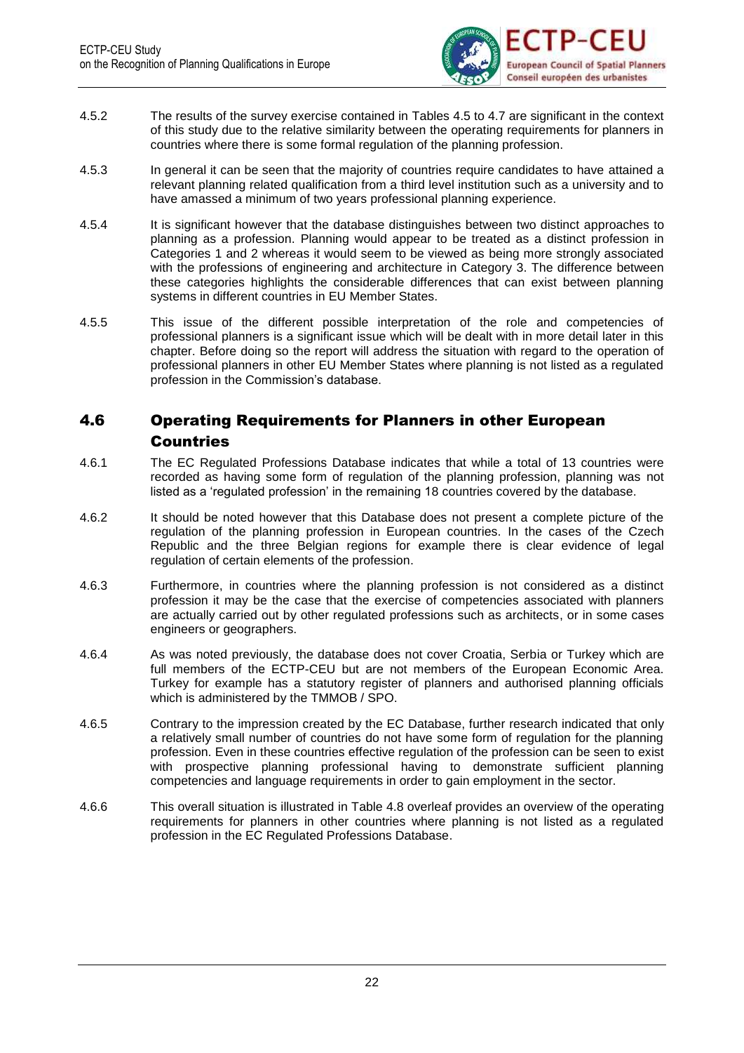4.5.2 The results of the survey exercise contained in Tables 4.5 to 4.7 are significant in the context of this study due to the relative similarity between the operating requirements for planners in countries where there is some formal regulation of the planning profession.

4.5.3 In general it can be seen that the majority of countries require candidates to have attained a relevant planning related qualification from a third level institution such as a university and to have amassed a minimum of two years professional planning experience.

4.5.4 It is significant however that the database distinguishes between two distinct approaches to planning as a profession. Planning would appear to be treated as a distinct profession in Categories 1 and 2 whereas it would seem to be viewed as being more strongly associated with the professions of engineering and architecture in Category 3. The difference between these categories highlights the considerable differences that can exist between planning systems in different countries in EU Member States.

4.5.5 This issue of the different possible interpretation of the role and competencies of professional planners is a significant issue which will be dealt with in more detail later in this chapter. Before doing so the report will address the situation with regard to the operation of professional planners in other EU Member States where planning is not listed as a regulated profession in the Commission's database.

## 4.6 Operating Requirements for Planners in other European Countries

4.6.1 The EC Regulated Professions Database indicates that while a total of 13 countries were recorded as having some form of regulation of the planning profession, planning was not listed as a 'regulated profession' in the remaining 18 countries covered by the database.

4.6.2 It should be noted however that this Database does not present a complete picture of the regulation of the planning profession in European countries. In the cases of the Czech Republic and the three Belgian regions for example there is clear evidence of legal regulation of certain elements of the profession.

4.6.3 Furthermore, in countries where the planning profession is not considered as a distinct profession it may be the case that the exercise of competencies associated with planners are actually carried out by other regulated professions such as architects, or in some cases engineers or geographers.

4.6.4 As was noted previously, the database does not cover Croatia, Serbia or Turkey which are full members of the ECTP-CEU but are not members of the European Economic Area. Turkey for example has a statutory register of planners and authorised planning officials which is administered by the TMMOB / SPO.

4.6.5 Contrary to the impression created by the EC Database, further research indicated that only a relatively small number of countries do not have some form of regulation for the planning profession. Even in these countries effective regulation of the profession can be seen to exist with prospective planning professional having to demonstrate sufficient planning competencies and language requirements in order to gain employment in the sector.

4.6.6 This overall situation is illustrated in Table 4.8 overleaf provides an overview of the operating requirements for planners in other countries where planning is not listed as a regulated profession in the EC Regulated Professions Database.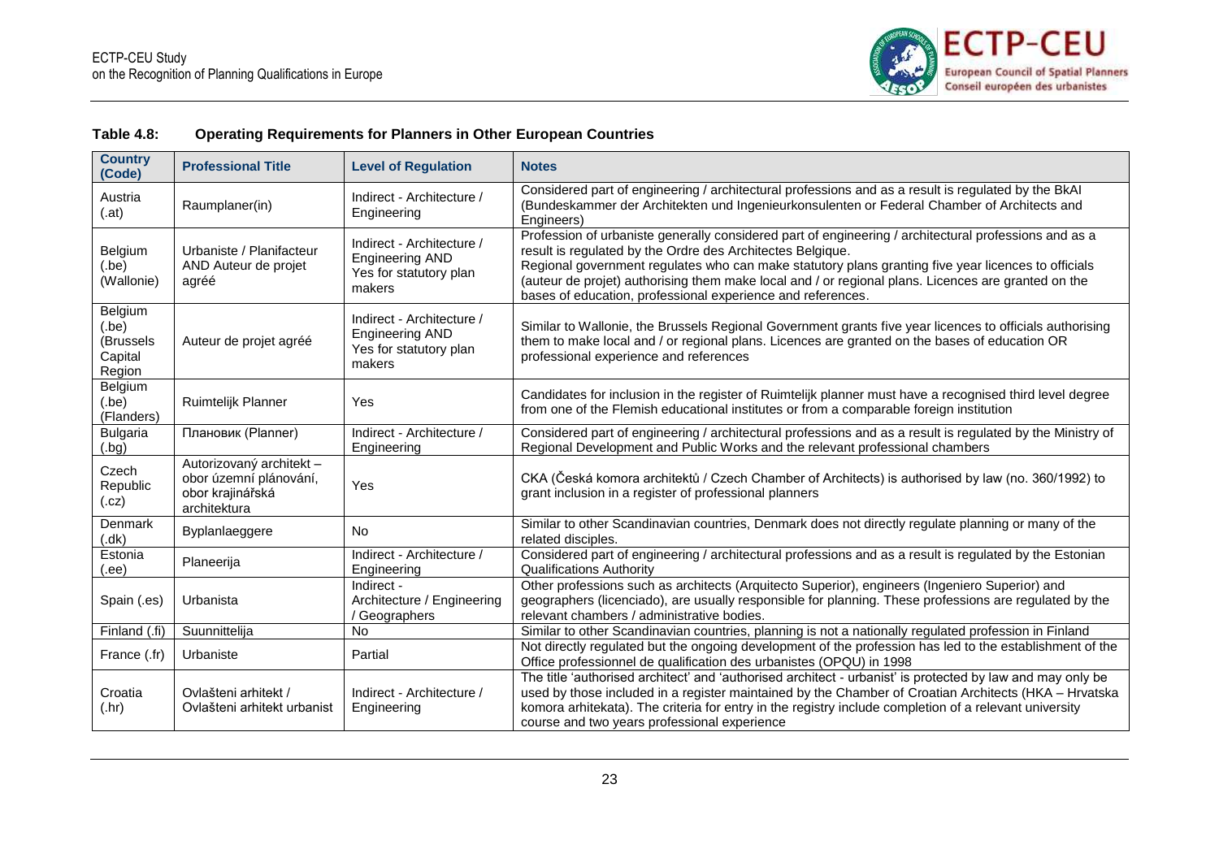**Table 4.8: Operating Requirements for Planners in Other European Countries**

| Country (Code) | Professional Title | Level of Regulation | Notes |
|---|---|---|---|
| Austria (.at) | Raumplaner(in) | Indirect - Architecture / Engineering | Considered part of engineering / architectural professions and as a result is regulated by the BkAI (Bundeskammer der Architekten und Ingenieurkonsulenten or Federal Chamber of Architects and Engineers) |
| Belgium (.be) (Wallonie) | Urbaniste / Planifacteur AND Auteur de projet agréé | Indirect - Architecture / Engineering AND Yes for statutory plan makers | Profession of urbaniste generally considered part of engineering / architectural professions and as a result is regulated by the Ordre des Architectes Belgique. Regional government regulates who can make statutory plans granting five year licences to officials (auteur de projet) authorising them make local and / or regional plans. Licences are granted on the bases of education, professional experience and references. |
| Belgium (.be) (Brussels Capital Region | Auteur de projet agréé | Indirect - Architecture / Engineering AND Yes for statutory plan makers | Similar to Wallonie, the Brussels Regional Government grants five year licences to officials authorising them to make local and / or regional plans. Licences are granted on the bases of education OR professional experience and references |
| Belgium (.be) (Flanders) | Ruimtelijk Planner | Yes | Candidates for inclusion in the register of Ruimtelijk planner must have a recognised third level degree from one of the Flemish educational institutes or from a comparable foreign institution |
| Bulgaria (.bg) | Плановик (Planner) | Indirect - Architecture / Engineering | Considered part of engineering / architectural professions and as a result is regulated by the Ministry of Regional Development and Public Works and the relevant professional chambers |
| Czech Republic (.cz) | Autorizovaný architekt – obor územní plánování, obor krajinářská architektura | Yes | CKA (Česká komora architektů / Czech Chamber of Architects) is authorised by law (no. 360/1992) to grant inclusion in a register of professional planners |
| Denmark (.dk) | Byplanlaeggere | No | Similar to other Scandinavian countries, Denmark does not directly regulate planning or many of the related disciples. |
| Estonia (.ee) | Planeerija | Indirect - Architecture / Engineering | Considered part of engineering / architectural professions and as a result is regulated by the Estonian Qualifications Authority |
| Spain (.es) | Urbanista | Indirect - Architecture / Engineering / Geographers | Other professions such as architects (Arquitecto Superior), engineers (Ingeniero Superior) and geographers (licenciado), are usually responsible for planning. These professions are regulated by the relevant chambers / administrative bodies. |
| Finland (.fi) | Suunnittelija | No | Similar to other Scandinavian countries, planning is not a nationally regulated profession in Finland |
| France (.fr) | Urbaniste | Partial | Not directly regulated but the ongoing development of the profession has led to the establishment of the Office professionnel de qualification des urbanistes (OPQU) in 1998 |
| Croatia (.hr) | Ovlašteni arhitekt / Ovlašteni arhitekt urbanist | Indirect - Architecture / Engineering | The title 'authorised architect' and 'authorised architect - urbanist' is protected by law and may only be used by those included in a register maintained by the Chamber of Croatian Architects (HKA – Hrvatska komora arhitekata). The criteria for entry in the registry include completion of a relevant university course and two years professional experience |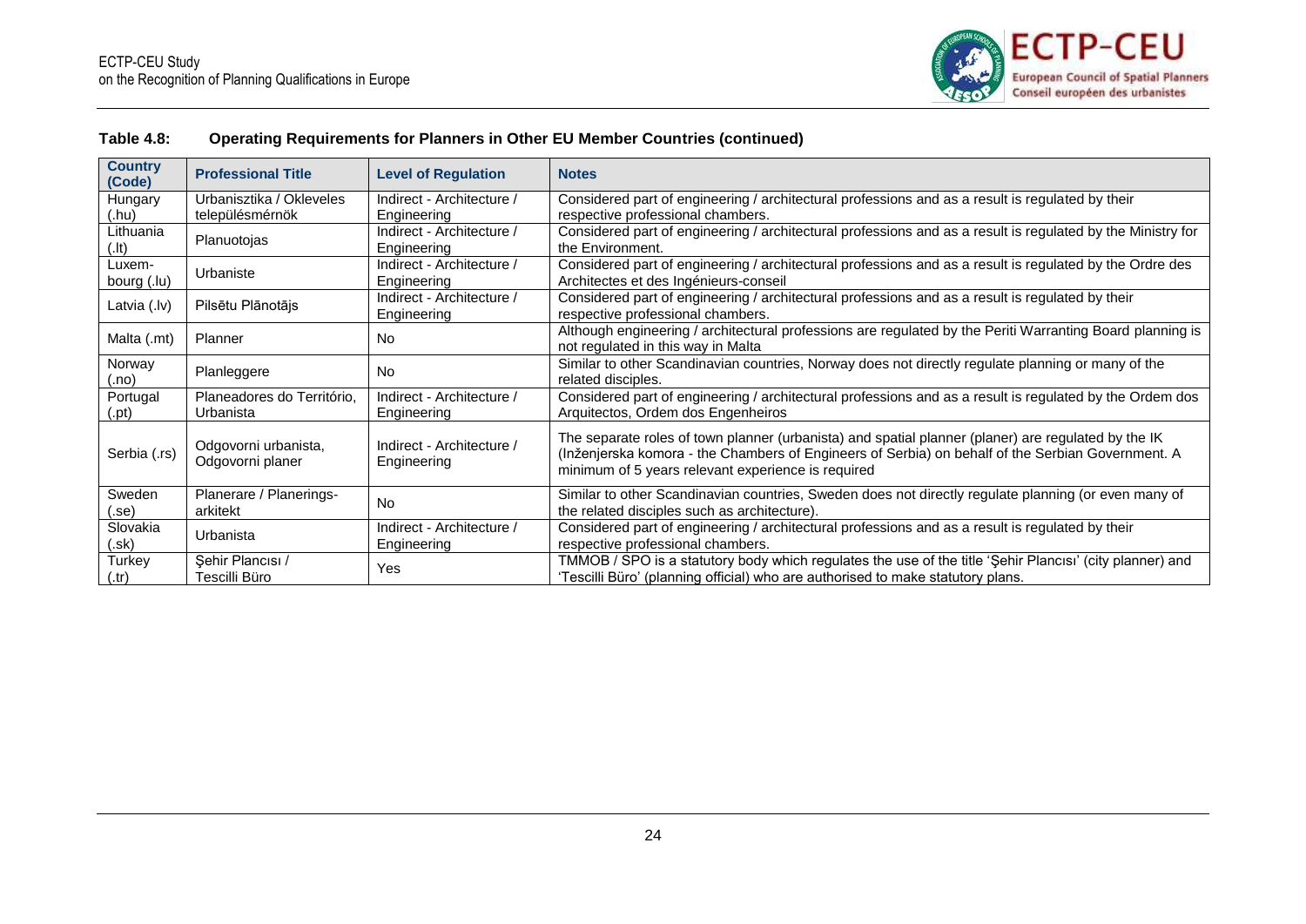**Table 4.8: Operating Requirements for Planners in Other EU Member Countries (continued)**

| Country (Code) | Professional Title | Level of Regulation | Notes |
|---|---|---|---|
| Hungary (.hu) | Urbanisztika / Okleveles településmérnök | Indirect - Architecture / Engineering | Considered part of engineering / architectural professions and as a result is regulated by their respective professional chambers. |
| Lithuania (.lt) | Planuotojas | Indirect - Architecture / Engineering | Considered part of engineering / architectural professions and as a result is regulated by the Ministry for the Environment. |
| Luxem-bourg (.lu) | Urbaniste | Indirect - Architecture / Engineering | Considered part of engineering / architectural professions and as a result is regulated by the Ordre des Architectes et des Ingénieurs-conseil |
| Latvia (.lv) | Pilsētu Plānotājs | Indirect - Architecture / Engineering | Considered part of engineering / architectural professions and as a result is regulated by their respective professional chambers. |
| Malta (.mt) | Planner | No | Although engineering / architectural professions are regulated by the Periti Warranting Board planning is not regulated in this way in Malta |
| Norway (.no) | Planleggere | No | Similar to other Scandinavian countries, Norway does not directly regulate planning or many of the related disciples. |
| Portugal (.pt) | Planeadores do Território, Urbanista | Indirect - Architecture / Engineering | Considered part of engineering / architectural professions and as a result is regulated by the Ordem dos Arquitectos, Ordem dos Engenheiros |
| Serbia (.rs) | Odgovorni urbanista, Odgovorni planer | Indirect - Architecture / Engineering | The separate roles of town planner (urbanista) and spatial planner (planer) are regulated by the IK (Inženjerska komora - the Chambers of Engineers of Serbia) on behalf of the Serbian Government. A minimum of 5 years relevant experience is required |
| Sweden (.se) | Planerare / Planerings-arkitekt | No | Similar to other Scandinavian countries, Sweden does not directly regulate planning (or even many of the related disciples such as architecture). |
| Slovakia (.sk) | Urbanista | Indirect - Architecture / Engineering | Considered part of engineering / architectural professions and as a result is regulated by their respective professional chambers. |
| Turkey (.tr) | Şehir Plancısı / Tescilli Büro | Yes | TMMOB / SPO is a statutory body which regulates the use of the title 'Şehir Plancısı' (city planner) and 'Tescilli Büro' (planning official) who are authorised to make statutory plans. |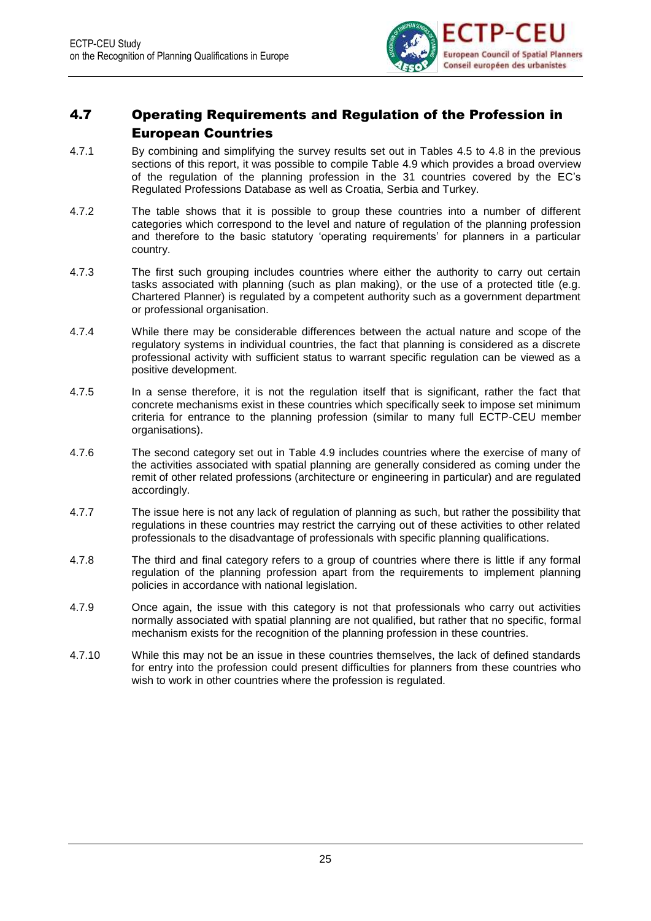## 4.7 Operating Requirements and Regulation of the Profession in European Countries

4.7.1 By combining and simplifying the survey results set out in Tables 4.5 to 4.8 in the previous sections of this report, it was possible to compile Table 4.9 which provides a broad overview of the regulation of the planning profession in the 31 countries covered by the EC's Regulated Professions Database as well as Croatia, Serbia and Turkey.

4.7.2 The table shows that it is possible to group these countries into a number of different categories which correspond to the level and nature of regulation of the planning profession and therefore to the basic statutory 'operating requirements' for planners in a particular country.

4.7.3 The first such grouping includes countries where either the authority to carry out certain tasks associated with planning (such as plan making), or the use of a protected title (e.g. Chartered Planner) is regulated by a competent authority such as a government department or professional organisation.

4.7.4 While there may be considerable differences between the actual nature and scope of the regulatory systems in individual countries, the fact that planning is considered as a discrete professional activity with sufficient status to warrant specific regulation can be viewed as a positive development.

4.7.5 In a sense therefore, it is not the regulation itself that is significant, rather the fact that concrete mechanisms exist in these countries which specifically seek to impose set minimum criteria for entrance to the planning profession (similar to many full ECTP-CEU member organisations).

4.7.6 The second category set out in Table 4.9 includes countries where the exercise of many of the activities associated with spatial planning are generally considered as coming under the remit of other related professions (architecture or engineering in particular) and are regulated accordingly.

4.7.7 The issue here is not any lack of regulation of planning as such, but rather the possibility that regulations in these countries may restrict the carrying out of these activities to other related professionals to the disadvantage of professionals with specific planning qualifications.

4.7.8 The third and final category refers to a group of countries where there is little if any formal regulation of the planning profession apart from the requirements to implement planning policies in accordance with national legislation.

4.7.9 Once again, the issue with this category is not that professionals who carry out activities normally associated with spatial planning are not qualified, but rather that no specific, formal mechanism exists for the recognition of the planning profession in these countries.

4.7.10 While this may not be an issue in these countries themselves, the lack of defined standards for entry into the profession could present difficulties for planners from these countries who wish to work in other countries where the profession is regulated.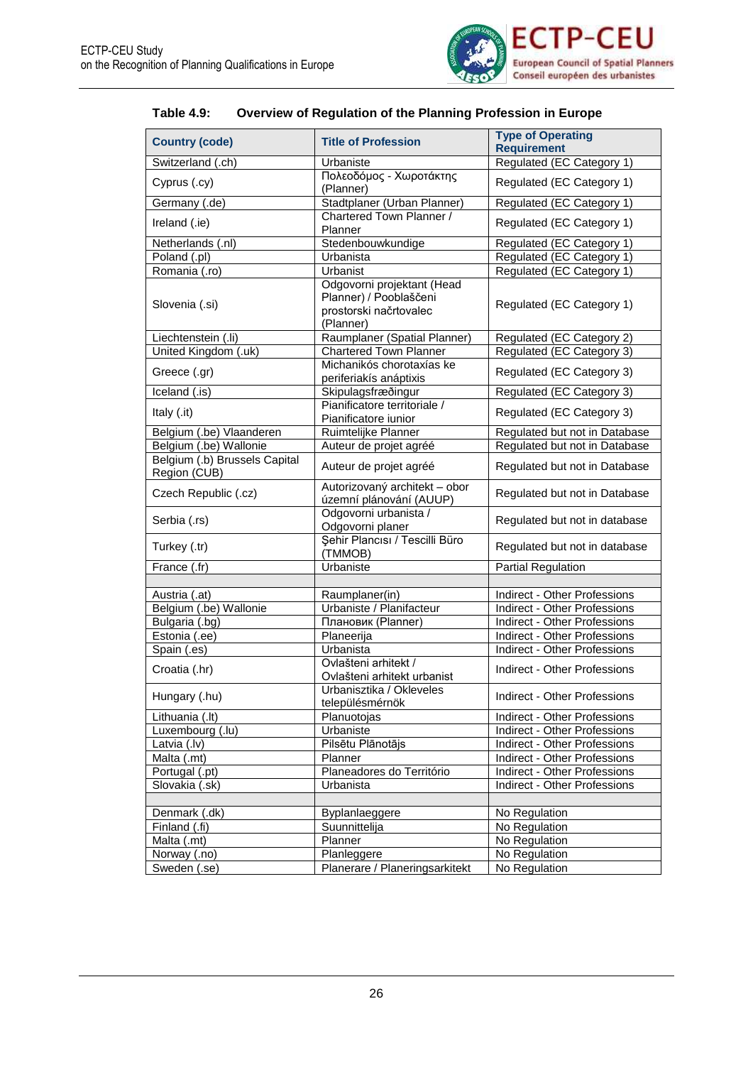**Table 4.9: Overview of Regulation of the Planning Profession in Europe**

| Country (code) | Title of Profession | Type of Operating Requirement |
|---|---|---|
| Switzerland (.ch) | Urbaniste | Regulated (EC Category 1) |
| Cyprus (.cy) | Πολεοδόμος - Χωροτάκτης (Planner) | Regulated (EC Category 1) |
| Germany (.de) | Stadtplaner (Urban Planner) | Regulated (EC Category 1) |
| Ireland (.ie) | Chartered Town Planner / Planner | Regulated (EC Category 1) |
| Netherlands (.nl) | Stedenbouwkundige | Regulated (EC Category 1) |
| Poland (.pl) | Urbanista | Regulated (EC Category 1) |
| Romania (.ro) | Urbanist | Regulated (EC Category 1) |
| Slovenia (.si) | Odgovorni projektant (Head Planner) / Pooblaščeni prostorski načrtovalec (Planner) | Regulated (EC Category 1) |
| Liechtenstein (.li) | Raumplaner (Spatial Planner) | Regulated (EC Category 2) |
| United Kingdom (.uk) | Chartered Town Planner | Regulated (EC Category 3) |
| Greece (.gr) | Michanikós chorotaxías ke periferiakís anáptixis | Regulated (EC Category 3) |
| Iceland (.is) | Skipulagsfræðingur | Regulated (EC Category 3) |
| Italy (.it) | Pianificatore territoriale / Pianificatore iunior | Regulated (EC Category 3) |
| Belgium (.be) Vlaanderen | Ruimtelijke Planner | Regulated but not in Database |
| Belgium (.be) Wallonie | Auteur de projet agréé | Regulated but not in Database |
| Belgium (.b) Brussels Capital Region (CUB) | Auteur de projet agréé | Regulated but not in Database |
| Czech Republic (.cz) | Autorizovaný architekt – obor územní plánování (AUUP) | Regulated but not in Database |
| Serbia (.rs) | Odgovorni urbanista / Odgovorni planer | Regulated but not in database |
| Turkey (.tr) | Şehir Plancısı / Tescilli Büro (TMMOB) | Regulated but not in database |
| France (.fr) | Urbaniste | Partial Regulation |
| | | |
| Austria (.at) | Raumplaner(in) | Indirect - Other Professions |
| Belgium (.be) Wallonie | Urbaniste / Planifacteur | Indirect - Other Professions |
| Bulgaria (.bg) | Плановик (Planner) | Indirect - Other Professions |
| Estonia (.ee) | Planeerija | Indirect - Other Professions |
| Spain (.es) | Urbanista | Indirect - Other Professions |
| Croatia (.hr) | Ovlašteni arhitekt / Ovlašteni arhitekt urbanist | Indirect - Other Professions |
| Hungary (.hu) | Urbanisztika / Okleveles településmérnök | Indirect - Other Professions |
| Lithuania (.lt) | Planuotojas | Indirect - Other Professions |
| Luxembourg (.lu) | Urbaniste | Indirect - Other Professions |
| Latvia (.lv) | Pilsētu Plānotājs | Indirect - Other Professions |
| Malta (.mt) | Planner | Indirect - Other Professions |
| Portugal (.pt) | Planeadores do Território | Indirect - Other Professions |
| Slovakia (.sk) | Urbanista | Indirect - Other Professions |
| | | |
| Denmark (.dk) | Byplanlaeggere | No Regulation |
| Finland (.fi) | Suunnittelija | No Regulation |
| Malta (.mt) | Planner | No Regulation |
| Norway (.no) | Planleggere | No Regulation |
| Sweden (.se) | Planerare / Planeringsarkitekt | No Regulation |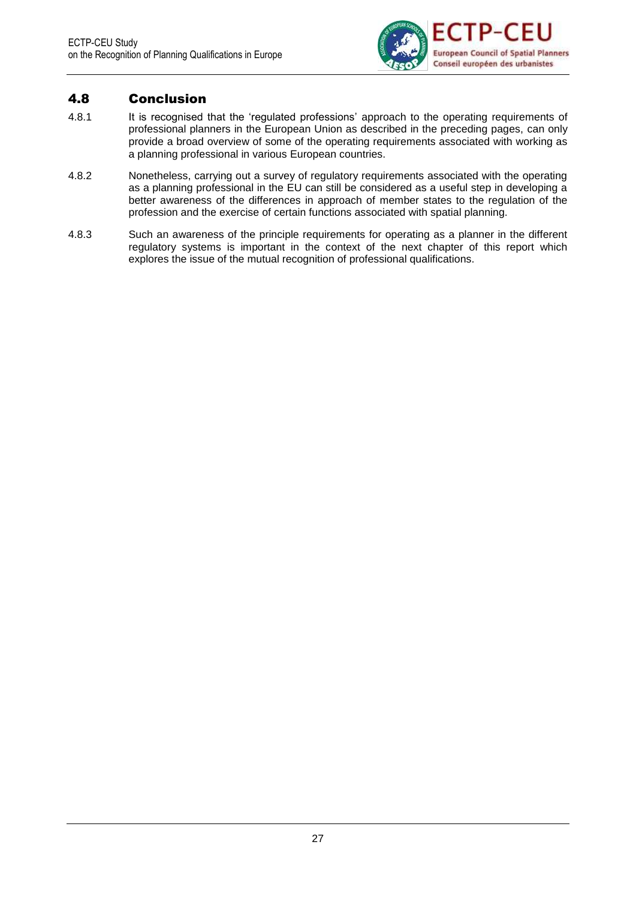## 4.8 Conclusion

4.8.1 It is recognised that the 'regulated professions' approach to the operating requirements of professional planners in the European Union as described in the preceding pages, can only provide a broad overview of some of the operating requirements associated with working as a planning professional in various European countries.

4.8.2 Nonetheless, carrying out a survey of regulatory requirements associated with the operating as a planning professional in the EU can still be considered as a useful step in developing a better awareness of the differences in approach of member states to the regulation of the profession and the exercise of certain functions associated with spatial planning.

4.8.3 Such an awareness of the principle requirements for operating as a planner in the different regulatory systems is important in the context of the next chapter of this report which explores the issue of the mutual recognition of professional qualifications.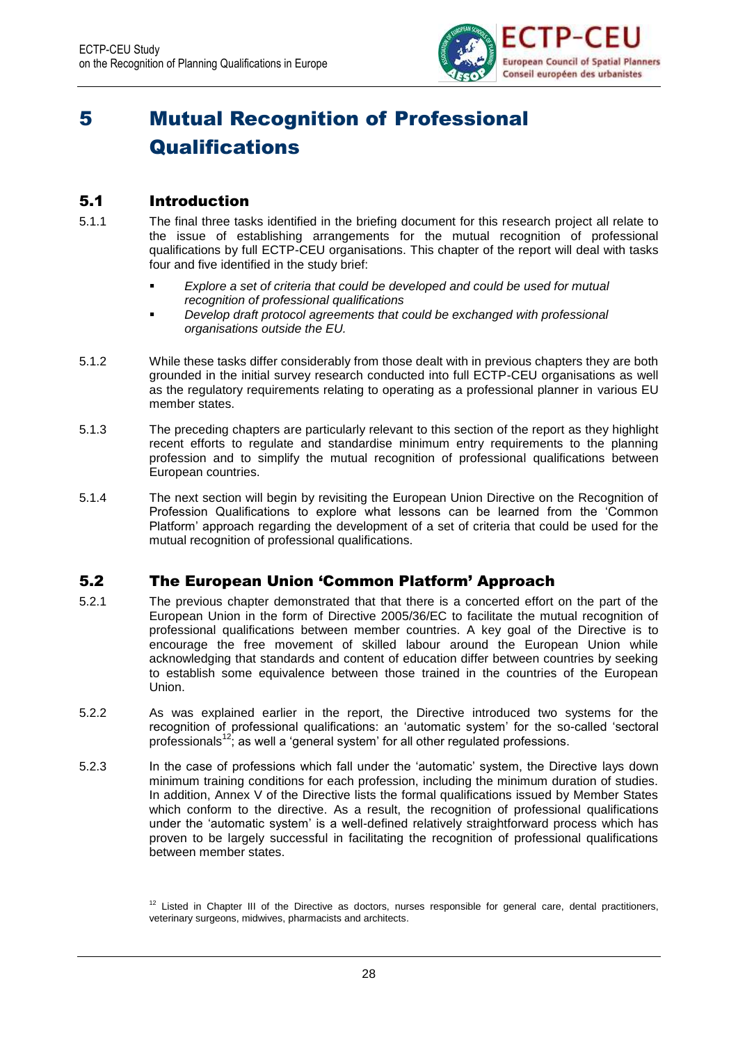# 5 Mutual Recognition of Professional Qualifications

## 5.1 Introduction

5.1.1 The final three tasks identified in the briefing document for this research project all relate to the issue of establishing arrangements for the mutual recognition of professional qualifications by full ECTP-CEU organisations. This chapter of the report will deal with tasks four and five identified in the study brief:

- *Explore a set of criteria that could be developed and could be used for mutual recognition of professional qualifications*
- *Develop draft protocol agreements that could be exchanged with professional organisations outside the EU.*

5.1.2 While these tasks differ considerably from those dealt with in previous chapters they are both grounded in the initial survey research conducted into full ECTP-CEU organisations as well as the regulatory requirements relating to operating as a professional planner in various EU member states.

5.1.3 The preceding chapters are particularly relevant to this section of the report as they highlight recent efforts to regulate and standardise minimum entry requirements to the planning profession and to simplify the mutual recognition of professional qualifications between European countries.

5.1.4 The next section will begin by revisiting the European Union Directive on the Recognition of Profession Qualifications to explore what lessons can be learned from the 'Common Platform' approach regarding the development of a set of criteria that could be used for the mutual recognition of professional qualifications.

## 5.2 The European Union 'Common Platform' Approach

5.2.1 The previous chapter demonstrated that that there is a concerted effort on the part of the European Union in the form of Directive 2005/36/EC to facilitate the mutual recognition of professional qualifications between member countries. A key goal of the Directive is to encourage the free movement of skilled labour around the European Union while acknowledging that standards and content of education differ between countries by seeking to establish some equivalence between those trained in the countries of the European Union.

5.2.2 As was explained earlier in the report, the Directive introduced two systems for the recognition of professional qualifications: an 'automatic system' for the so-called 'sectoral professionals'[12]; as well a 'general system' for all other regulated professions.

5.2.3 In the case of professions which fall under the 'automatic' system, the Directive lays down minimum training conditions for each profession, including the minimum duration of studies. In addition, Annex V of the Directive lists the formal qualifications issued by Member States which conform to the directive. As a result, the recognition of professional qualifications under the 'automatic system' is a well-defined relatively straightforward process which has proven to be largely successful in facilitating the recognition of professional qualifications between member states.

[12] Listed in Chapter III of the Directive as doctors, nurses responsible for general care, dental practitioners, veterinary surgeons, midwives, pharmacists and architects.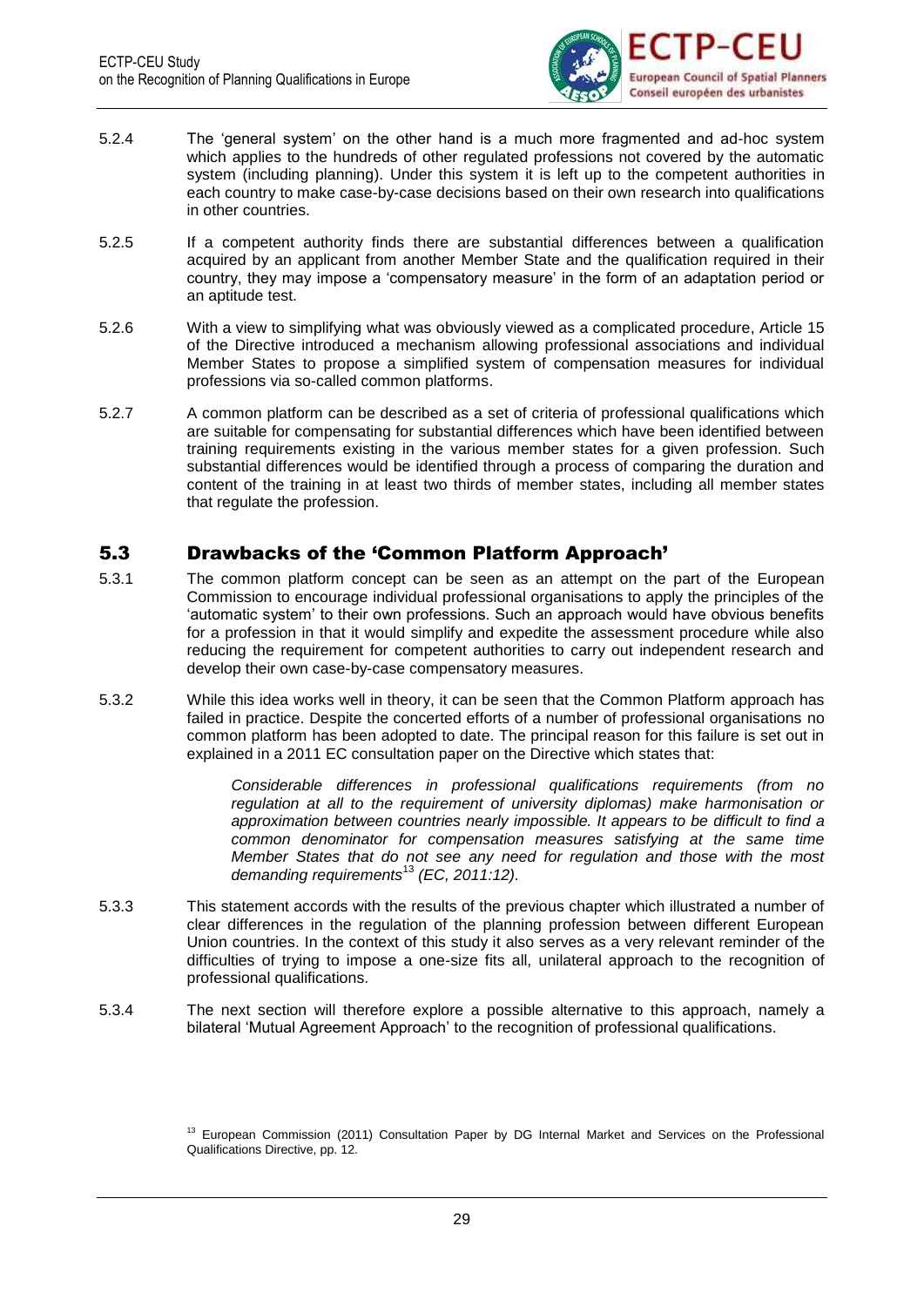5.2.4 The 'general system' on the other hand is a much more fragmented and ad-hoc system which applies to the hundreds of other regulated professions not covered by the automatic system (including planning). Under this system it is left up to the competent authorities in each country to make case-by-case decisions based on their own research into qualifications in other countries.

5.2.5 If a competent authority finds there are substantial differences between a qualification acquired by an applicant from another Member State and the qualification required in their country, they may impose a 'compensatory measure' in the form of an adaptation period or an aptitude test.

5.2.6 With a view to simplifying what was obviously viewed as a complicated procedure, Article 15 of the Directive introduced a mechanism allowing professional associations and individual Member States to propose a simplified system of compensation measures for individual professions via so-called common platforms.

5.2.7 A common platform can be described as a set of criteria of professional qualifications which are suitable for compensating for substantial differences which have been identified between training requirements existing in the various member states for a given profession. Such substantial differences would be identified through a process of comparing the duration and content of the training in at least two thirds of member states, including all member states that regulate the profession.

## 5.3 Drawbacks of the 'Common Platform Approach'

5.3.1 The common platform concept can be seen as an attempt on the part of the European Commission to encourage individual professional organisations to apply the principles of the 'automatic system' to their own professions. Such an approach would have obvious benefits for a profession in that it would simplify and expedite the assessment procedure while also reducing the requirement for competent authorities to carry out independent research and develop their own case-by-case compensatory measures.

5.3.2 While this idea works well in theory, it can be seen that the Common Platform approach has failed in practice. Despite the concerted efforts of a number of professional organisations no common platform has been adopted to date. The principal reason for this failure is set out in explained in a 2011 EC consultation paper on the Directive which states that:

> *Considerable differences in professional qualifications requirements (from no regulation at all to the requirement of university diplomas) make harmonisation or approximation between countries nearly impossible. It appears to be difficult to find a common denominator for compensation measures satisfying at the same time Member States that do not see any need for regulation and those with the most demanding requirements*[13] *(EC, 2011:12).*

5.3.3 This statement accords with the results of the previous chapter which illustrated a number of clear differences in the regulation of the planning profession between different European Union countries. In the context of this study it also serves as a very relevant reminder of the difficulties of trying to impose a one-size fits all, unilateral approach to the recognition of professional qualifications.

5.3.4 The next section will therefore explore a possible alternative to this approach, namely a bilateral 'Mutual Agreement Approach' to the recognition of professional qualifications.

[13] European Commission (2011) Consultation Paper by DG Internal Market and Services on the Professional Qualifications Directive, pp. 12.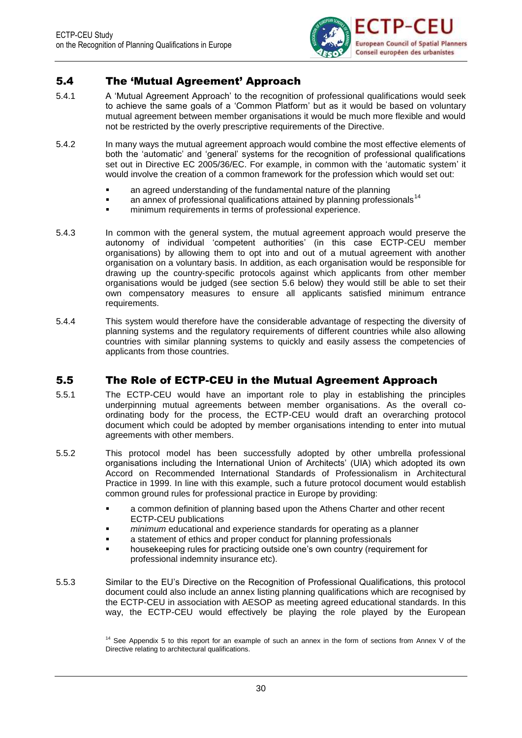## 5.4 The 'Mutual Agreement' Approach

5.4.1 A 'Mutual Agreement Approach' to the recognition of professional qualifications would seek to achieve the same goals of a 'Common Platform' but as it would be based on voluntary mutual agreement between member organisations it would be much more flexible and would not be restricted by the overly prescriptive requirements of the Directive.

5.4.2 In many ways the mutual agreement approach would combine the most effective elements of both the 'automatic' and 'general' systems for the recognition of professional qualifications set out in Directive EC 2005/36/EC. For example, in common with the 'automatic system' it would involve the creation of a common framework for the profession which would set out:

- an agreed understanding of the fundamental nature of the planning
- an annex of professional qualifications attained by planning professionals[14]
- minimum requirements in terms of professional experience.

5.4.3 In common with the general system, the mutual agreement approach would preserve the autonomy of individual 'competent authorities' (in this case ECTP-CEU member organisations) by allowing them to opt into and out of a mutual agreement with another organisation on a voluntary basis. In addition, as each organisation would be responsible for drawing up the country-specific protocols against which applicants from other member organisations would be judged (see section 5.6 below) they would still be able to set their own compensatory measures to ensure all applicants satisfied minimum entrance requirements.

5.4.4 This system would therefore have the considerable advantage of respecting the diversity of planning systems and the regulatory requirements of different countries while also allowing countries with similar planning systems to quickly and easily assess the competencies of applicants from those countries.

## 5.5 The Role of ECTP-CEU in the Mutual Agreement Approach

5.5.1 The ECTP-CEU would have an important role to play in establishing the principles underpinning mutual agreements between member organisations. As the overall co-ordinating body for the process, the ECTP-CEU would draft an overarching protocol document which could be adopted by member organisations intending to enter into mutual agreements with other members.

5.5.2 This protocol model has been successfully adopted by other umbrella professional organisations including the International Union of Architects' (UIA) which adopted its own Accord on Recommended International Standards of Professionalism in Architectural Practice in 1999. In line with this example, such a future protocol document would establish common ground rules for professional practice in Europe by providing:

- a common definition of planning based upon the Athens Charter and other recent ECTP-CEU publications
- *minimum* educational and experience standards for operating as a planner
- a statement of ethics and proper conduct for planning professionals
- housekeeping rules for practicing outside one's own country (requirement for professional indemnity insurance etc).

5.5.3 Similar to the EU's Directive on the Recognition of Professional Qualifications, this protocol document could also include an annex listing planning qualifications which are recognised by the ECTP-CEU in association with AESOP as meeting agreed educational standards. In this way, the ECTP-CEU would effectively be playing the role played by the European

[14] See Appendix 5 to this report for an example of such an annex in the form of sections from Annex V of the Directive relating to architectural qualifications.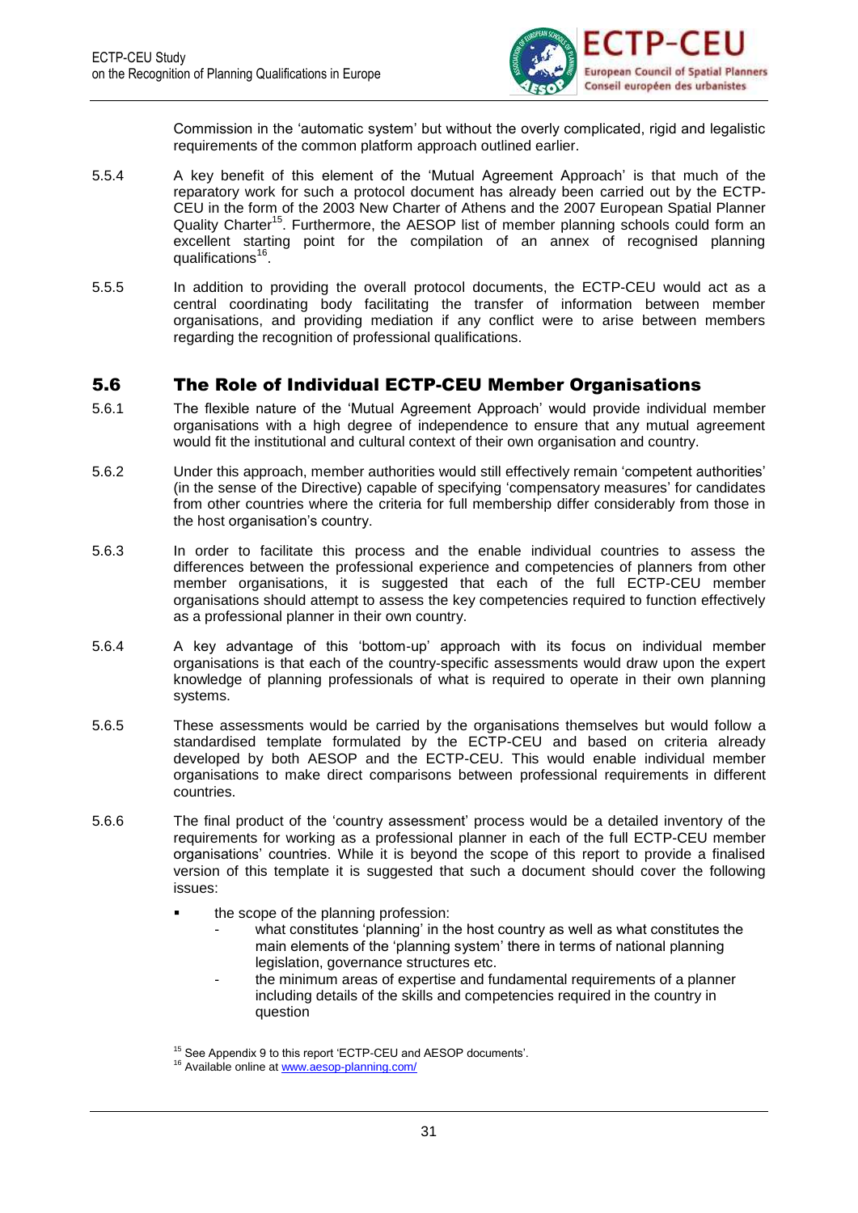Commission in the 'automatic system' but without the overly complicated, rigid and legalistic requirements of the common platform approach outlined earlier.

5.5.4 A key benefit of this element of the 'Mutual Agreement Approach' is that much of the reparatory work for such a protocol document has already been carried out by the ECTP-CEU in the form of the 2003 New Charter of Athens and the 2007 European Spatial Planner Quality Charter[15]. Furthermore, the AESOP list of member planning schools could form an excellent starting point for the compilation of an annex of recognised planning qualifications[16].

5.5.5 In addition to providing the overall protocol documents, the ECTP-CEU would act as a central coordinating body facilitating the transfer of information between member organisations, and providing mediation if any conflict were to arise between members regarding the recognition of professional qualifications.

## 5.6 The Role of Individual ECTP-CEU Member Organisations

5.6.1 The flexible nature of the 'Mutual Agreement Approach' would provide individual member organisations with a high degree of independence to ensure that any mutual agreement would fit the institutional and cultural context of their own organisation and country.

5.6.2 Under this approach, member authorities would still effectively remain 'competent authorities' (in the sense of the Directive) capable of specifying 'compensatory measures' for candidates from other countries where the criteria for full membership differ considerably from those in the host organisation's country.

5.6.3 In order to facilitate this process and the enable individual countries to assess the differences between the professional experience and competencies of planners from other member organisations, it is suggested that each of the full ECTP-CEU member organisations should attempt to assess the key competencies required to function effectively as a professional planner in their own country.

5.6.4 A key advantage of this 'bottom-up' approach with its focus on individual member organisations is that each of the country-specific assessments would draw upon the expert knowledge of planning professionals of what is required to operate in their own planning systems.

5.6.5 These assessments would be carried by the organisations themselves but would follow a standardised template formulated by the ECTP-CEU and based on criteria already developed by both AESOP and the ECTP-CEU. This would enable individual member organisations to make direct comparisons between professional requirements in different countries.

5.6.6 The final product of the 'country assessment' process would be a detailed inventory of the requirements for working as a professional planner in each of the full ECTP-CEU member organisations' countries. While it is beyond the scope of this report to provide a finalised version of this template it is suggested that such a document should cover the following issues:

- the scope of the planning profession:
  - what constitutes 'planning' in the host country as well as what constitutes the main elements of the 'planning system' there in terms of national planning legislation, governance structures etc.
  - the minimum areas of expertise and fundamental requirements of a planner including details of the skills and competencies required in the country in question

[15] See Appendix 9 to this report 'ECTP-CEU and AESOP documents'.
[16] Available online at www.aesop-planning.com/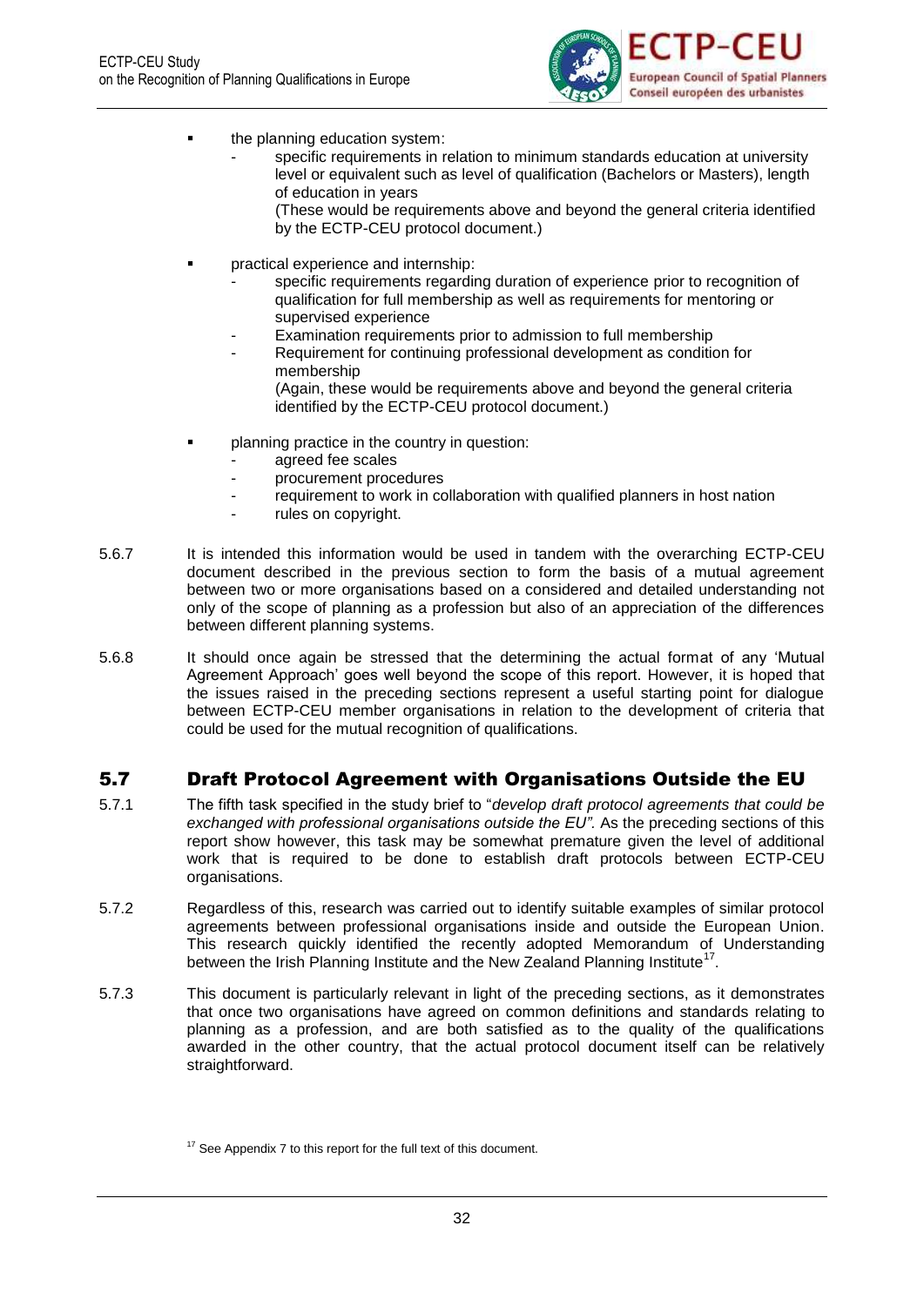- the planning education system:
  - specific requirements in relation to minimum standards education at university level or equivalent such as level of qualification (Bachelors or Masters), length of education in years

    (These would be requirements above and beyond the general criteria identified by the ECTP-CEU protocol document.)

- practical experience and internship:
  - specific requirements regarding duration of experience prior to recognition of qualification for full membership as well as requirements for mentoring or supervised experience
  - Examination requirements prior to admission to full membership
  - Requirement for continuing professional development as condition for membership

    (Again, these would be requirements above and beyond the general criteria identified by the ECTP-CEU protocol document.)

- planning practice in the country in question:
  - agreed fee scales
  - procurement procedures
  - requirement to work in collaboration with qualified planners in host nation
  - rules on copyright.

5.6.7 It is intended this information would be used in tandem with the overarching ECTP-CEU document described in the previous section to form the basis of a mutual agreement between two or more organisations based on a considered and detailed understanding not only of the scope of planning as a profession but also of an appreciation of the differences between different planning systems.

5.6.8 It should once again be stressed that the determining the actual format of any 'Mutual Agreement Approach' goes well beyond the scope of this report. However, it is hoped that the issues raised in the preceding sections represent a useful starting point for dialogue between ECTP-CEU member organisations in relation to the development of criteria that could be used for the mutual recognition of qualifications.

## 5.7 Draft Protocol Agreement with Organisations Outside the EU

5.7.1 The fifth task specified in the study brief to "*develop draft protocol agreements that could be exchanged with professional organisations outside the EU".* As the preceding sections of this report show however, this task may be somewhat premature given the level of additional work that is required to be done to establish draft protocols between ECTP-CEU organisations.

5.7.2 Regardless of this, research was carried out to identify suitable examples of similar protocol agreements between professional organisations inside and outside the European Union. This research quickly identified the recently adopted Memorandum of Understanding between the Irish Planning Institute and the New Zealand Planning Institute[17].

5.7.3 This document is particularly relevant in light of the preceding sections, as it demonstrates that once two organisations have agreed on common definitions and standards relating to planning as a profession, and are both satisfied as to the quality of the qualifications awarded in the other country, that the actual protocol document itself can be relatively straightforward.

[17] See Appendix 7 to this report for the full text of this document.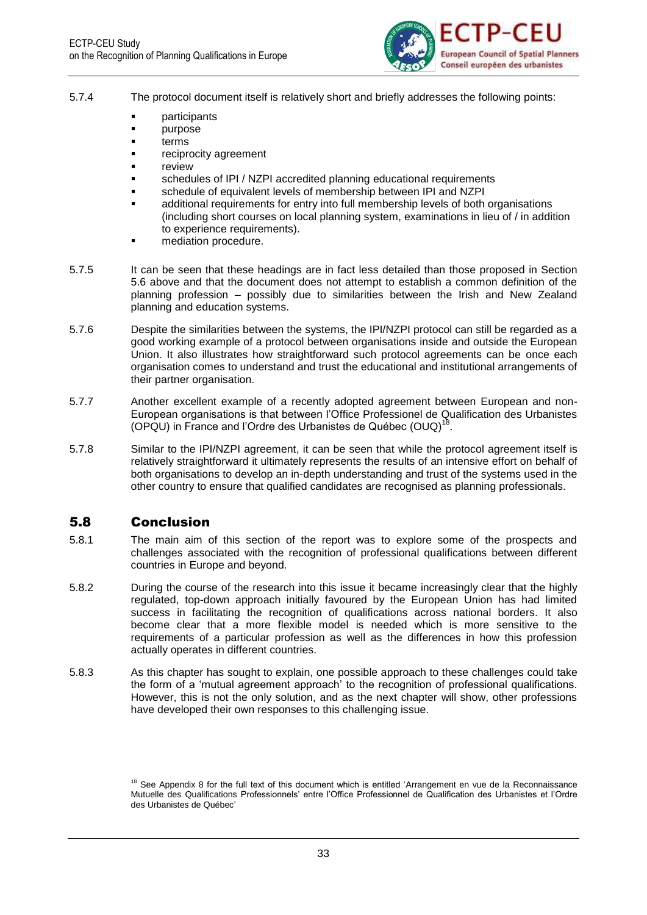5.7.4 The protocol document itself is relatively short and briefly addresses the following points:

- participants
- purpose
- terms
- reciprocity agreement
- review
- schedules of IPI / NZPI accredited planning educational requirements
- schedule of equivalent levels of membership between IPI and NZPI
- additional requirements for entry into full membership levels of both organisations (including short courses on local planning system, examinations in lieu of / in addition to experience requirements).
- mediation procedure.

5.7.5 It can be seen that these headings are in fact less detailed than those proposed in Section 5.6 above and that the document does not attempt to establish a common definition of the planning profession – possibly due to similarities between the Irish and New Zealand planning and education systems.

5.7.6 Despite the similarities between the systems, the IPI/NZPI protocol can still be regarded as a good working example of a protocol between organisations inside and outside the European Union. It also illustrates how straightforward such protocol agreements can be once each organisation comes to understand and trust the educational and institutional arrangements of their partner organisation.

5.7.7 Another excellent example of a recently adopted agreement between European and non-European organisations is that between l'Office Professionel de Qualification des Urbanistes (OPQU) in France and l'Ordre des Urbanistes de Québec (OUQ)[18].

5.7.8 Similar to the IPI/NZPI agreement, it can be seen that while the protocol agreement itself is relatively straightforward it ultimately represents the results of an intensive effort on behalf of both organisations to develop an in-depth understanding and trust of the systems used in the other country to ensure that qualified candidates are recognised as planning professionals.

## 5.8 Conclusion

5.8.1 The main aim of this section of the report was to explore some of the prospects and challenges associated with the recognition of professional qualifications between different countries in Europe and beyond.

5.8.2 During the course of the research into this issue it became increasingly clear that the highly regulated, top-down approach initially favoured by the European Union has had limited success in facilitating the recognition of qualifications across national borders. It also become clear that a more flexible model is needed which is more sensitive to the requirements of a particular profession as well as the differences in how this profession actually operates in different countries.

5.8.3 As this chapter has sought to explain, one possible approach to these challenges could take the form of a 'mutual agreement approach' to the recognition of professional qualifications. However, this is not the only solution, and as the next chapter will show, other professions have developed their own responses to this challenging issue.

[18] See Appendix 8 for the full text of this document which is entitled 'Arrangement en vue de la Reconnaissance Mutuelle des Qualifications Professionnels' entre l'Office Professionnel de Qualification des Urbanistes et l'Ordre des Urbanistes de Québec'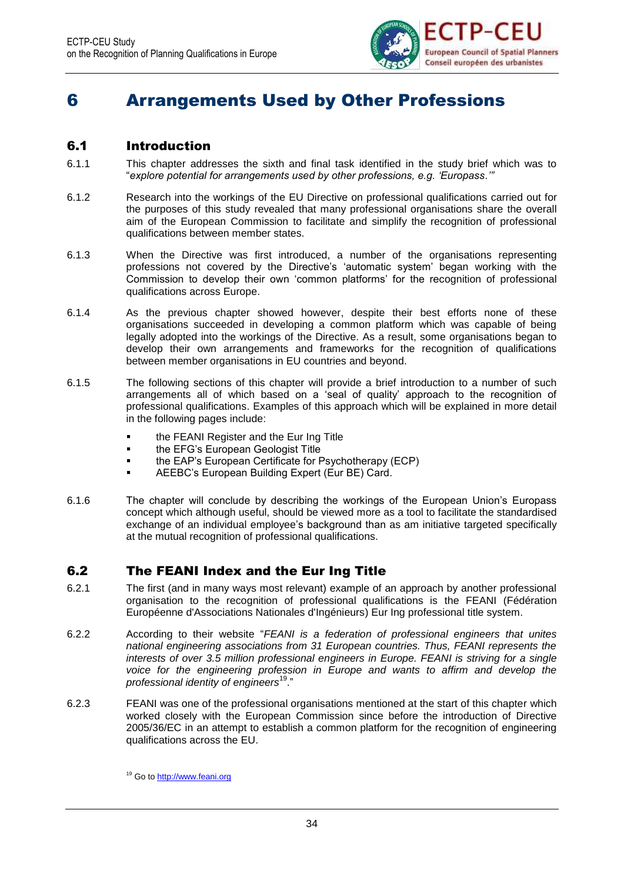# 6 Arrangements Used by Other Professions

## 6.1 Introduction

6.1.1 This chapter addresses the sixth and final task identified in the study brief which was to "*explore potential for arrangements used by other professions, e.g. 'Europass.'*"

6.1.2 Research into the workings of the EU Directive on professional qualifications carried out for the purposes of this study revealed that many professional organisations share the overall aim of the European Commission to facilitate and simplify the recognition of professional qualifications between member states.

6.1.3 When the Directive was first introduced, a number of the organisations representing professions not covered by the Directive's 'automatic system' began working with the Commission to develop their own 'common platforms' for the recognition of professional qualifications across Europe.

6.1.4 As the previous chapter showed however, despite their best efforts none of these organisations succeeded in developing a common platform which was capable of being legally adopted into the workings of the Directive. As a result, some organisations began to develop their own arrangements and frameworks for the recognition of qualifications between member organisations in EU countries and beyond.

6.1.5 The following sections of this chapter will provide a brief introduction to a number of such arrangements all of which based on a 'seal of quality' approach to the recognition of professional qualifications. Examples of this approach which will be explained in more detail in the following pages include:

- the FEANI Register and the Eur Ing Title
- the EFG's European Geologist Title
- the EAP's European Certificate for Psychotherapy (ECP)
- AEEBC's European Building Expert (Eur BE) Card.

6.1.6 The chapter will conclude by describing the workings of the European Union's Europass concept which although useful, should be viewed more as a tool to facilitate the standardised exchange of an individual employee's background than as am initiative targeted specifically at the mutual recognition of professional qualifications.

## 6.2 The FEANI Index and the Eur Ing Title

6.2.1 The first (and in many ways most relevant) example of an approach by another professional organisation to the recognition of professional qualifications is the FEANI (Fédération Européenne d'Associations Nationales d'Ingénieurs) Eur Ing professional title system.

6.2.2 According to their website "*FEANI is a federation of professional engineers that unites national engineering associations from 31 European countries. Thus, FEANI represents the interests of over 3.5 million professional engineers in Europe. FEANI is striving for a single voice for the engineering profession in Europe and wants to affirm and develop the professional identity of engineers*[19]."

6.2.3 FEANI was one of the professional organisations mentioned at the start of this chapter which worked closely with the European Commission since before the introduction of Directive 2005/36/EC in an attempt to establish a common platform for the recognition of engineering qualifications across the EU.

[19] Go to http://www.feani.org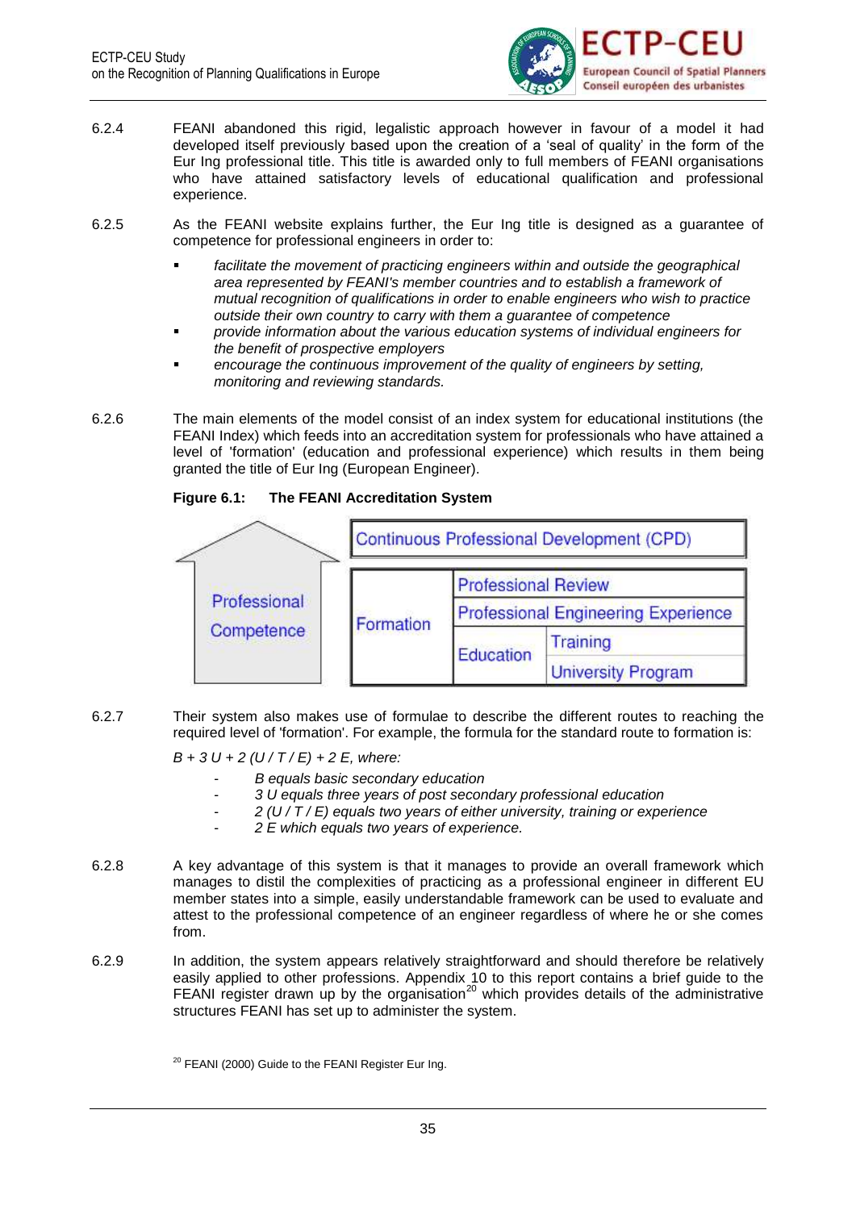6.2.4 FEANI abandoned this rigid, legalistic approach however in favour of a model it had developed itself previously based upon the creation of a 'seal of quality' in the form of the Eur Ing professional title. This title is awarded only to full members of FEANI organisations who have attained satisfactory levels of educational qualification and professional experience.

6.2.5 As the FEANI website explains further, the Eur Ing title is designed as a guarantee of competence for professional engineers in order to:

- *facilitate the movement of practicing engineers within and outside the geographical area represented by FEANI's member countries and to establish a framework of mutual recognition of qualifications in order to enable engineers who wish to practice outside their own country to carry with them a guarantee of competence*
- *provide information about the various education systems of individual engineers for the benefit of prospective employers*
- *encourage the continuous improvement of the quality of engineers by setting, monitoring and reviewing standards.*

6.2.6 The main elements of the model consist of an index system for educational institutions (the FEANI Index) which feeds into an accreditation system for professionals who have attained a level of 'formation' (education and professional experience) which results in them being granted the title of Eur Ing (European Engineer).

**Figure 6.1: The FEANI Accreditation System**

| Professional Competence | Continuous Professional Development (CPD) | | |
|---|---|---|---|
| | Formation | Professional Review | |
| | | Professional Engineering Experience | |
| | | Education | Training |
| | | | University Program |

6.2.7 Their system also makes use of formulae to describe the different routes to reaching the required level of 'formation'. For example, the formula for the standard route to formation is:

*B + 3 U + 2 (U / T / E) + 2 E, where:*

- *B equals basic secondary education*
- *3 U equals three years of post secondary professional education*
- *2 (U / T / E) equals two years of either university, training or experience*
- *2 E which equals two years of experience.*

6.2.8 A key advantage of this system is that it manages to provide an overall framework which manages to distil the complexities of practicing as a professional engineer in different EU member states into a simple, easily understandable framework can be used to evaluate and attest to the professional competence of an engineer regardless of where he or she comes from.

6.2.9 In addition, the system appears relatively straightforward and should therefore be relatively easily applied to other professions. Appendix 10 to this report contains a brief guide to the FEANI register drawn up by the organisation[20] which provides details of the administrative structures FEANI has set up to administer the system.

[20] FEANI (2000) Guide to the FEANI Register Eur Ing.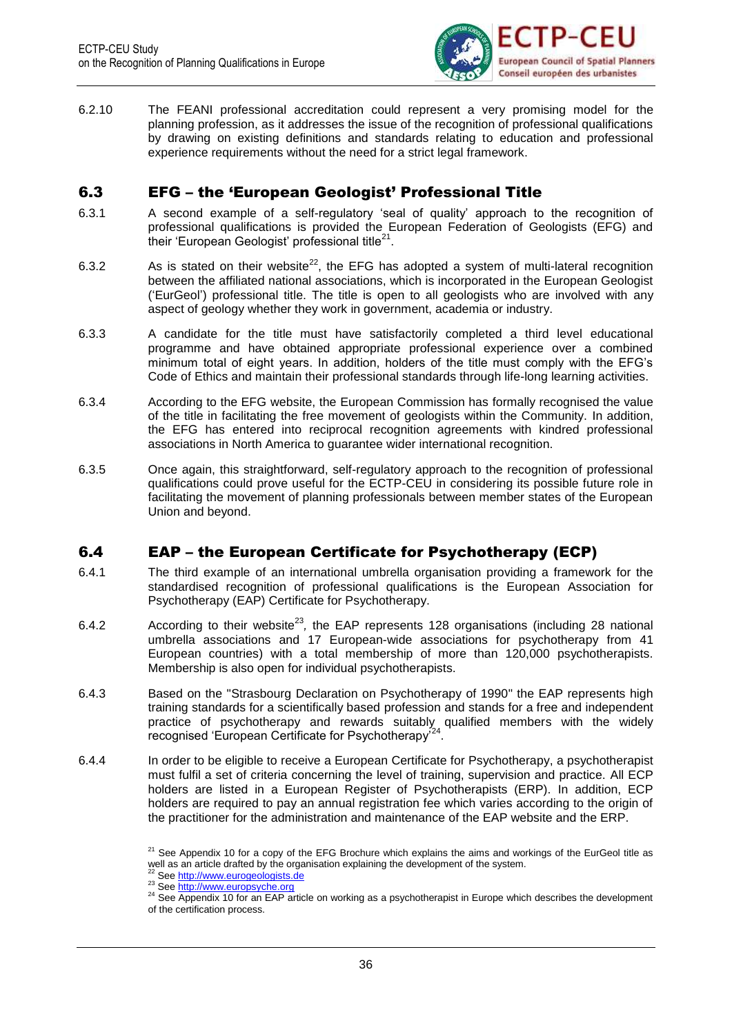6.2.10 The FEANI professional accreditation could represent a very promising model for the planning profession, as it addresses the issue of the recognition of professional qualifications by drawing on existing definitions and standards relating to education and professional experience requirements without the need for a strict legal framework.

## 6.3 EFG – the 'European Geologist' Professional Title

6.3.1 A second example of a self-regulatory 'seal of quality' approach to the recognition of professional qualifications is provided the European Federation of Geologists (EFG) and their 'European Geologist' professional title[21].

6.3.2 As is stated on their website[22], the EFG has adopted a system of multi-lateral recognition between the affiliated national associations, which is incorporated in the European Geologist ('EurGeol') professional title. The title is open to all geologists who are involved with any aspect of geology whether they work in government, academia or industry.

6.3.3 A candidate for the title must have satisfactorily completed a third level educational programme and have obtained appropriate professional experience over a combined minimum total of eight years. In addition, holders of the title must comply with the EFG's Code of Ethics and maintain their professional standards through life-long learning activities.

6.3.4 According to the EFG website, the European Commission has formally recognised the value of the title in facilitating the free movement of geologists within the Community. In addition, the EFG has entered into reciprocal recognition agreements with kindred professional associations in North America to guarantee wider international recognition.

6.3.5 Once again, this straightforward, self-regulatory approach to the recognition of professional qualifications could prove useful for the ECTP-CEU in considering its possible future role in facilitating the movement of planning professionals between member states of the European Union and beyond.

## 6.4 EAP – the European Certificate for Psychotherapy (ECP)

6.4.1 The third example of an international umbrella organisation providing a framework for the standardised recognition of professional qualifications is the European Association for Psychotherapy (EAP) Certificate for Psychotherapy.

6.4.2 According to their website[23], the EAP represents 128 organisations (including 28 national umbrella associations and 17 European-wide associations for psychotherapy from 41 European countries) with a total membership of more than 120,000 psychotherapists. Membership is also open for individual psychotherapists.

6.4.3 Based on the "Strasbourg Declaration on Psychotherapy of 1990" the EAP represents high training standards for a scientifically based profession and stands for a free and independent practice of psychotherapy and rewards suitably qualified members with the widely recognised 'European Certificate for Psychotherapy'[24].

6.4.4 In order to be eligible to receive a European Certificate for Psychotherapy, a psychotherapist must fulfil a set of criteria concerning the level of training, supervision and practice. All ECP holders are listed in a European Register of Psychotherapists (ERP). In addition, ECP holders are required to pay an annual registration fee which varies according to the origin of the practitioner for the administration and maintenance of the EAP website and the ERP.

[21] See Appendix 10 for a copy of the EFG Brochure which explains the aims and workings of the EurGeol title as well as an article drafted by the organisation explaining the development of the system.

[22] See http://www.eurogeologists.de

[23] See http://www.europsyche.org

[24] See Appendix 10 for an EAP article on working as a psychotherapist in Europe which describes the development of the certification process.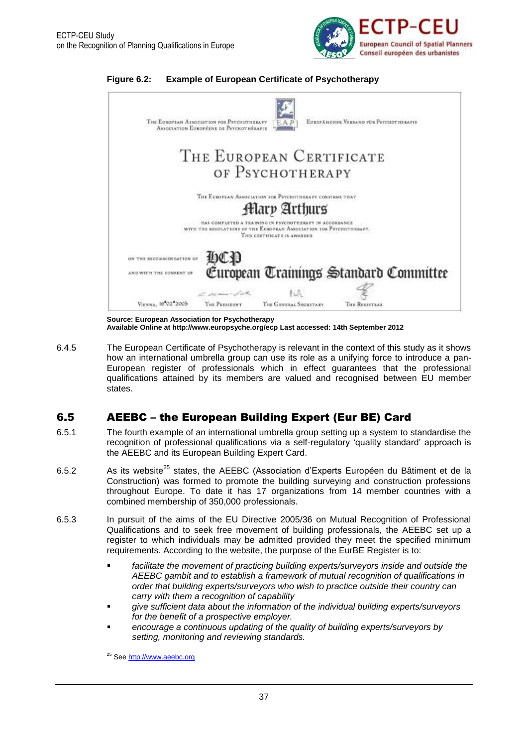**Figure 6.2: Example of European Certificate of Psychotherapy**

The European Association for Psychotherapy
Association Européene de Psychothérapie

EAP

Europäischer Verband für Psychotherapie

THE EUROPEAN CERTIFICATE OF PSYCHOTHERAPY

The European Association for Psychotherapy confirms that

Mary Arthurs

has completed a training in psychotherapy in accordance with the regulations of the European Association for Psychotherapy. This certificate is awarded

on the recommendation of — ECP
and with the consent of — European Trainings Standard Committee

Vienna, 16.02.2005 — The President — The General Secretary — The Registrar

**Source: European Association for Psychotherapy**
**Available Online at http://www.europsyche.org/ecp Last accessed: 14th September 2012**

6.4.5 The European Certificate of Psychotherapy is relevant in the context of this study as it shows how an international umbrella group can use its role as a unifying force to introduce a pan-European register of professionals which in effect guarantees that the professional qualifications attained by its members are valued and recognised between EU member states.

## 6.5 AEEBC – the European Building Expert (Eur BE) Card

6.5.1 The fourth example of an international umbrella group setting up a system to standardise the recognition of professional qualifications via a self-regulatory 'quality standard' approach is the AEEBC and its European Building Expert Card.

6.5.2 As its website[25] states, the AEEBC (Association d'Experts Européen du Bâtiment et de la Construction) was formed to promote the building surveying and construction professions throughout Europe. To date it has 17 organizations from 14 member countries with a combined membership of 350,000 professionals.

6.5.3 In pursuit of the aims of the EU Directive 2005/36 on Mutual Recognition of Professional Qualifications and to seek free movement of building professionals, the AEEBC set up a register to which individuals may be admitted provided they meet the specified minimum requirements. According to the website, the purpose of the EurBE Register is to:

- *facilitate the movement of practicing building experts/surveyors inside and outside the AEEBC gambit and to establish a framework of mutual recognition of qualifications in order that building experts/surveyors who wish to practice outside their country can carry with them a recognition of capability*
- *give sufficient data about the information of the individual building experts/surveyors for the benefit of a prospective employer.*
- *encourage a continuous updating of the quality of building experts/surveyors by setting, monitoring and reviewing standards.*

[25] See http://www.aeebc.org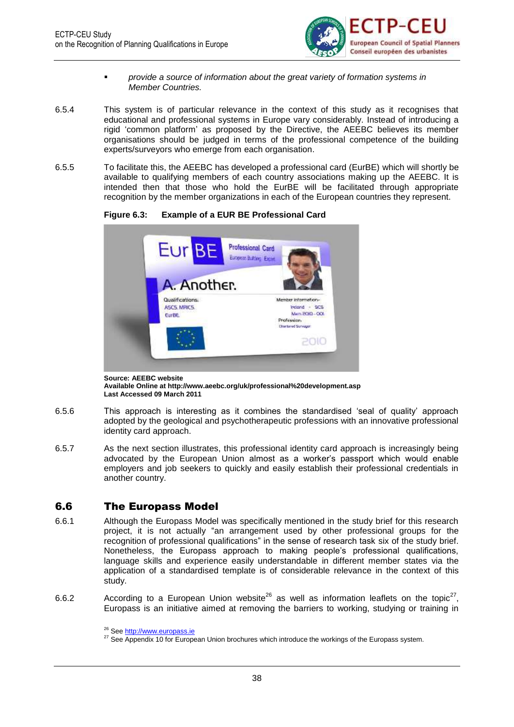- *provide a source of information about the great variety of formation systems in Member Countries.*

6.5.4 This system is of particular relevance in the context of this study as it recognises that educational and professional systems in Europe vary considerably. Instead of introducing a rigid 'common platform' as proposed by the Directive, the AEEBC believes its member organisations should be judged in terms of the professional competence of the building experts/surveyors who emerge from each organisation.

6.5.5 To facilitate this, the AEEBC has developed a professional card (EurBE) which will shortly be available to qualifying members of each country associations making up the AEEBC. It is intended then that those who hold the EurBE will be facilitated through appropriate recognition by the member organizations in each of the European countries they represent.

**Figure 6.3: Example of a EUR BE Professional Card**

**Source: AEEBC website**
**Available Online at http://www.aeebc.org/uk/professional%20development.asp**
**Last Accessed 09 March 2011**

6.5.6 This approach is interesting as it combines the standardised 'seal of quality' approach adopted by the geological and psychotherapeutic professions with an innovative professional identity card approach.

6.5.7 As the next section illustrates, this professional identity card approach is increasingly being advocated by the European Union almost as a worker's passport which would enable employers and job seekers to quickly and easily establish their professional credentials in another country.

## 6.6 The Europass Model

6.6.1 Although the Europass Model was specifically mentioned in the study brief for this research project, it is not actually "an arrangement used by other professional groups for the recognition of professional qualifications" in the sense of research task six of the study brief. Nonetheless, the Europass approach to making people's professional qualifications, language skills and experience easily understandable in different member states via the application of a standardised template is of considerable relevance in the context of this study.

6.6.2 According to a European Union website[26] as well as information leaflets on the topic[27], Europass is an initiative aimed at removing the barriers to working, studying or training in

[26] See http://www.europass.ie

[27] See Appendix 10 for European Union brochures which introduce the workings of the Europass system.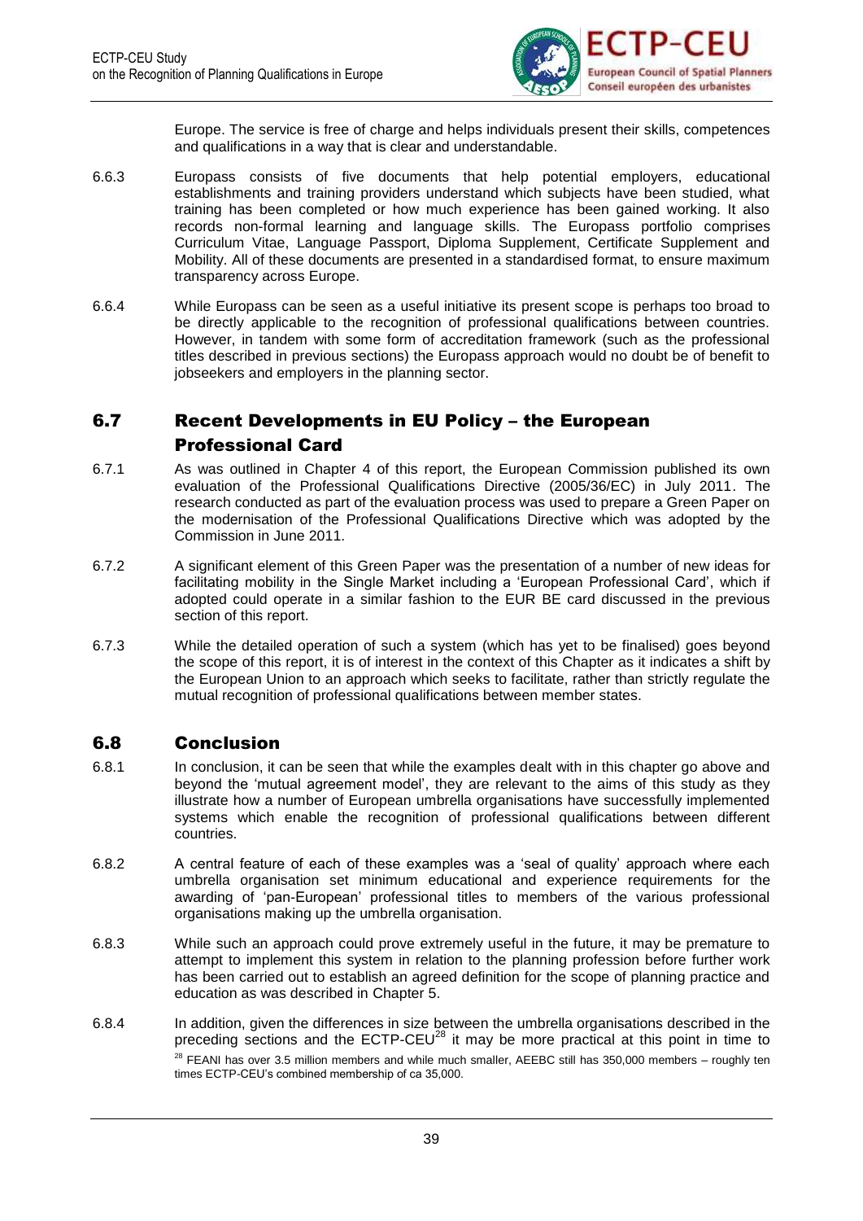Europe. The service is free of charge and helps individuals present their skills, competences and qualifications in a way that is clear and understandable.

6.6.3 Europass consists of five documents that help potential employers, educational establishments and training providers understand which subjects have been studied, what training has been completed or how much experience has been gained working. It also records non-formal learning and language skills. The Europass portfolio comprises Curriculum Vitae, Language Passport, Diploma Supplement, Certificate Supplement and Mobility. All of these documents are presented in a standardised format, to ensure maximum transparency across Europe.

6.6.4 While Europass can be seen as a useful initiative its present scope is perhaps too broad to be directly applicable to the recognition of professional qualifications between countries. However, in tandem with some form of accreditation framework (such as the professional titles described in previous sections) the Europass approach would no doubt be of benefit to jobseekers and employers in the planning sector.

## 6.7 Recent Developments in EU Policy – the European Professional Card

6.7.1 As was outlined in Chapter 4 of this report, the European Commission published its own evaluation of the Professional Qualifications Directive (2005/36/EC) in July 2011. The research conducted as part of the evaluation process was used to prepare a Green Paper on the modernisation of the Professional Qualifications Directive which was adopted by the Commission in June 2011.

6.7.2 A significant element of this Green Paper was the presentation of a number of new ideas for facilitating mobility in the Single Market including a 'European Professional Card', which if adopted could operate in a similar fashion to the EUR BE card discussed in the previous section of this report.

6.7.3 While the detailed operation of such a system (which has yet to be finalised) goes beyond the scope of this report, it is of interest in the context of this Chapter as it indicates a shift by the European Union to an approach which seeks to facilitate, rather than strictly regulate the mutual recognition of professional qualifications between member states.

## 6.8 Conclusion

6.8.1 In conclusion, it can be seen that while the examples dealt with in this chapter go above and beyond the 'mutual agreement model', they are relevant to the aims of this study as they illustrate how a number of European umbrella organisations have successfully implemented systems which enable the recognition of professional qualifications between different countries.

6.8.2 A central feature of each of these examples was a 'seal of quality' approach where each umbrella organisation set minimum educational and experience requirements for the awarding of 'pan-European' professional titles to members of the various professional organisations making up the umbrella organisation.

6.8.3 While such an approach could prove extremely useful in the future, it may be premature to attempt to implement this system in relation to the planning profession before further work has been carried out to establish an agreed definition for the scope of planning practice and education as was described in Chapter 5.

6.8.4 In addition, given the differences in size between the umbrella organisations described in the preceding sections and the ECTP-CEU[28] it may be more practical at this point in time to

[28] FEANI has over 3.5 million members and while much smaller, AEEBC still has 350,000 members – roughly ten times ECTP-CEU's combined membership of ca 35,000.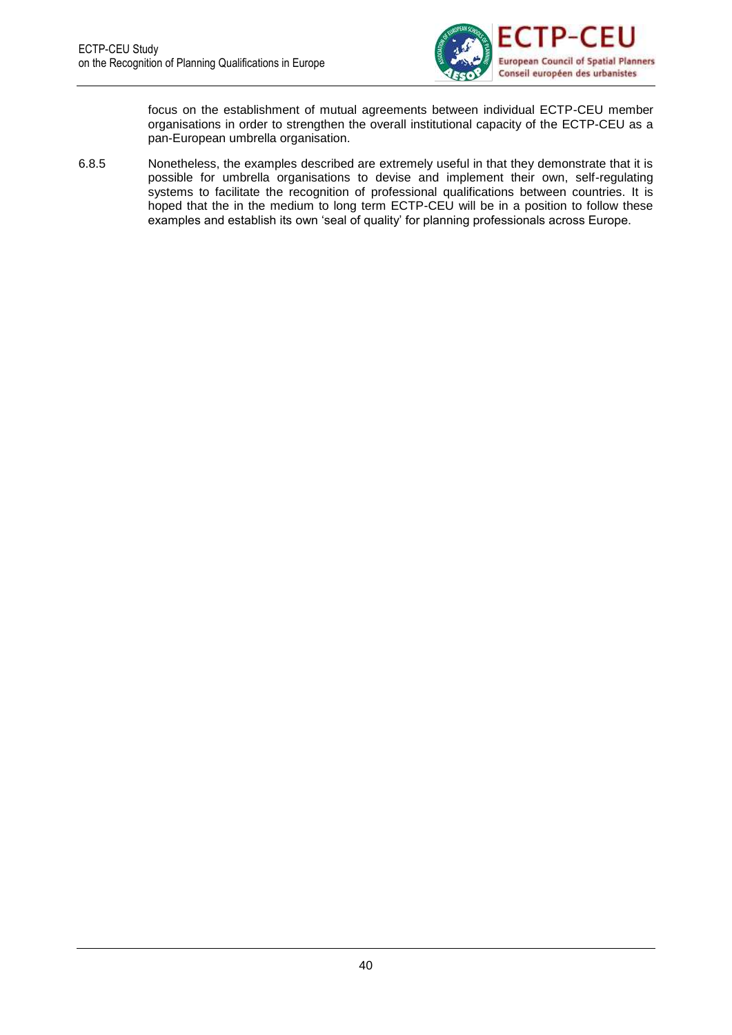focus on the establishment of mutual agreements between individual ECTP-CEU member organisations in order to strengthen the overall institutional capacity of the ECTP-CEU as a pan-European umbrella organisation.

6.8.5 Nonetheless, the examples described are extremely useful in that they demonstrate that it is possible for umbrella organisations to devise and implement their own, self-regulating systems to facilitate the recognition of professional qualifications between countries. It is hoped that the in the medium to long term ECTP-CEU will be in a position to follow these examples and establish its own 'seal of quality' for planning professionals across Europe.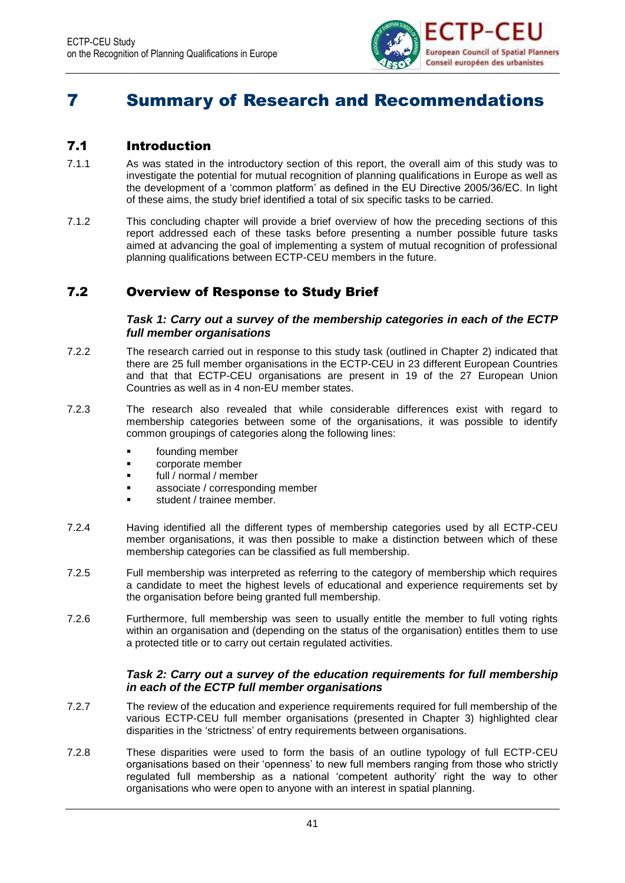# 7 Summary of Research and Recommendations

## 7.1 Introduction

7.1.1 As was stated in the introductory section of this report, the overall aim of this study was to investigate the potential for mutual recognition of planning qualifications in Europe as well as the development of a 'common platform' as defined in the EU Directive 2005/36/EC. In light of these aims, the study brief identified a total of six specific tasks to be carried.

7.1.2 This concluding chapter will provide a brief overview of how the preceding sections of this report addressed each of these tasks before presenting a number possible future tasks aimed at advancing the goal of implementing a system of mutual recognition of professional planning qualifications between ECTP-CEU members in the future.

## 7.2 Overview of Response to Study Brief

***Task 1: Carry out a survey of the membership categories in each of the ECTP full member organisations***

7.2.2 The research carried out in response to this study task (outlined in Chapter 2) indicated that there are 25 full member organisations in the ECTP-CEU in 23 different European Countries and that that ECTP-CEU organisations are present in 19 of the 27 European Union Countries as well as in 4 non-EU member states.

7.2.3 The research also revealed that while considerable differences exist with regard to membership categories between some of the organisations, it was possible to identify common groupings of categories along the following lines:

- founding member
- corporate member
- full / normal / member
- associate / corresponding member
- student / trainee member.

7.2.4 Having identified all the different types of membership categories used by all ECTP-CEU member organisations, it was then possible to make a distinction between which of these membership categories can be classified as full membership.

7.2.5 Full membership was interpreted as referring to the category of membership which requires a candidate to meet the highest levels of educational and experience requirements set by the organisation before being granted full membership.

7.2.6 Furthermore, full membership was seen to usually entitle the member to full voting rights within an organisation and (depending on the status of the organisation) entitles them to use a protected title or to carry out certain regulated activities.

***Task 2: Carry out a survey of the education requirements for full membership in each of the ECTP full member organisations***

7.2.7 The review of the education and experience requirements required for full membership of the various ECTP-CEU full member organisations (presented in Chapter 3) highlighted clear disparities in the 'strictness' of entry requirements between organisations.

7.2.8 These disparities were used to form the basis of an outline typology of full ECTP-CEU organisations based on their 'openness' to new full members ranging from those who strictly regulated full membership as a national 'competent authority' right the way to other organisations who were open to anyone with an interest in spatial planning.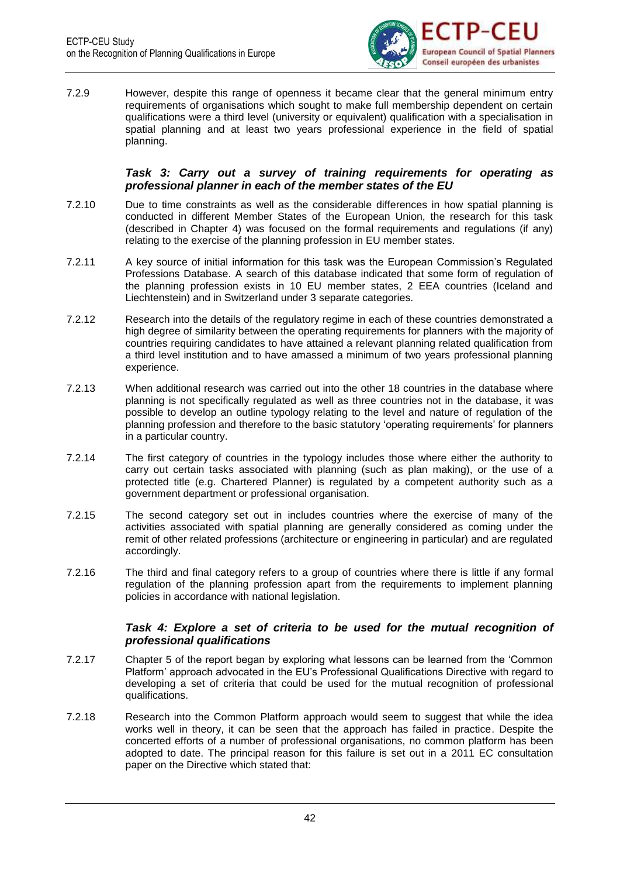7.2.9 However, despite this range of openness it became clear that the general minimum entry requirements of organisations which sought to make full membership dependent on certain qualifications were a third level (university or equivalent) qualification with a specialisation in spatial planning and at least two years professional experience in the field of spatial planning.

### *Task 3: Carry out a survey of training requirements for operating as professional planner in each of the member states of the EU*

7.2.10 Due to time constraints as well as the considerable differences in how spatial planning is conducted in different Member States of the European Union, the research for this task (described in Chapter 4) was focused on the formal requirements and regulations (if any) relating to the exercise of the planning profession in EU member states.

7.2.11 A key source of initial information for this task was the European Commission's Regulated Professions Database. A search of this database indicated that some form of regulation of the planning profession exists in 10 EU member states, 2 EEA countries (Iceland and Liechtenstein) and in Switzerland under 3 separate categories.

7.2.12 Research into the details of the regulatory regime in each of these countries demonstrated a high degree of similarity between the operating requirements for planners with the majority of countries requiring candidates to have attained a relevant planning related qualification from a third level institution and to have amassed a minimum of two years professional planning experience.

7.2.13 When additional research was carried out into the other 18 countries in the database where planning is not specifically regulated as well as three countries not in the database, it was possible to develop an outline typology relating to the level and nature of regulation of the planning profession and therefore to the basic statutory 'operating requirements' for planners in a particular country.

7.2.14 The first category of countries in the typology includes those where either the authority to carry out certain tasks associated with planning (such as plan making), or the use of a protected title (e.g. Chartered Planner) is regulated by a competent authority such as a government department or professional organisation.

7.2.15 The second category set out in includes countries where the exercise of many of the activities associated with spatial planning are generally considered as coming under the remit of other related professions (architecture or engineering in particular) and are regulated accordingly.

7.2.16 The third and final category refers to a group of countries where there is little if any formal regulation of the planning profession apart from the requirements to implement planning policies in accordance with national legislation.

### *Task 4: Explore a set of criteria to be used for the mutual recognition of professional qualifications*

7.2.17 Chapter 5 of the report began by exploring what lessons can be learned from the 'Common Platform' approach advocated in the EU's Professional Qualifications Directive with regard to developing a set of criteria that could be used for the mutual recognition of professional qualifications.

7.2.18 Research into the Common Platform approach would seem to suggest that while the idea works well in theory, it can be seen that the approach has failed in practice. Despite the concerted efforts of a number of professional organisations, no common platform has been adopted to date. The principal reason for this failure is set out in a 2011 EC consultation paper on the Directive which stated that: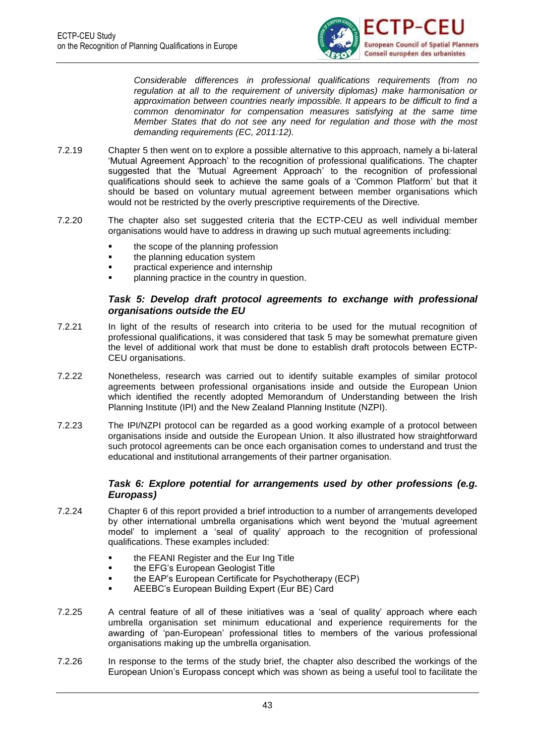*Considerable differences in professional qualifications requirements (from no regulation at all to the requirement of university diplomas) make harmonisation or approximation between countries nearly impossible. It appears to be difficult to find a common denominator for compensation measures satisfying at the same time Member States that do not see any need for regulation and those with the most demanding requirements (EC, 2011:12).*

7.2.19 Chapter 5 then went on to explore a possible alternative to this approach, namely a bi-lateral 'Mutual Agreement Approach' to the recognition of professional qualifications. The chapter suggested that the 'Mutual Agreement Approach' to the recognition of professional qualifications should seek to achieve the same goals of a 'Common Platform' but that it should be based on voluntary mutual agreement between member organisations which would not be restricted by the overly prescriptive requirements of the Directive.

7.2.20 The chapter also set suggested criteria that the ECTP-CEU as well individual member organisations would have to address in drawing up such mutual agreements including:

- the scope of the planning profession
- the planning education system
- practical experience and internship
- planning practice in the country in question.

### *Task 5: Develop draft protocol agreements to exchange with professional organisations outside the EU*

7.2.21 In light of the results of research into criteria to be used for the mutual recognition of professional qualifications, it was considered that task 5 may be somewhat premature given the level of additional work that must be done to establish draft protocols between ECTP-CEU organisations.

7.2.22 Nonetheless, research was carried out to identify suitable examples of similar protocol agreements between professional organisations inside and outside the European Union which identified the recently adopted Memorandum of Understanding between the Irish Planning Institute (IPI) and the New Zealand Planning Institute (NZPI).

7.2.23 The IPI/NZPI protocol can be regarded as a good working example of a protocol between organisations inside and outside the European Union. It also illustrated how straightforward such protocol agreements can be once each organisation comes to understand and trust the educational and institutional arrangements of their partner organisation.

### *Task 6: Explore potential for arrangements used by other professions (e.g. Europass)*

7.2.24 Chapter 6 of this report provided a brief introduction to a number of arrangements developed by other international umbrella organisations which went beyond the 'mutual agreement model' to implement a 'seal of quality' approach to the recognition of professional qualifications. These examples included:

- the FEANI Register and the Eur Ing Title
- the EFG's European Geologist Title
- the EAP's European Certificate for Psychotherapy (ECP)
- AEEBC's European Building Expert (Eur BE) Card

7.2.25 A central feature of all of these initiatives was a 'seal of quality' approach where each umbrella organisation set minimum educational and experience requirements for the awarding of 'pan-European' professional titles to members of the various professional organisations making up the umbrella organisation.

7.2.26 In response to the terms of the study brief, the chapter also described the workings of the European Union's Europass concept which was shown as being a useful tool to facilitate the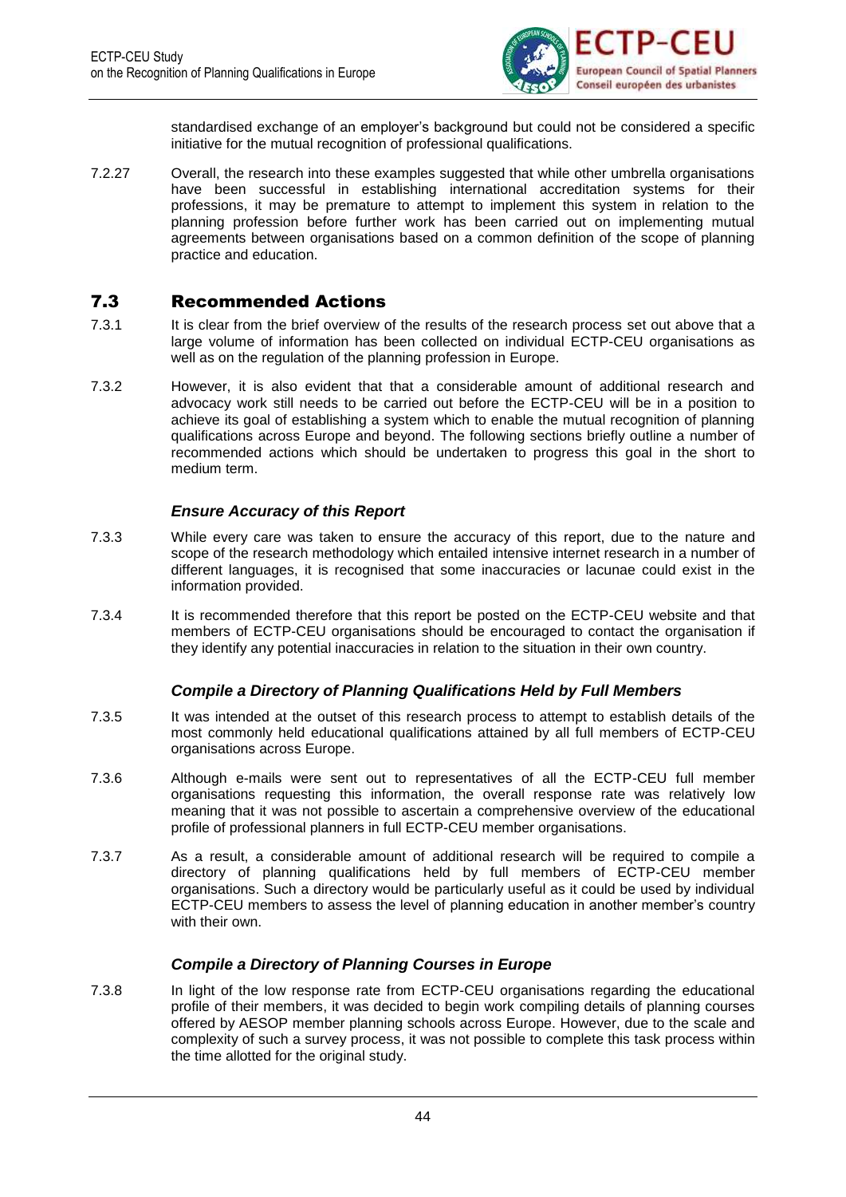standardised exchange of an employer's background but could not be considered a specific initiative for the mutual recognition of professional qualifications.

7.2.27 Overall, the research into these examples suggested that while other umbrella organisations have been successful in establishing international accreditation systems for their professions, it may be premature to attempt to implement this system in relation to the planning profession before further work has been carried out on implementing mutual agreements between organisations based on a common definition of the scope of planning practice and education.

## 7.3 Recommended Actions

7.3.1 It is clear from the brief overview of the results of the research process set out above that a large volume of information has been collected on individual ECTP-CEU organisations as well as on the regulation of the planning profession in Europe.

7.3.2 However, it is also evident that that a considerable amount of additional research and advocacy work still needs to be carried out before the ECTP-CEU will be in a position to achieve its goal of establishing a system which to enable the mutual recognition of planning qualifications across Europe and beyond. The following sections briefly outline a number of recommended actions which should be undertaken to progress this goal in the short to medium term.

### *Ensure Accuracy of this Report*

7.3.3 While every care was taken to ensure the accuracy of this report, due to the nature and scope of the research methodology which entailed intensive internet research in a number of different languages, it is recognised that some inaccuracies or lacunae could exist in the information provided.

7.3.4 It is recommended therefore that this report be posted on the ECTP-CEU website and that members of ECTP-CEU organisations should be encouraged to contact the organisation if they identify any potential inaccuracies in relation to the situation in their own country.

### *Compile a Directory of Planning Qualifications Held by Full Members*

7.3.5 It was intended at the outset of this research process to attempt to establish details of the most commonly held educational qualifications attained by all full members of ECTP-CEU organisations across Europe.

7.3.6 Although e-mails were sent out to representatives of all the ECTP-CEU full member organisations requesting this information, the overall response rate was relatively low meaning that it was not possible to ascertain a comprehensive overview of the educational profile of professional planners in full ECTP-CEU member organisations.

7.3.7 As a result, a considerable amount of additional research will be required to compile a directory of planning qualifications held by full members of ECTP-CEU member organisations. Such a directory would be particularly useful as it could be used by individual ECTP-CEU members to assess the level of planning education in another member's country with their own.

### *Compile a Directory of Planning Courses in Europe*

7.3.8 In light of the low response rate from ECTP-CEU organisations regarding the educational profile of their members, it was decided to begin work compiling details of planning courses offered by AESOP member planning schools across Europe. However, due to the scale and complexity of such a survey process, it was not possible to complete this task process within the time allotted for the original study.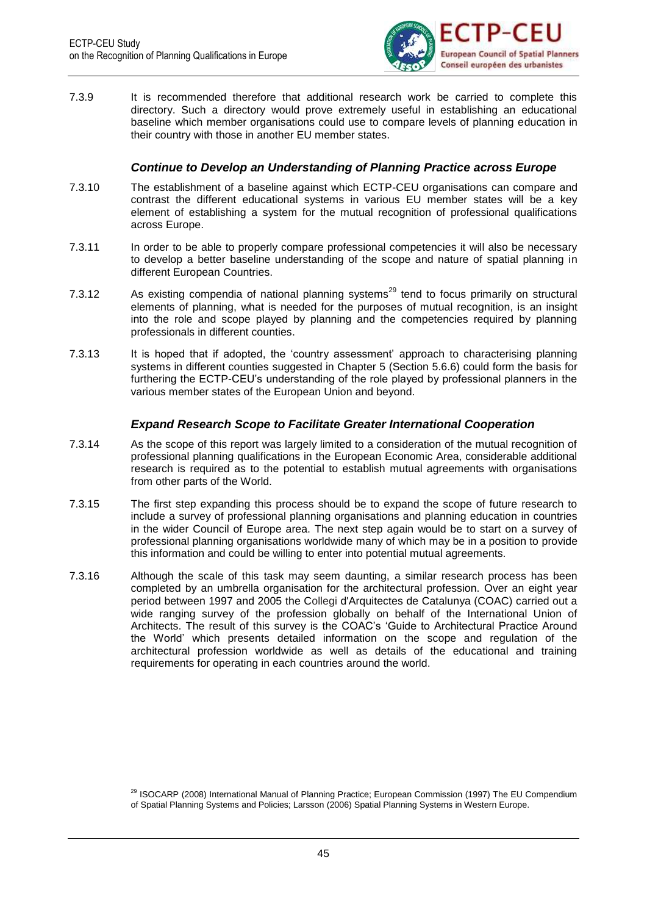7.3.9 It is recommended therefore that additional research work be carried to complete this directory. Such a directory would prove extremely useful in establishing an educational baseline which member organisations could use to compare levels of planning education in their country with those in another EU member states.

### *Continue to Develop an Understanding of Planning Practice across Europe*

7.3.10 The establishment of a baseline against which ECTP-CEU organisations can compare and contrast the different educational systems in various EU member states will be a key element of establishing a system for the mutual recognition of professional qualifications across Europe.

7.3.11 In order to be able to properly compare professional competencies it will also be necessary to develop a better baseline understanding of the scope and nature of spatial planning in different European Countries.

7.3.12 As existing compendia of national planning systems[29] tend to focus primarily on structural elements of planning, what is needed for the purposes of mutual recognition, is an insight into the role and scope played by planning and the competencies required by planning professionals in different counties.

7.3.13 It is hoped that if adopted, the 'country assessment' approach to characterising planning systems in different counties suggested in Chapter 5 (Section 5.6.6) could form the basis for furthering the ECTP-CEU's understanding of the role played by professional planners in the various member states of the European Union and beyond.

### *Expand Research Scope to Facilitate Greater International Cooperation*

7.3.14 As the scope of this report was largely limited to a consideration of the mutual recognition of professional planning qualifications in the European Economic Area, considerable additional research is required as to the potential to establish mutual agreements with organisations from other parts of the World.

7.3.15 The first step expanding this process should be to expand the scope of future research to include a survey of professional planning organisations and planning education in countries in the wider Council of Europe area. The next step again would be to start on a survey of professional planning organisations worldwide many of which may be in a position to provide this information and could be willing to enter into potential mutual agreements.

7.3.16 Although the scale of this task may seem daunting, a similar research process has been completed by an umbrella organisation for the architectural profession. Over an eight year period between 1997 and 2005 the Collegi d'Arquitectes de Catalunya (COAC) carried out a wide ranging survey of the profession globally on behalf of the International Union of Architects. The result of this survey is the COAC's 'Guide to Architectural Practice Around the World' which presents detailed information on the scope and regulation of the architectural profession worldwide as well as details of the educational and training requirements for operating in each countries around the world.

[29] ISOCARP (2008) International Manual of Planning Practice; European Commission (1997) The EU Compendium of Spatial Planning Systems and Policies; Larsson (2006) Spatial Planning Systems in Western Europe.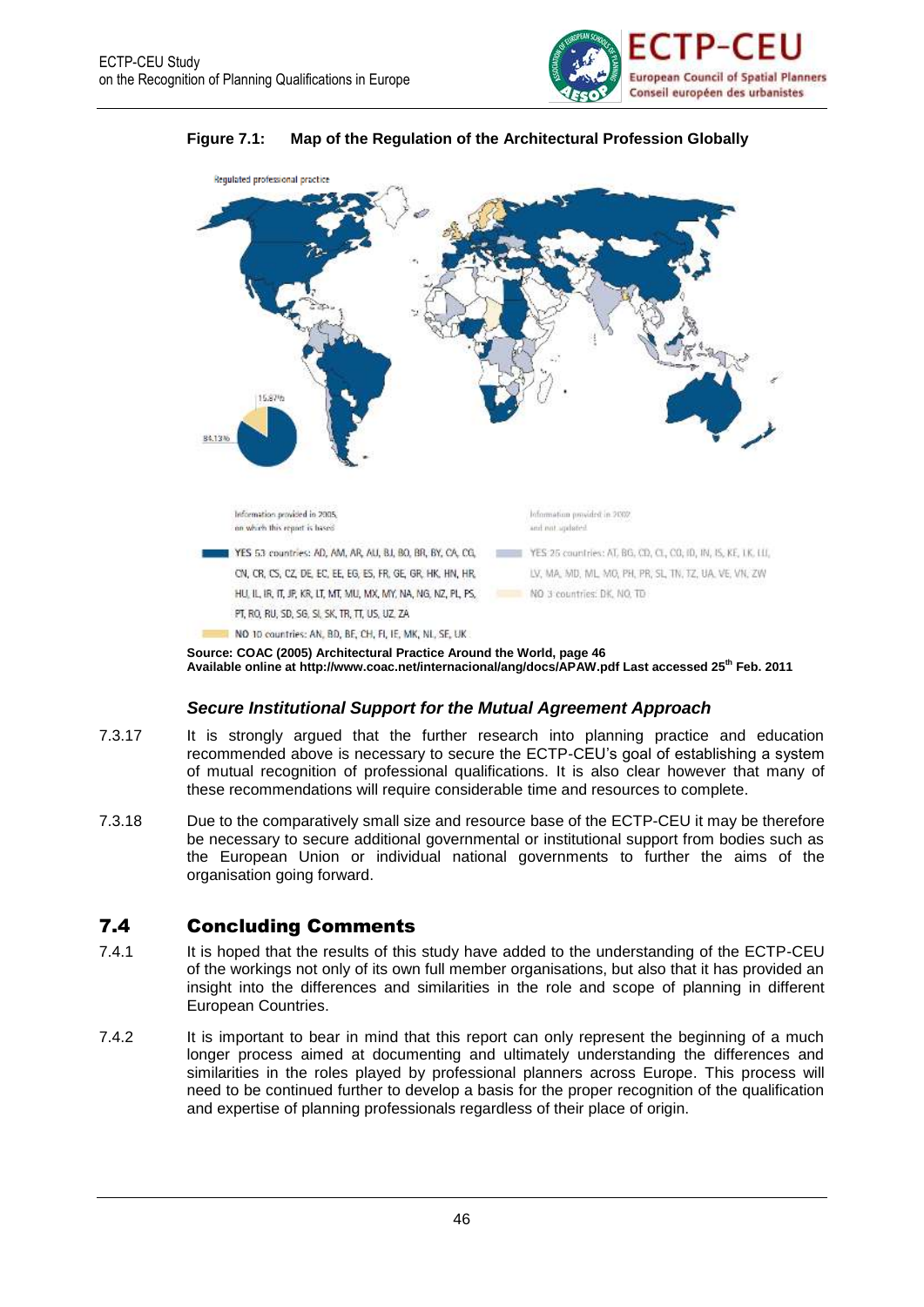**Figure 7.1: Map of the Regulation of the Architectural Profession Globally**

Regulated professional practice

15.87%

84.13%

Information provided in 2005, on which this report is based

YES 53 countries: AD, AM, AR, AU, BJ, BO, BR, BY, CA, CG, CN, CR, CS, CZ, DE, EC, EE, EG, ES, FR, GE, GR, HK, HN, HR, HU, IL, IR, IT, JP, KR, LT, MT, MU, MX, MY, NA, NG, NZ, PL, PS, PT, RO, RU, SD, SG, SI, SK, TR, TT, US, UZ, ZA

NO 10 countries: AN, BD, BE, CH, FI, IE, MK, NL, SE, UK

Information provided in 2002 and not updated

YES 25 countries: AT, BG, CD, CL, CO, ID, IN, IS, KE, LK, LU, LV, MA, MD, ML, MO, PH, PR, SL, TN, TZ, UA, VE, VN, ZW

NO 3 countries: DK, NO, TD

**Source: COAC (2005) Architectural Practice Around the World, page 46**
**Available online at http://www.coac.net/internacional/ang/docs/APAW.pdf Last accessed 25th Feb. 2011**

### *Secure Institutional Support for the Mutual Agreement Approach*

7.3.17 It is strongly argued that the further research into planning practice and education recommended above is necessary to secure the ECTP-CEU's goal of establishing a system of mutual recognition of professional qualifications. It is also clear however that many of these recommendations will require considerable time and resources to complete.

7.3.18 Due to the comparatively small size and resource base of the ECTP-CEU it may be therefore be necessary to secure additional governmental or institutional support from bodies such as the European Union or individual national governments to further the aims of the organisation going forward.

## 7.4 Concluding Comments

7.4.1 It is hoped that the results of this study have added to the understanding of the ECTP-CEU of the workings not only of its own full member organisations, but also that it has provided an insight into the differences and similarities in the role and scope of planning in different European Countries.

7.4.2 It is important to bear in mind that this report can only represent the beginning of a much longer process aimed at documenting and ultimately understanding the differences and similarities in the roles played by professional planners across Europe. This process will need to be continued further to develop a basis for the proper recognition of the qualification and expertise of planning professionals regardless of their place of origin.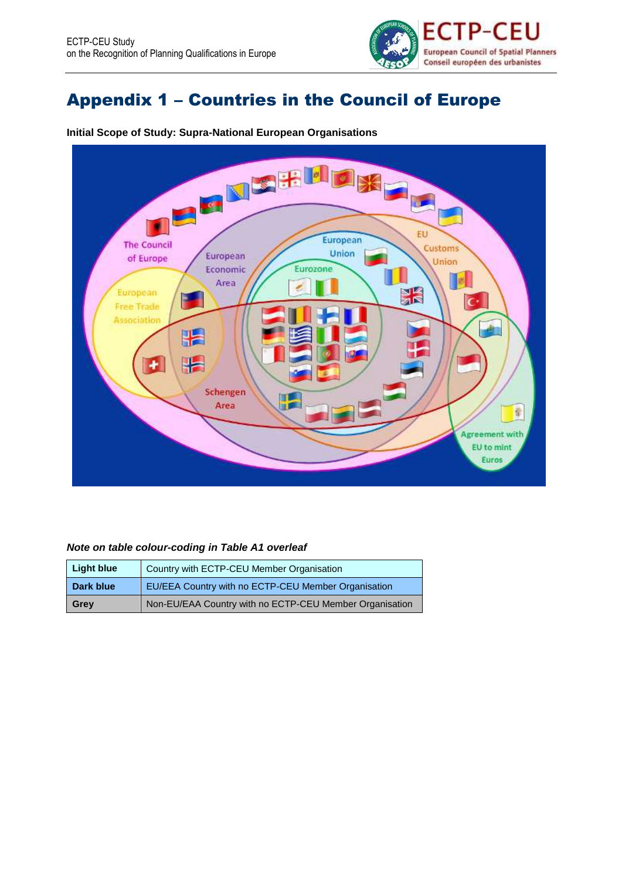# Appendix 1 – Countries in the Council of Europe

**Initial Scope of Study: Supra-National European Organisations**

***Note on table colour-coding in Table A1 overleaf***

| **Light blue** | Country with ECTP-CEU Member Organisation |
|---|---|
| **Dark blue** | EU/EEA Country with no ECTP-CEU Member Organisation |
| **Grey** | Non-EU/EAA Country with no ECTP-CEU Member Organisation |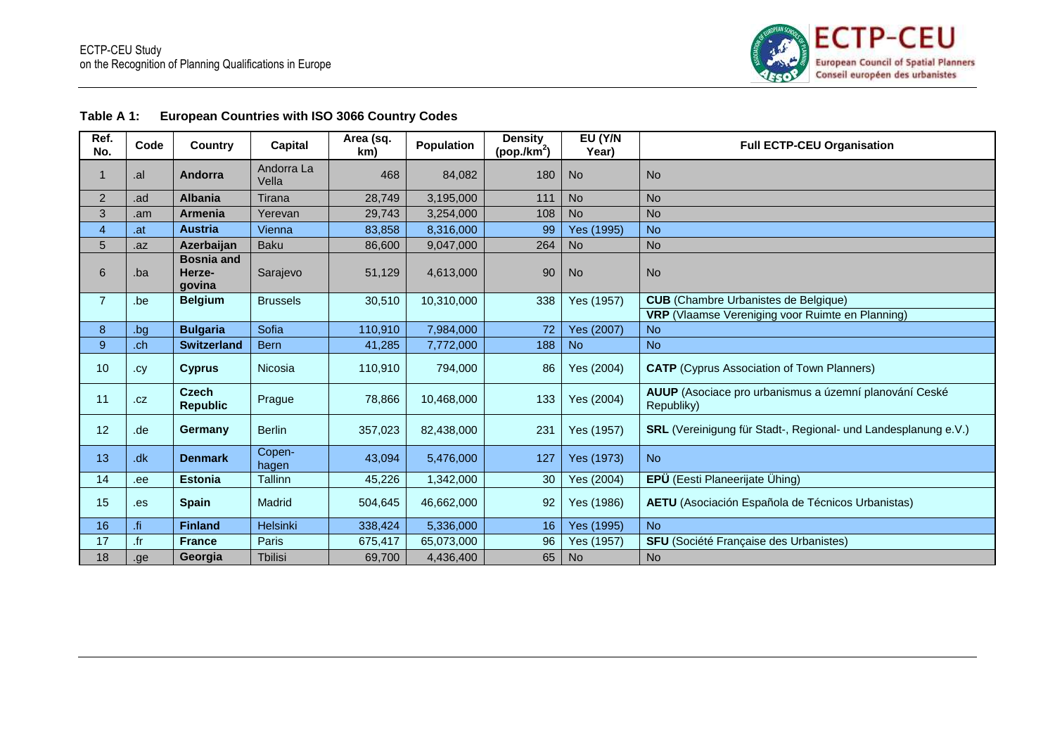**Table A 1: European Countries with ISO 3066 Country Codes**

| Ref. No. | Code | Country | Capital | Area (sq. km) | Population | Density (pop./km$^2$) | EU (Y/N Year) | Full ECTP-CEU Organisation |
|---|---|---|---|---|---|---|---|---|
| 1 | .al | **Andorra** | Andorra La Vella | 468 | 84,082 | 180 | No | No |
| 2 | .ad | **Albania** | Tirana | 28,749 | 3,195,000 | 111 | No | No |
| 3 | .am | **Armenia** | Yerevan | 29,743 | 3,254,000 | 108 | No | No |
| 4 | .at | **Austria** | Vienna | 83,858 | 8,316,000 | 99 | Yes (1995) | No |
| 5 | .az | **Azerbaijan** | Baku | 86,600 | 9,047,000 | 264 | No | No |
| 6 | .ba | **Bosnia and Herze-govina** | Sarajevo | 51,129 | 4,613,000 | 90 | No | No |
| 7 | .be | **Belgium** | Brussels | 30,510 | 10,310,000 | 338 | Yes (1957) | **CUB** (Chambre Urbanistes de Belgique) |
| | | | | | | | | **VRP** (Vlaamse Vereniging voor Ruimte en Planning) |
| 8 | .bg | **Bulgaria** | Sofia | 110,910 | 7,984,000 | 72 | Yes (2007) | No |
| 9 | .ch | **Switzerland** | Bern | 41,285 | 7,772,000 | 188 | No | No |
| 10 | .cy | **Cyprus** | Nicosia | 110,910 | 794,000 | 86 | Yes (2004) | **CATP** (Cyprus Association of Town Planners) |
| 11 | .cz | **Czech Republic** | Prague | 78,866 | 10,468,000 | 133 | Yes (2004) | **AUUP** (Asociace pro urbanismus a územní planování Ceské Republiky) |
| 12 | .de | **Germany** | Berlin | 357,023 | 82,438,000 | 231 | Yes (1957) | **SRL** (Vereinigung für Stadt-, Regional- und Landesplanung e.V.) |
| 13 | .dk | **Denmark** | Copen-hagen | 43,094 | 5,476,000 | 127 | Yes (1973) | No |
| 14 | .ee | **Estonia** | Tallinn | 45,226 | 1,342,000 | 30 | Yes (2004) | **EPÜ** (Eesti Planeerijate Ühing) |
| 15 | .es | **Spain** | Madrid | 504,645 | 46,662,000 | 92 | Yes (1986) | **AETU** (Asociación Española de Técnicos Urbanistas) |
| 16 | .fi | **Finland** | Helsinki | 338,424 | 5,336,000 | 16 | Yes (1995) | No |
| 17 | .fr | **France** | Paris | 675,417 | 65,073,000 | 96 | Yes (1957) | **SFU** (Société Française des Urbanistes) |
| 18 | .ge | **Georgia** | Tbilisi | 69,700 | 4,436,400 | 65 | No | No |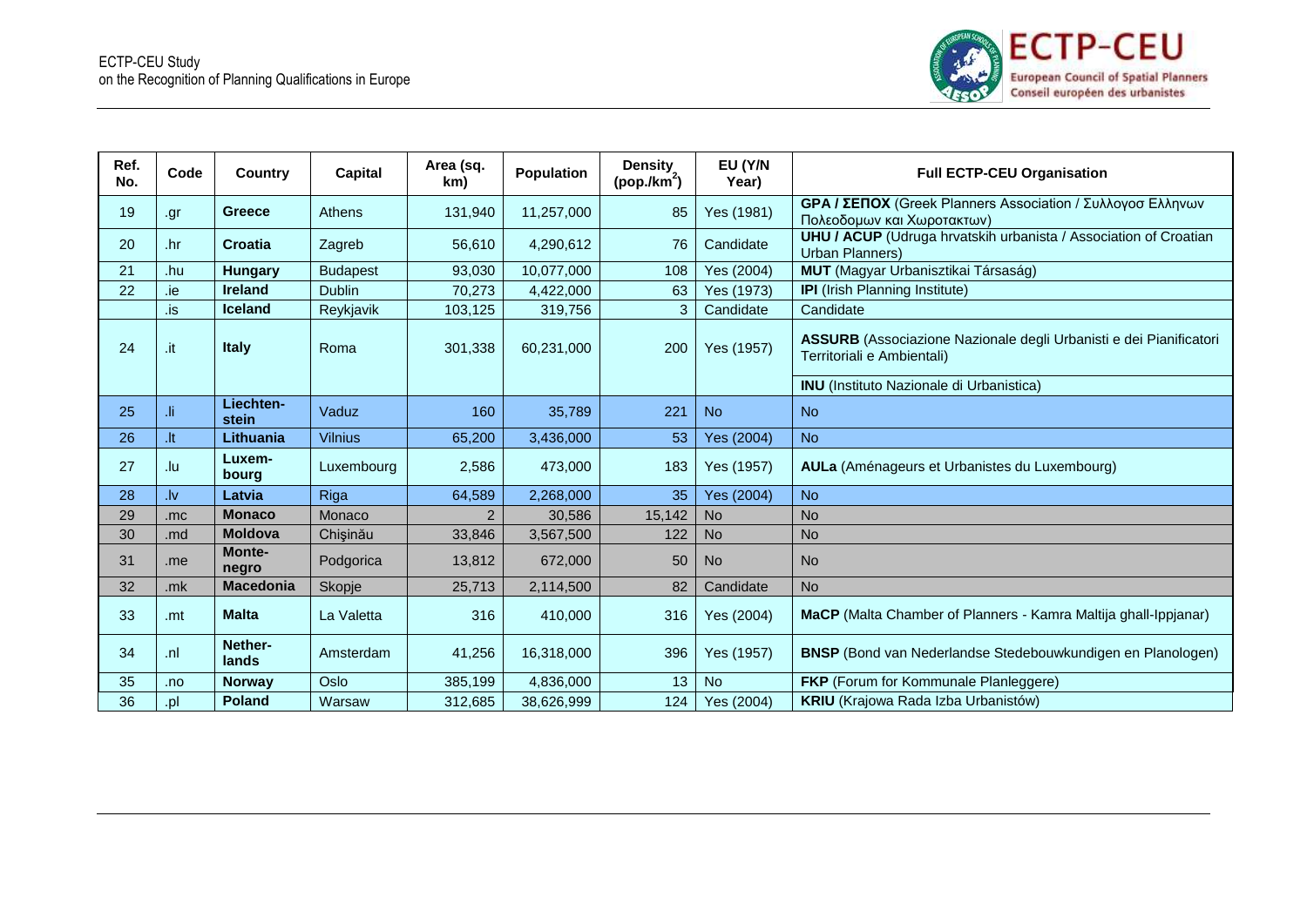| Ref. No. | Code | Country | Capital | Area (sq. km) | Population | Density (pop./km$^2$) | EU (Y/N Year) | Full ECTP-CEU Organisation |
|---|---|---|---|---|---|---|---|---|
| 19 | .gr | **Greece** | Athens | 131,940 | 11,257,000 | 85 | Yes (1981) | **GPA / ΣΕΠΟΧ** (Greek Planners Association / Συλλογοσ Ελληνων Πολεοδομων και Χωροτακτων) |
| 20 | .hr | **Croatia** | Zagreb | 56,610 | 4,290,612 | 76 | Candidate | **UHU / ACUP** (Udruga hrvatskih urbanista / Association of Croatian Urban Planners) |
| 21 | .hu | **Hungary** | Budapest | 93,030 | 10,077,000 | 108 | Yes (2004) | **MUT** (Magyar Urbanisztikai Társaság) |
| 22 | .ie | **Ireland** | Dublin | 70,273 | 4,422,000 | 63 | Yes (1973) | **IPI** (Irish Planning Institute) |
| | .is | **Iceland** | Reykjavik | 103,125 | 319,756 | 3 | Candidate | Candidate |
| 24 | .it | **Italy** | Roma | 301,338 | 60,231,000 | 200 | Yes (1957) | **ASSURB** (Associazione Nazionale degli Urbanisti e dei Pianificatori Territoriali e Ambientali) |
| | | | | | | | | **INU** (Instituto Nazionale di Urbanistica) |
| 25 | .li | **Liechten-stein** | Vaduz | 160 | 35,789 | 221 | No | No |
| 26 | .lt | **Lithuania** | Vilnius | 65,200 | 3,436,000 | 53 | Yes (2004) | No |
| 27 | .lu | **Luxem-bourg** | Luxembourg | 2,586 | 473,000 | 183 | Yes (1957) | **AULa** (Aménageurs et Urbanistes du Luxembourg) |
| 28 | .lv | **Latvia** | Riga | 64,589 | 2,268,000 | 35 | Yes (2004) | No |
| 29 | .mc | **Monaco** | Monaco | 2 | 30,586 | 15,142 | No | No |
| 30 | .md | **Moldova** | Chişinău | 33,846 | 3,567,500 | 122 | No | No |
| 31 | .me | **Monte-negro** | Podgorica | 13,812 | 672,000 | 50 | No | No |
| 32 | .mk | **Macedonia** | Skopje | 25,713 | 2,114,500 | 82 | Candidate | No |
| 33 | .mt | **Malta** | La Valetta | 316 | 410,000 | 316 | Yes (2004) | **MaCP** (Malta Chamber of Planners - Kamra Maltija ghall-Ippjanar) |
| 34 | .nl | **Nether-lands** | Amsterdam | 41,256 | 16,318,000 | 396 | Yes (1957) | **BNSP** (Bond van Nederlandse Stedebouwkundigen en Planologen) |
| 35 | .no | **Norway** | Oslo | 385,199 | 4,836,000 | 13 | No | **FKP** (Forum for Kommunale Planleggere) |
| 36 | .pl | **Poland** | Warsaw | 312,685 | 38,626,999 | 124 | Yes (2004) | **KRIU** (Krajowa Rada Izba Urbanistów) |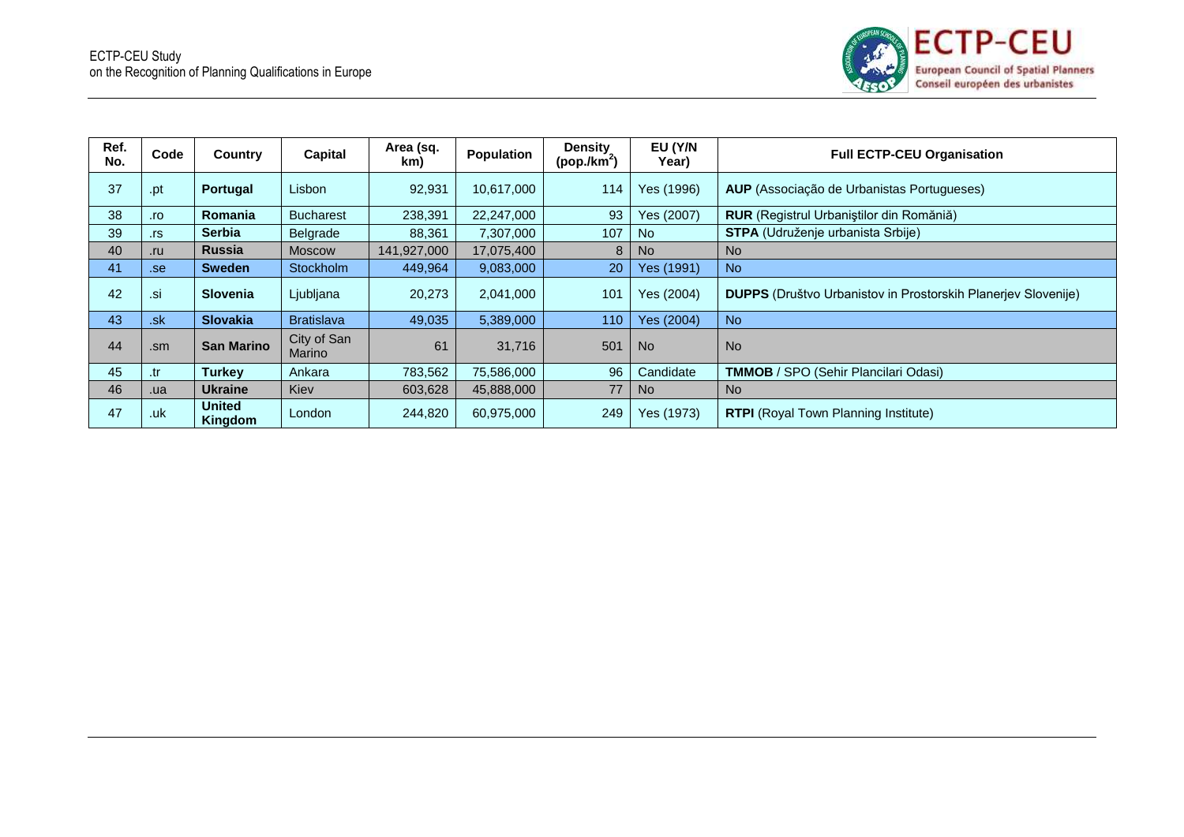| Ref. No. | Code | Country | Capital | Area (sq. km) | Population | Density (pop./km$^2$) | EU (Y/N Year) | Full ECTP-CEU Organisation |
|---|---|---|---|---|---|---|---|---|
| 37 | .pt | **Portugal** | Lisbon | 92,931 | 10,617,000 | 114 | Yes (1996) | **AUP** (Associação de Urbanistas Portugueses) |
| 38 | .ro | **Romania** | Bucharest | 238,391 | 22,247,000 | 93 | Yes (2007) | **RUR** (Registrul Urbaniştilor din Româniă) |
| 39 | .rs | **Serbia** | Belgrade | 88,361 | 7,307,000 | 107 | No | **STPA** (Udruženje urbanista Srbije) |
| 40 | .ru | **Russia** | Moscow | 141,927,000 | 17,075,400 | 8 | No | No |
| 41 | .se | **Sweden** | Stockholm | 449,964 | 9,083,000 | 20 | Yes (1991) | No |
| 42 | .si | **Slovenia** | Ljubljana | 20,273 | 2,041,000 | 101 | Yes (2004) | **DUPPS** (Društvo Urbanistov in Prostorskih Planerjev Slovenije) |
| 43 | .sk | **Slovakia** | Bratislava | 49,035 | 5,389,000 | 110 | Yes (2004) | No |
| 44 | .sm | **San Marino** | City of San Marino | 61 | 31,716 | 501 | No | No |
| 45 | .tr | **Turkey** | Ankara | 783,562 | 75,586,000 | 96 | Candidate | **TMMOB** / SPO (Sehir Plancilari Odasi) |
| 46 | .ua | **Ukraine** | Kiev | 603,628 | 45,888,000 | 77 | No | No |
| 47 | .uk | **United Kingdom** | London | 244,820 | 60,975,000 | 249 | Yes (1973) | **RTPI** (Royal Town Planning Institute) |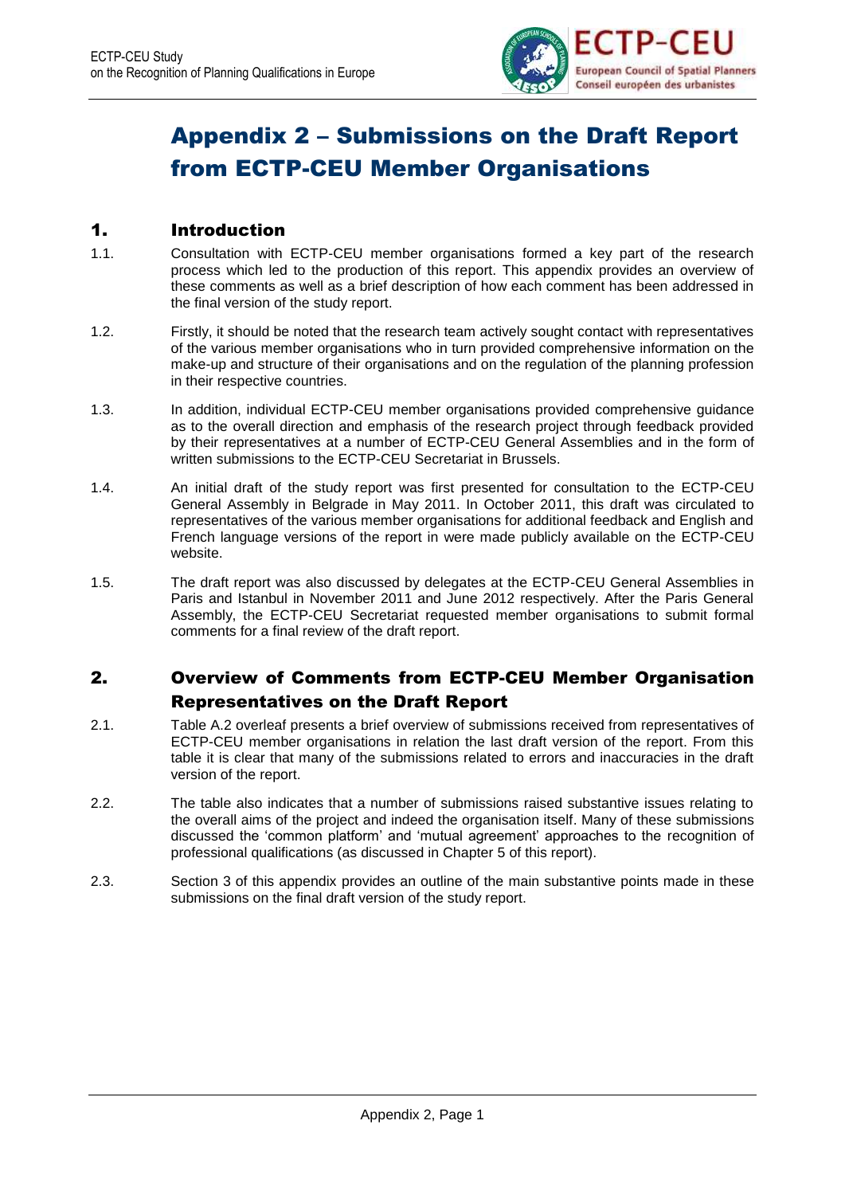# Appendix 2 – Submissions on the Draft Report from ECTP-CEU Member Organisations

## 1. Introduction

1.1. Consultation with ECTP-CEU member organisations formed a key part of the research process which led to the production of this report. This appendix provides an overview of these comments as well as a brief description of how each comment has been addressed in the final version of the study report.

1.2. Firstly, it should be noted that the research team actively sought contact with representatives of the various member organisations who in turn provided comprehensive information on the make-up and structure of their organisations and on the regulation of the planning profession in their respective countries.

1.3. In addition, individual ECTP-CEU member organisations provided comprehensive guidance as to the overall direction and emphasis of the research project through feedback provided by their representatives at a number of ECTP-CEU General Assemblies and in the form of written submissions to the ECTP-CEU Secretariat in Brussels.

1.4. An initial draft of the study report was first presented for consultation to the ECTP-CEU General Assembly in Belgrade in May 2011. In October 2011, this draft was circulated to representatives of the various member organisations for additional feedback and English and French language versions of the report in were made publicly available on the ECTP-CEU website.

1.5. The draft report was also discussed by delegates at the ECTP-CEU General Assemblies in Paris and Istanbul in November 2011 and June 2012 respectively. After the Paris General Assembly, the ECTP-CEU Secretariat requested member organisations to submit formal comments for a final review of the draft report.

## 2. Overview of Comments from ECTP-CEU Member Organisation Representatives on the Draft Report

2.1. Table A.2 overleaf presents a brief overview of submissions received from representatives of ECTP-CEU member organisations in relation the last draft version of the report. From this table it is clear that many of the submissions related to errors and inaccuracies in the draft version of the report.

2.2. The table also indicates that a number of submissions raised substantive issues relating to the overall aims of the project and indeed the organisation itself. Many of these submissions discussed the 'common platform' and 'mutual agreement' approaches to the recognition of professional qualifications (as discussed in Chapter 5 of this report).

2.3. Section 3 of this appendix provides an outline of the main substantive points made in these submissions on the final draft version of the study report.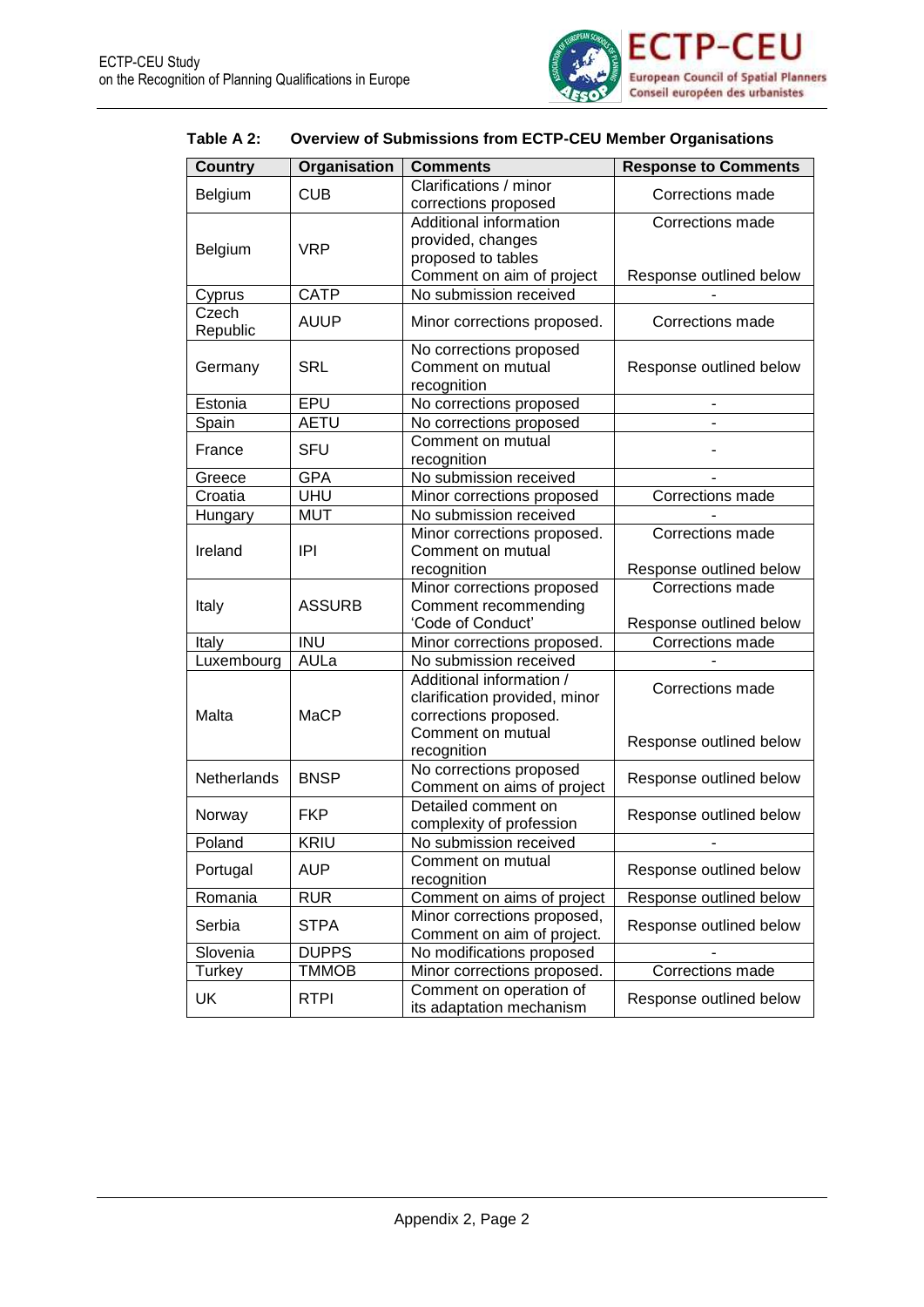**Table A 2: Overview of Submissions from ECTP-CEU Member Organisations**

| Country | Organisation | Comments | Response to Comments |
|---|---|---|---|
| Belgium | CUB | Clarifications / minor corrections proposed | Corrections made |
| Belgium | VRP | Additional information provided, changes proposed to tables<br>Comment on aim of project | Corrections made<br><br>Response outlined below |
| Cyprus | CATP | No submission received | - |
| Czech Republic | AUUP | Minor corrections proposed. | Corrections made |
| Germany | SRL | No corrections proposed<br>Comment on mutual recognition | Response outlined below |
| Estonia | EPU | No corrections proposed | - |
| Spain | AETU | No corrections proposed | - |
| France | SFU | Comment on mutual recognition | - |
| Greece | GPA | No submission received | - |
| Croatia | UHU | Minor corrections proposed | Corrections made |
| Hungary | MUT | No submission received | - |
| Ireland | IPI | Minor corrections proposed.<br>Comment on mutual recognition | Corrections made<br><br>Response outlined below |
| Italy | ASSURB | Minor corrections proposed<br>Comment recommending 'Code of Conduct' | Corrections made<br><br>Response outlined below |
| Italy | INU | Minor corrections proposed. | Corrections made |
| Luxembourg | AULa | No submission received | - |
| Malta | MaCP | Additional information / clarification provided, minor corrections proposed.<br>Comment on mutual recognition | Corrections made<br><br>Response outlined below |
| Netherlands | BNSP | No corrections proposed<br>Comment on aims of project | Response outlined below |
| Norway | FKP | Detailed comment on complexity of profession | Response outlined below |
| Poland | KRIU | No submission received | - |
| Portugal | AUP | Comment on mutual recognition | Response outlined below |
| Romania | RUR | Comment on aims of project | Response outlined below |
| Serbia | STPA | Minor corrections proposed,<br>Comment on aim of project. | Response outlined below |
| Slovenia | DUPPS | No modifications proposed | - |
| Turkey | TMMOB | Minor corrections proposed. | Corrections made |
| UK | RTPI | Comment on operation of its adaptation mechanism | Response outlined below |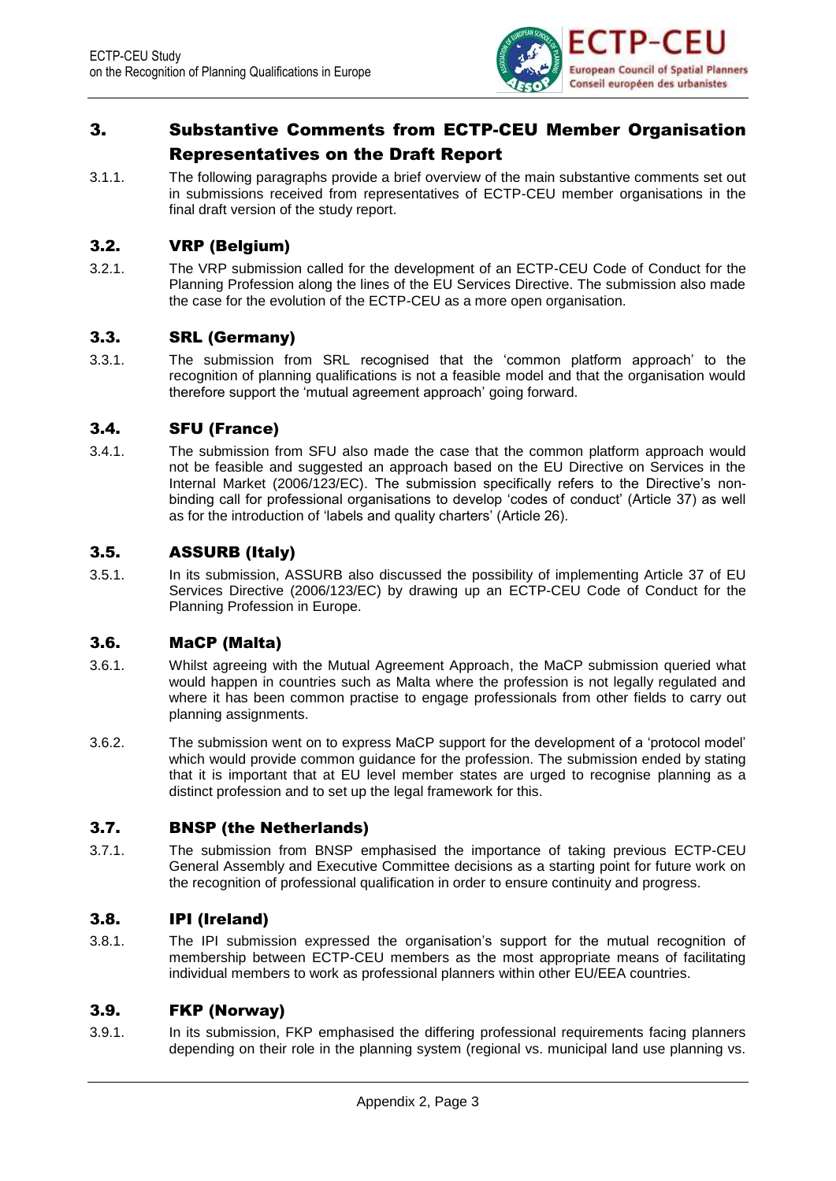## 3. Substantive Comments from ECTP-CEU Member Organisation Representatives on the Draft Report

3.1.1. The following paragraphs provide a brief overview of the main substantive comments set out in submissions received from representatives of ECTP-CEU member organisations in the final draft version of the study report.

### 3.2. VRP (Belgium)

3.2.1. The VRP submission called for the development of an ECTP-CEU Code of Conduct for the Planning Profession along the lines of the EU Services Directive. The submission also made the case for the evolution of the ECTP-CEU as a more open organisation.

### 3.3. SRL (Germany)

3.3.1. The submission from SRL recognised that the 'common platform approach' to the recognition of planning qualifications is not a feasible model and that the organisation would therefore support the 'mutual agreement approach' going forward.

### 3.4. SFU (France)

3.4.1. The submission from SFU also made the case that the common platform approach would not be feasible and suggested an approach based on the EU Directive on Services in the Internal Market (2006/123/EC). The submission specifically refers to the Directive's non-binding call for professional organisations to develop 'codes of conduct' (Article 37) as well as for the introduction of 'labels and quality charters' (Article 26).

### 3.5. ASSURB (Italy)

3.5.1. In its submission, ASSURB also discussed the possibility of implementing Article 37 of EU Services Directive (2006/123/EC) by drawing up an ECTP-CEU Code of Conduct for the Planning Profession in Europe.

### 3.6. MaCP (Malta)

3.6.1. Whilst agreeing with the Mutual Agreement Approach, the MaCP submission queried what would happen in countries such as Malta where the profession is not legally regulated and where it has been common practise to engage professionals from other fields to carry out planning assignments.

3.6.2. The submission went on to express MaCP support for the development of a 'protocol model' which would provide common guidance for the profession. The submission ended by stating that it is important that at EU level member states are urged to recognise planning as a distinct profession and to set up the legal framework for this.

### 3.7. BNSP (the Netherlands)

3.7.1. The submission from BNSP emphasised the importance of taking previous ECTP-CEU General Assembly and Executive Committee decisions as a starting point for future work on the recognition of professional qualification in order to ensure continuity and progress.

### 3.8. IPI (Ireland)

3.8.1. The IPI submission expressed the organisation's support for the mutual recognition of membership between ECTP-CEU members as the most appropriate means of facilitating individual members to work as professional planners within other EU/EEA countries.

### 3.9. FKP (Norway)

3.9.1. In its submission, FKP emphasised the differing professional requirements facing planners depending on their role in the planning system (regional vs. municipal land use planning vs.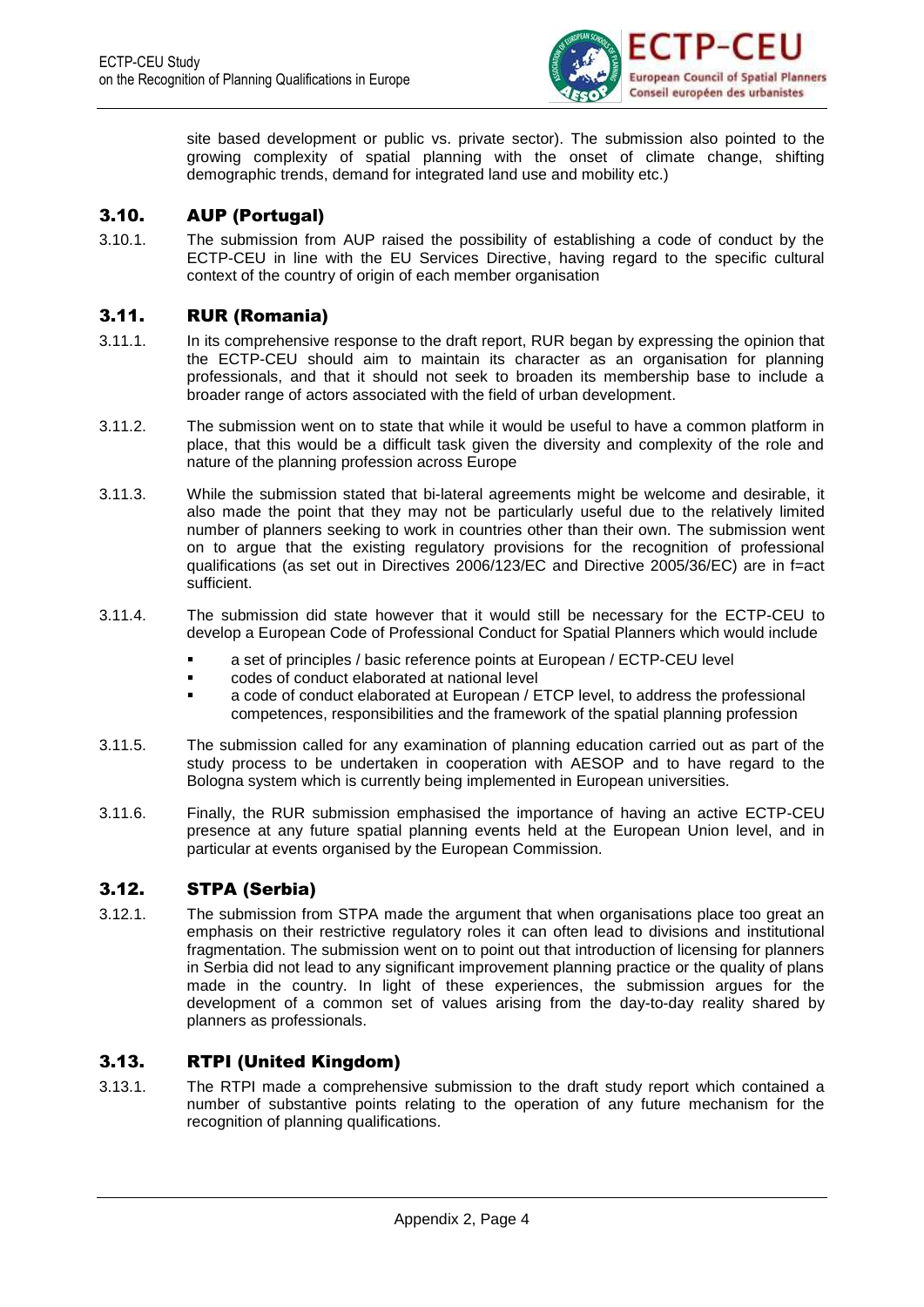site based development or public vs. private sector). The submission also pointed to the growing complexity of spatial planning with the onset of climate change, shifting demographic trends, demand for integrated land use and mobility etc.)

## 3.10. AUP (Portugal)

3.10.1. The submission from AUP raised the possibility of establishing a code of conduct by the ECTP-CEU in line with the EU Services Directive, having regard to the specific cultural context of the country of origin of each member organisation

## 3.11. RUR (Romania)

3.11.1. In its comprehensive response to the draft report, RUR began by expressing the opinion that the ECTP-CEU should aim to maintain its character as an organisation for planning professionals, and that it should not seek to broaden its membership base to include a broader range of actors associated with the field of urban development.

3.11.2. The submission went on to state that while it would be useful to have a common platform in place, that this would be a difficult task given the diversity and complexity of the role and nature of the planning profession across Europe

3.11.3. While the submission stated that bi-lateral agreements might be welcome and desirable, it also made the point that they may not be particularly useful due to the relatively limited number of planners seeking to work in countries other than their own. The submission went on to argue that the existing regulatory provisions for the recognition of professional qualifications (as set out in Directives 2006/123/EC and Directive 2005/36/EC) are in f=act sufficient.

3.11.4. The submission did state however that it would still be necessary for the ECTP-CEU to develop a European Code of Professional Conduct for Spatial Planners which would include

- a set of principles / basic reference points at European / ECTP-CEU level
- codes of conduct elaborated at national level
- a code of conduct elaborated at European / ETCP level, to address the professional competences, responsibilities and the framework of the spatial planning profession

3.11.5. The submission called for any examination of planning education carried out as part of the study process to be undertaken in cooperation with AESOP and to have regard to the Bologna system which is currently being implemented in European universities.

3.11.6. Finally, the RUR submission emphasised the importance of having an active ECTP-CEU presence at any future spatial planning events held at the European Union level, and in particular at events organised by the European Commission.

## 3.12. STPA (Serbia)

3.12.1. The submission from STPA made the argument that when organisations place too great an emphasis on their restrictive regulatory roles it can often lead to divisions and institutional fragmentation. The submission went on to point out that introduction of licensing for planners in Serbia did not lead to any significant improvement planning practice or the quality of plans made in the country. In light of these experiences, the submission argues for the development of a common set of values arising from the day-to-day reality shared by planners as professionals.

## 3.13. RTPI (United Kingdom)

3.13.1. The RTPI made a comprehensive submission to the draft study report which contained a number of substantive points relating to the operation of any future mechanism for the recognition of planning qualifications.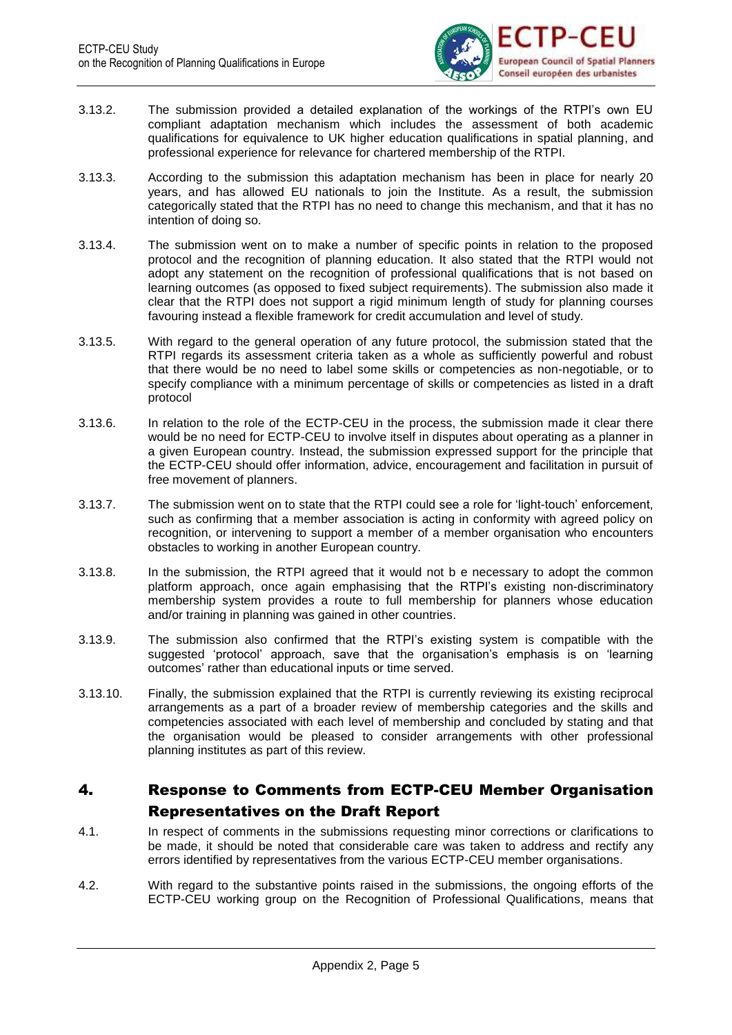3.13.2. The submission provided a detailed explanation of the workings of the RTPI's own EU compliant adaptation mechanism which includes the assessment of both academic qualifications for equivalence to UK higher education qualifications in spatial planning, and professional experience for relevance for chartered membership of the RTPI.

3.13.3. According to the submission this adaptation mechanism has been in place for nearly 20 years, and has allowed EU nationals to join the Institute. As a result, the submission categorically stated that the RTPI has no need to change this mechanism, and that it has no intention of doing so.

3.13.4. The submission went on to make a number of specific points in relation to the proposed protocol and the recognition of planning education. It also stated that the RTPI would not adopt any statement on the recognition of professional qualifications that is not based on learning outcomes (as opposed to fixed subject requirements). The submission also made it clear that the RTPI does not support a rigid minimum length of study for planning courses favouring instead a flexible framework for credit accumulation and level of study.

3.13.5. With regard to the general operation of any future protocol, the submission stated that the RTPI regards its assessment criteria taken as a whole as sufficiently powerful and robust that there would be no need to label some skills or competencies as non-negotiable, or to specify compliance with a minimum percentage of skills or competencies as listed in a draft protocol

3.13.6. In relation to the role of the ECTP-CEU in the process, the submission made it clear there would be no need for ECTP-CEU to involve itself in disputes about operating as a planner in a given European country. Instead, the submission expressed support for the principle that the ECTP-CEU should offer information, advice, encouragement and facilitation in pursuit of free movement of planners.

3.13.7. The submission went on to state that the RTPI could see a role for 'light-touch' enforcement, such as confirming that a member association is acting in conformity with agreed policy on recognition, or intervening to support a member of a member organisation who encounters obstacles to working in another European country.

3.13.8. In the submission, the RTPI agreed that it would not b e necessary to adopt the common platform approach, once again emphasising that the RTPI's existing non-discriminatory membership system provides a route to full membership for planners whose education and/or training in planning was gained in other countries.

3.13.9. The submission also confirmed that the RTPI's existing system is compatible with the suggested 'protocol' approach, save that the organisation's emphasis is on 'learning outcomes' rather than educational inputs or time served.

3.13.10. Finally, the submission explained that the RTPI is currently reviewing its existing reciprocal arrangements as a part of a broader review of membership categories and the skills and competencies associated with each level of membership and concluded by stating and that the organisation would be pleased to consider arrangements with other professional planning institutes as part of this review.

## 4. Response to Comments from ECTP-CEU Member Organisation Representatives on the Draft Report

4.1. In respect of comments in the submissions requesting minor corrections or clarifications to be made, it should be noted that considerable care was taken to address and rectify any errors identified by representatives from the various ECTP-CEU member organisations.

4.2. With regard to the substantive points raised in the submissions, the ongoing efforts of the ECTP-CEU working group on the Recognition of Professional Qualifications, means that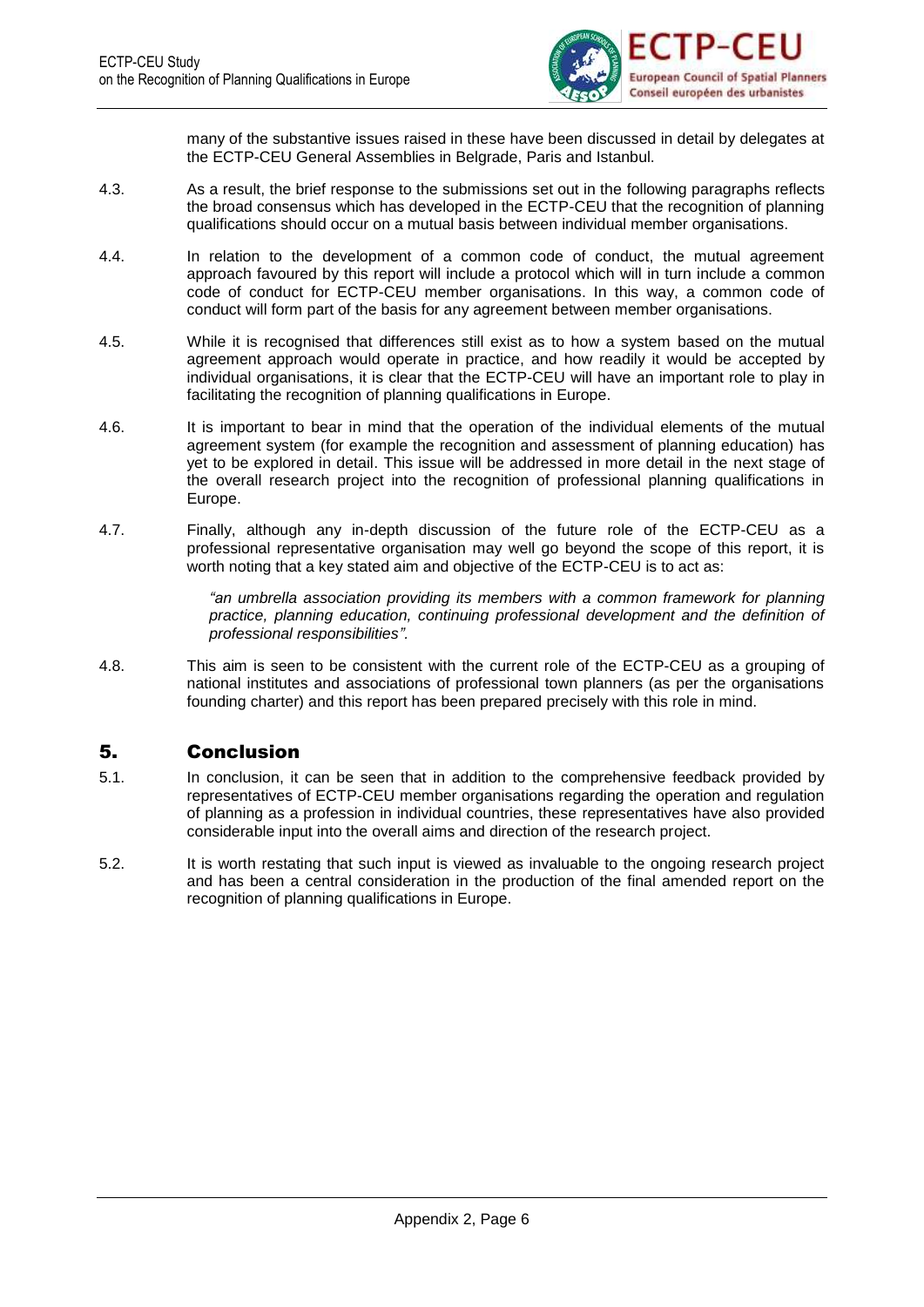many of the substantive issues raised in these have been discussed in detail by delegates at the ECTP-CEU General Assemblies in Belgrade, Paris and Istanbul.

4.3. As a result, the brief response to the submissions set out in the following paragraphs reflects the broad consensus which has developed in the ECTP-CEU that the recognition of planning qualifications should occur on a mutual basis between individual member organisations.

4.4. In relation to the development of a common code of conduct, the mutual agreement approach favoured by this report will include a protocol which will in turn include a common code of conduct for ECTP-CEU member organisations. In this way, a common code of conduct will form part of the basis for any agreement between member organisations.

4.5. While it is recognised that differences still exist as to how a system based on the mutual agreement approach would operate in practice, and how readily it would be accepted by individual organisations, it is clear that the ECTP-CEU will have an important role to play in facilitating the recognition of planning qualifications in Europe.

4.6. It is important to bear in mind that the operation of the individual elements of the mutual agreement system (for example the recognition and assessment of planning education) has yet to be explored in detail. This issue will be addressed in more detail in the next stage of the overall research project into the recognition of professional planning qualifications in Europe.

4.7. Finally, although any in-depth discussion of the future role of the ECTP-CEU as a professional representative organisation may well go beyond the scope of this report, it is worth noting that a key stated aim and objective of the ECTP-CEU is to act as:

> *"an umbrella association providing its members with a common framework for planning practice, planning education, continuing professional development and the definition of professional responsibilities".*

4.8. This aim is seen to be consistent with the current role of the ECTP-CEU as a grouping of national institutes and associations of professional town planners (as per the organisations founding charter) and this report has been prepared precisely with this role in mind.

## 5. Conclusion

5.1. In conclusion, it can be seen that in addition to the comprehensive feedback provided by representatives of ECTP-CEU member organisations regarding the operation and regulation of planning as a profession in individual countries, these representatives have also provided considerable input into the overall aims and direction of the research project.

5.2. It is worth restating that such input is viewed as invaluable to the ongoing research project and has been a central consideration in the production of the final amended report on the recognition of planning qualifications in Europe.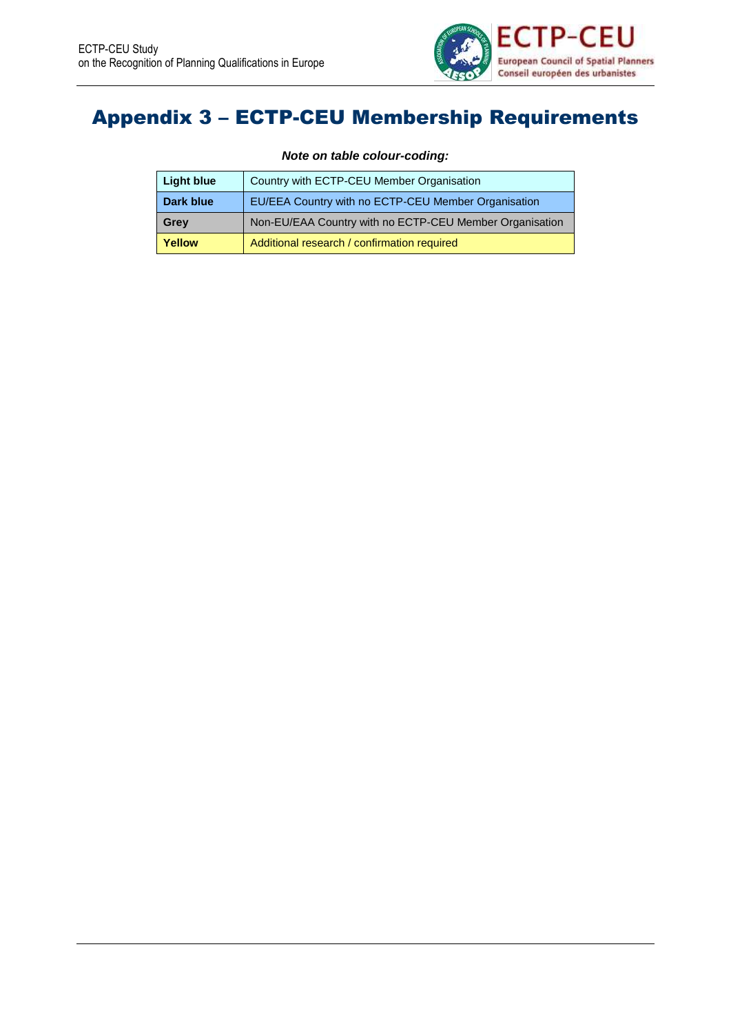# Appendix 3 – ECTP-CEU Membership Requirements

***Note on table colour-coding:***

| | |
|---|---|
| **Light blue** | Country with ECTP-CEU Member Organisation |
| **Dark blue** | EU/EEA Country with no ECTP-CEU Member Organisation |
| **Grey** | Non-EU/EAA Country with no ECTP-CEU Member Organisation |
| **Yellow** | Additional research / confirmation required |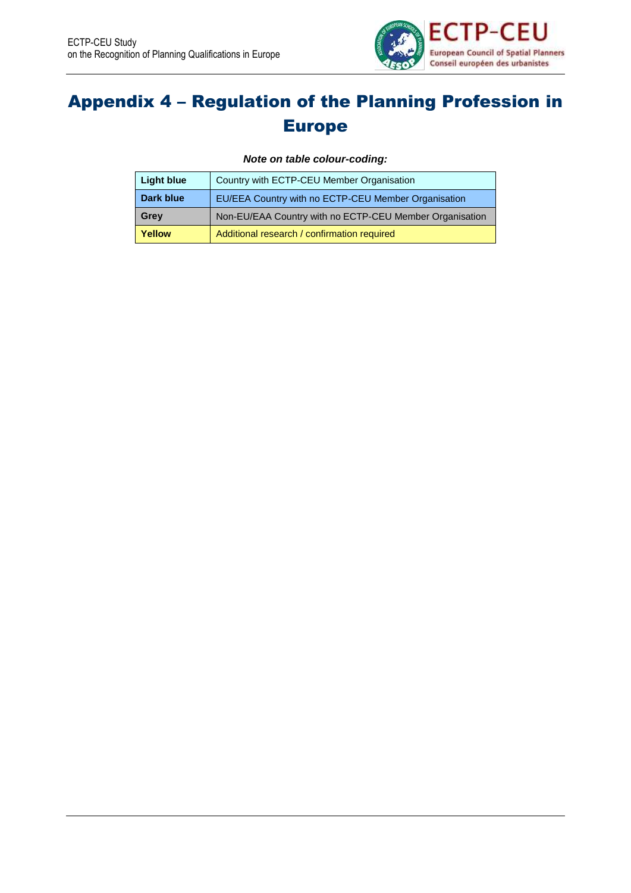# Appendix 4 – Regulation of the Planning Profession in Europe

***Note on table colour-coding:***

| | |
|---|---|
| **Light blue** | Country with ECTP-CEU Member Organisation |
| **Dark blue** | EU/EEA Country with no ECTP-CEU Member Organisation |
| **Grey** | Non-EU/EAA Country with no ECTP-CEU Member Organisation |
| **Yellow** | Additional research / confirmation required |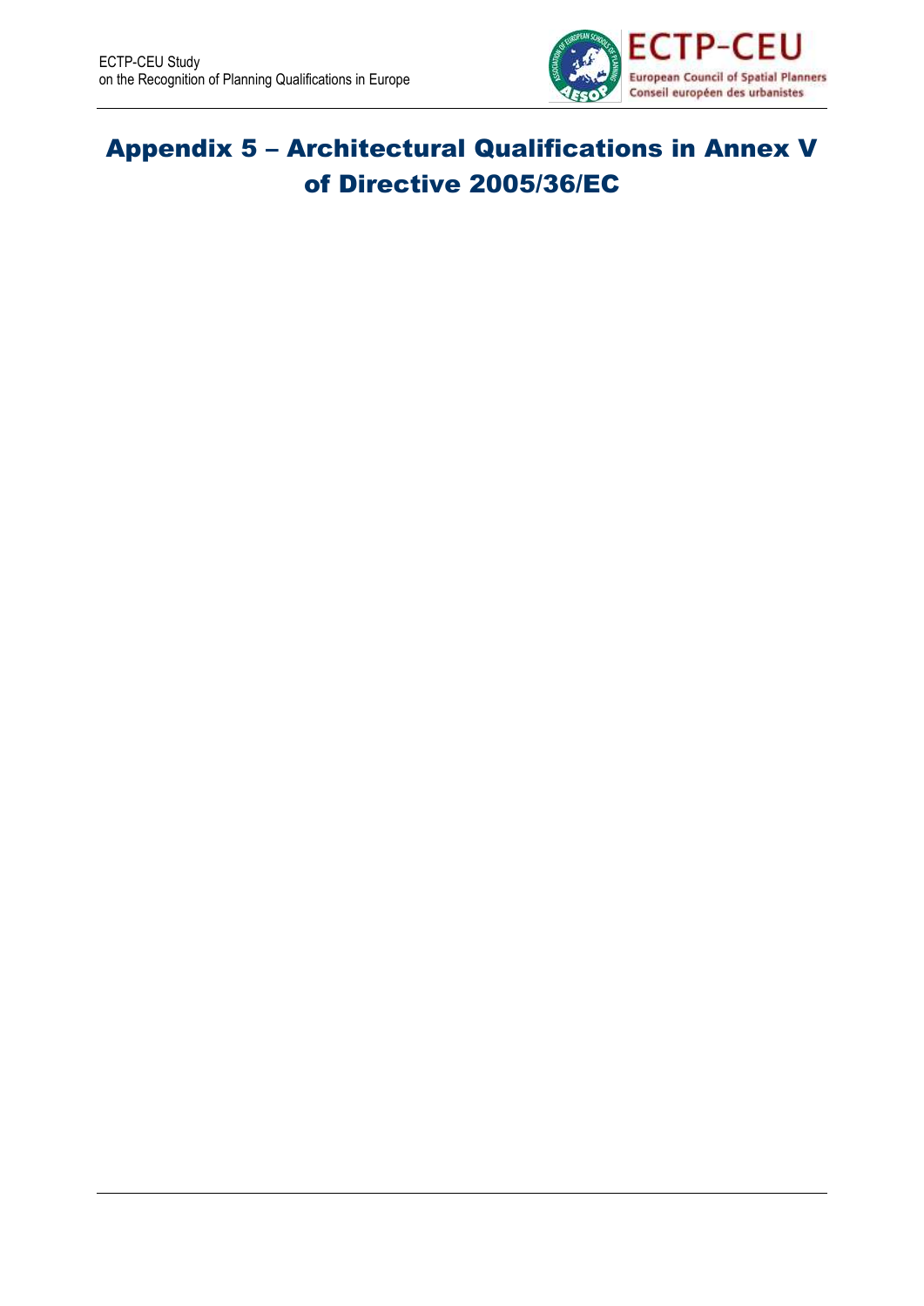# Appendix 5 – Architectural Qualifications in Annex V of Directive 2005/36/EC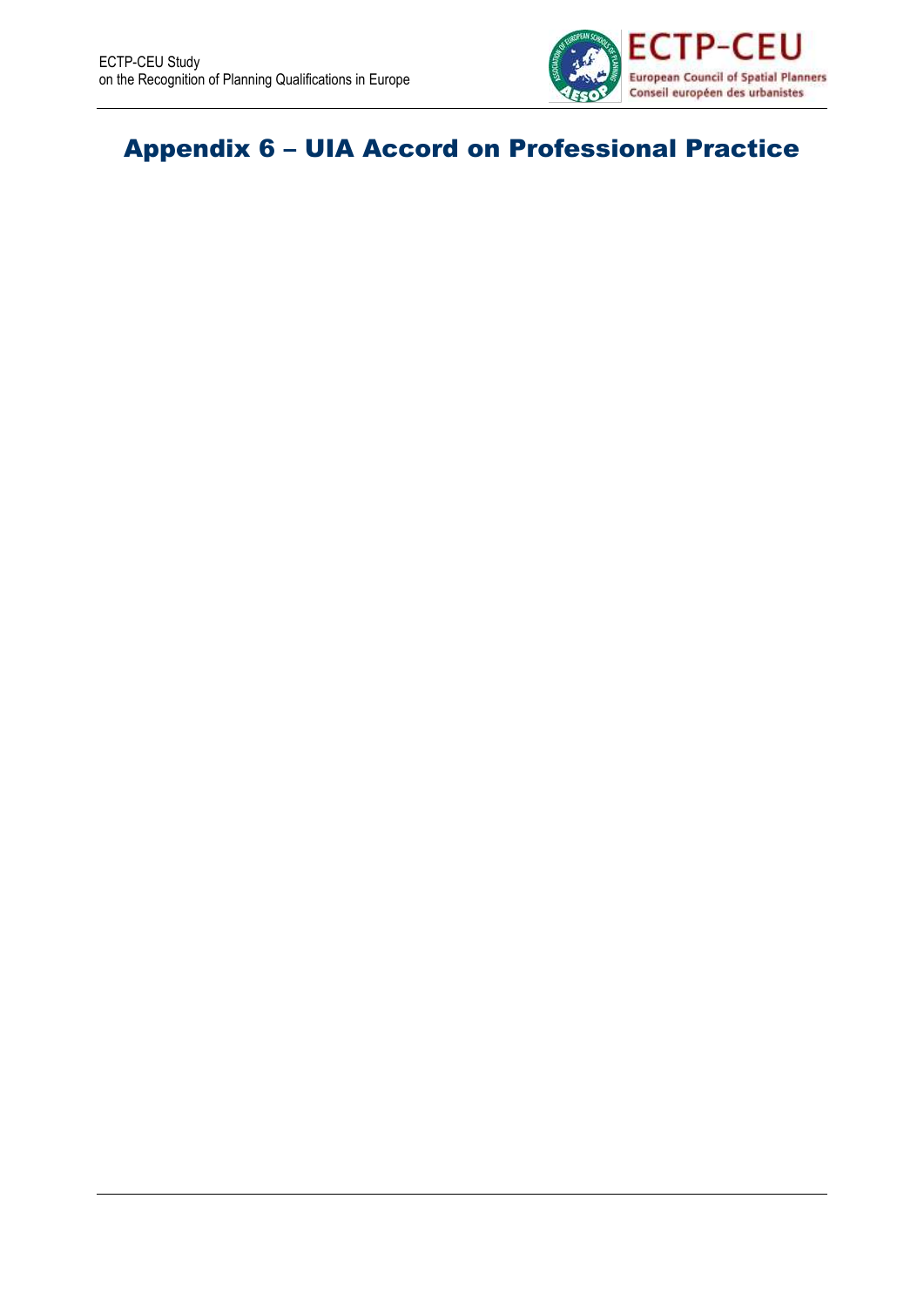# Appendix 6 – UIA Accord on Professional Practice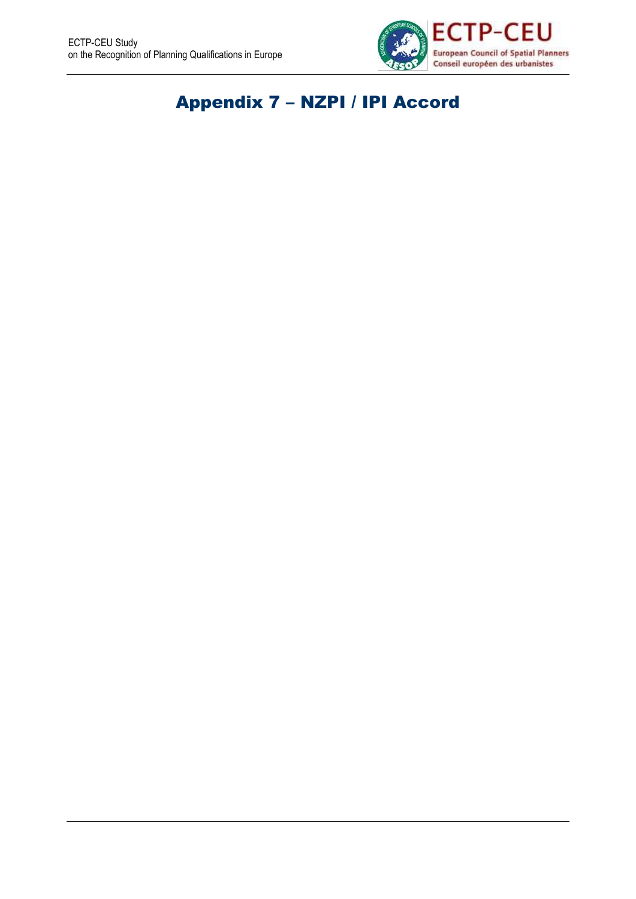# Appendix 7 – NZPI / IPI Accord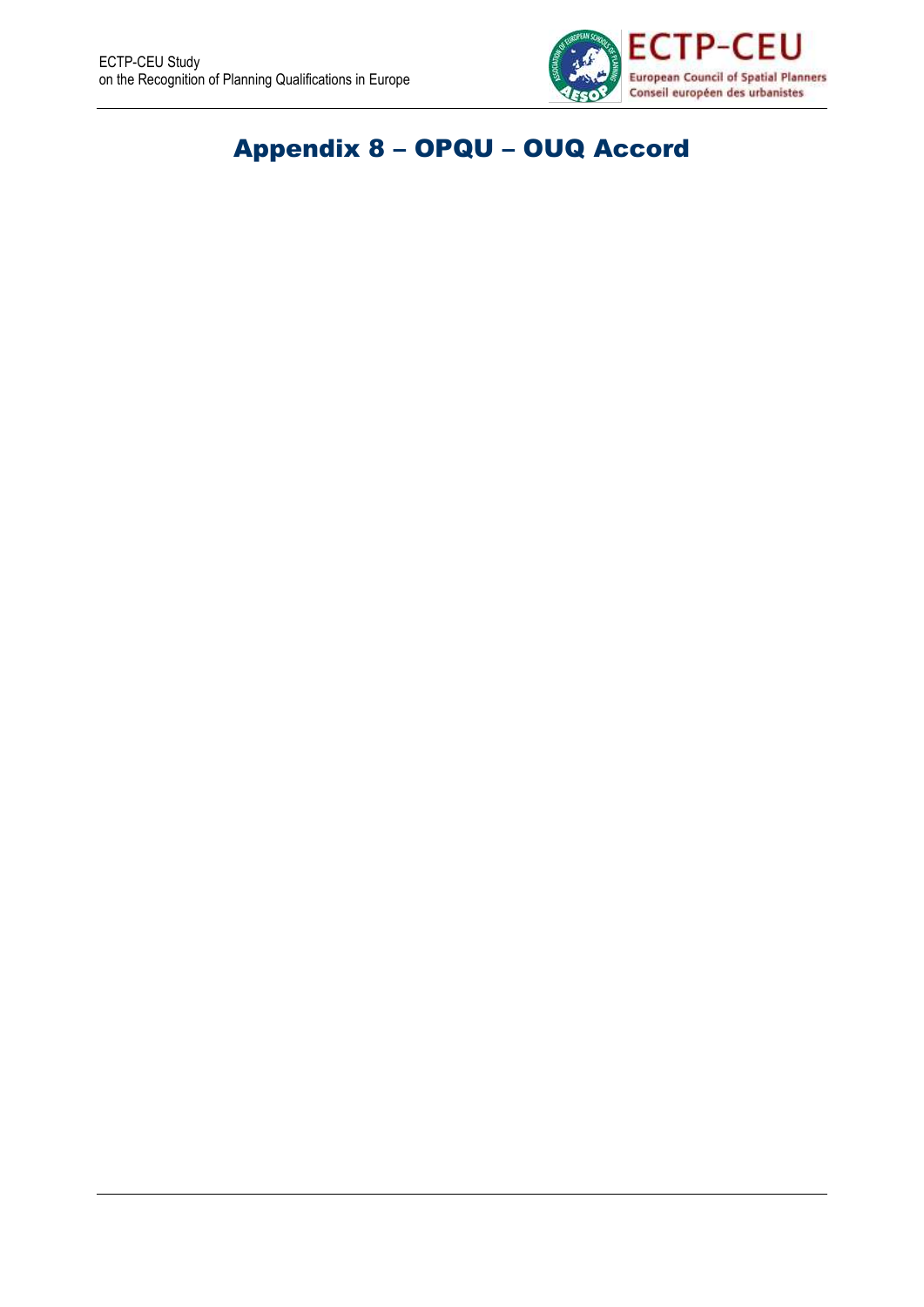# Appendix 8 – OPQU – OUQ Accord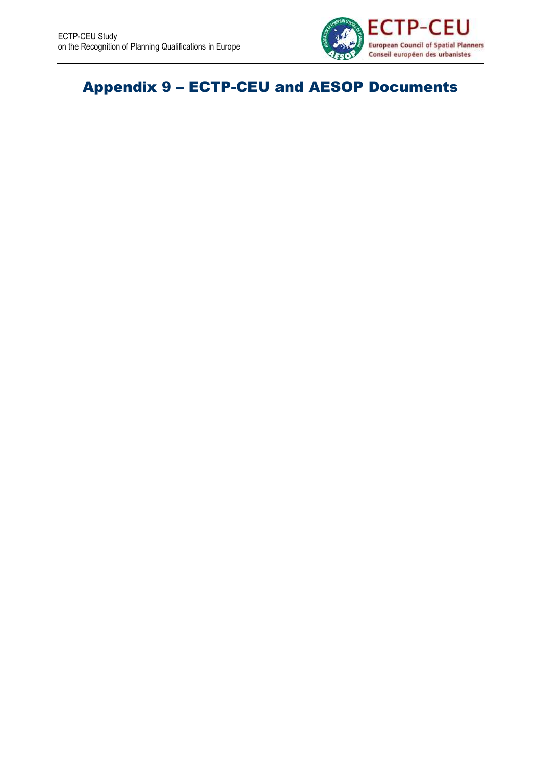# Appendix 9 – ECTP-CEU and AESOP Documents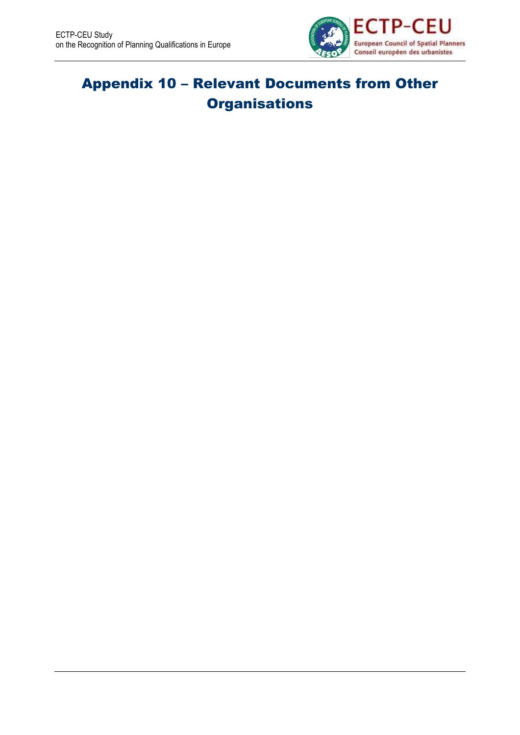# Appendix 10 – Relevant Documents from Other Organisations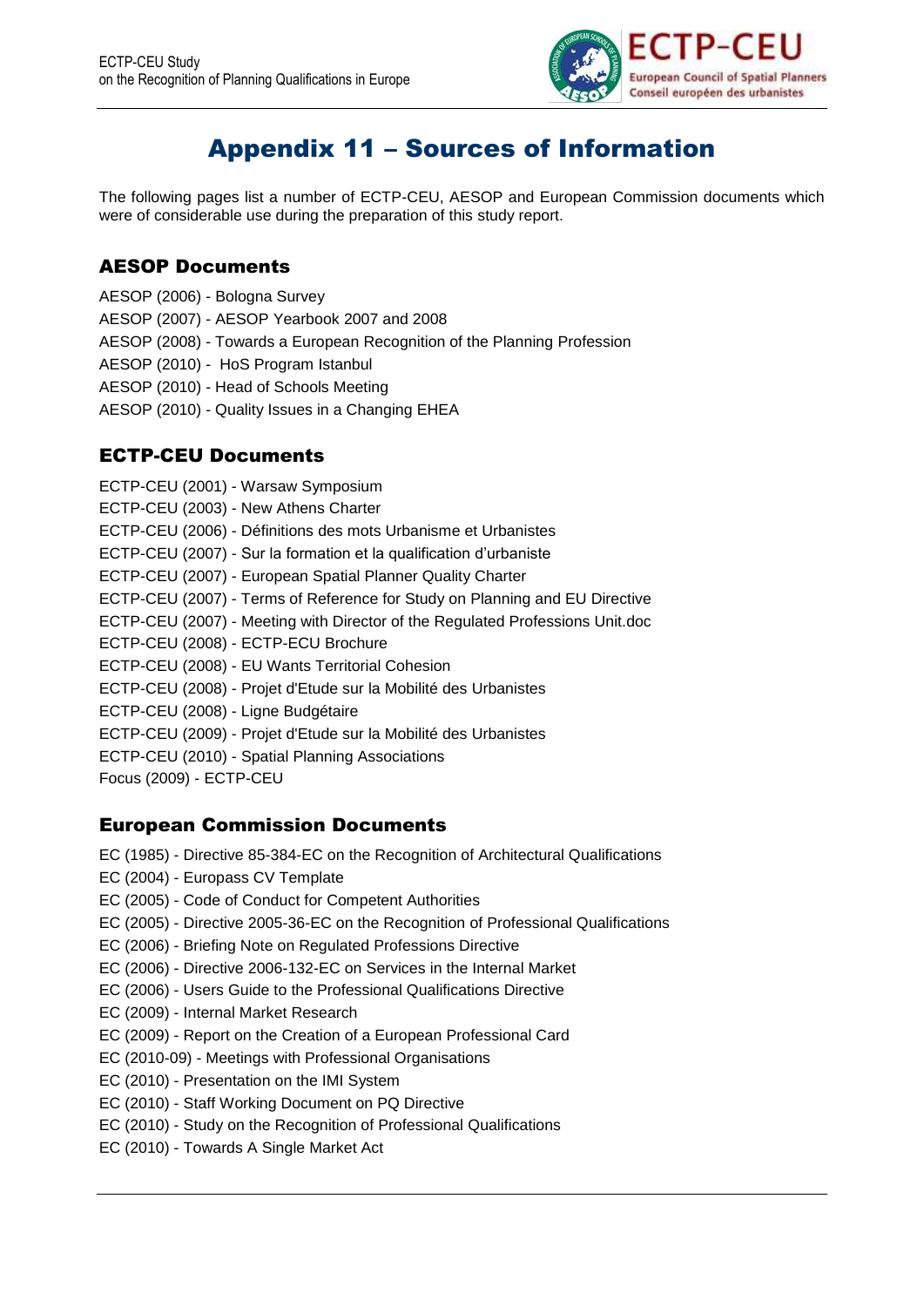# Appendix 11 – Sources of Information

The following pages list a number of ECTP-CEU, AESOP and European Commission documents which were of considerable use during the preparation of this study report.

## AESOP Documents

AESOP (2006) - Bologna Survey
AESOP (2007) - AESOP Yearbook 2007 and 2008
AESOP (2008) - Towards a European Recognition of the Planning Profession
AESOP (2010) - HoS Program Istanbul
AESOP (2010) - Head of Schools Meeting
AESOP (2010) - Quality Issues in a Changing EHEA

## ECTP-CEU Documents

ECTP-CEU (2001) - Warsaw Symposium
ECTP-CEU (2003) - New Athens Charter
ECTP-CEU (2006) - Définitions des mots Urbanisme et Urbanistes
ECTP-CEU (2007) - Sur la formation et la qualification d'urbaniste
ECTP-CEU (2007) - European Spatial Planner Quality Charter
ECTP-CEU (2007) - Terms of Reference for Study on Planning and EU Directive
ECTP-CEU (2007) - Meeting with Director of the Regulated Professions Unit.doc
ECTP-CEU (2008) - ECTP-ECU Brochure
ECTP-CEU (2008) - EU Wants Territorial Cohesion
ECTP-CEU (2008) - Projet d'Etude sur la Mobilité des Urbanistes
ECTP-CEU (2008) - Ligne Budgétaire
ECTP-CEU (2009) - Projet d'Etude sur la Mobilité des Urbanistes
ECTP-CEU (2010) - Spatial Planning Associations
Focus (2009) - ECTP-CEU

## European Commission Documents

EC (1985) - Directive 85-384-EC on the Recognition of Architectural Qualifications
EC (2004) - Europass CV Template
EC (2005) - Code of Conduct for Competent Authorities
EC (2005) - Directive 2005-36-EC on the Recognition of Professional Qualifications
EC (2006) - Briefing Note on Regulated Professions Directive
EC (2006) - Directive 2006-132-EC on Services in the Internal Market
EC (2006) - Users Guide to the Professional Qualifications Directive
EC (2009) - Internal Market Research
EC (2009) - Report on the Creation of a European Professional Card
EC (2010-09) - Meetings with Professional Organisations
EC (2010) - Presentation on the IMI System
EC (2010) - Staff Working Document on PQ Directive
EC (2010) - Study on the Recognition of Professional Qualifications
EC (2010) - Towards A Single Market Act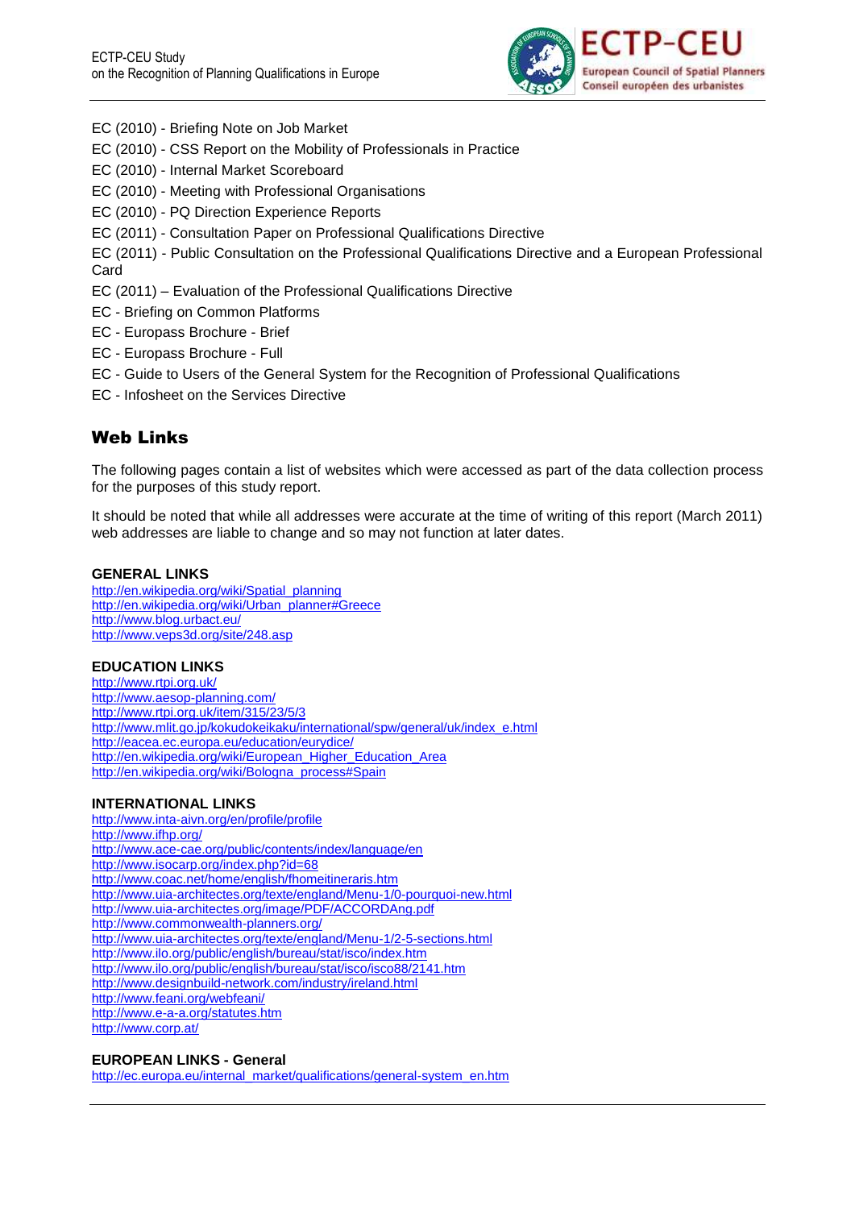EC (2010) - Briefing Note on Job Market

EC (2010) - CSS Report on the Mobility of Professionals in Practice

EC (2010) - Internal Market Scoreboard

EC (2010) - Meeting with Professional Organisations

EC (2010) - PQ Direction Experience Reports

EC (2011) - Consultation Paper on Professional Qualifications Directive

EC (2011) - Public Consultation on the Professional Qualifications Directive and a European Professional Card

EC (2011) – Evaluation of the Professional Qualifications Directive

EC - Briefing on Common Platforms

EC - Europass Brochure - Brief

EC - Europass Brochure - Full

EC - Guide to Users of the General System for the Recognition of Professional Qualifications

EC - Infosheet on the Services Directive

## Web Links

The following pages contain a list of websites which were accessed as part of the data collection process for the purposes of this study report.

It should be noted that while all addresses were accurate at the time of writing of this report (March 2011) web addresses are liable to change and so may not function at later dates.

**GENERAL LINKS**

http://en.wikipedia.org/wiki/Spatial_planning
http://en.wikipedia.org/wiki/Urban_planner#Greece
http://www.blog.urbact.eu/
http://www.veps3d.org/site/248.asp

**EDUCATION LINKS**

http://www.rtpi.org.uk/
http://www.aesop-planning.com/
http://www.rtpi.org.uk/item/315/23/5/3
http://www.mlit.go.jp/kokudokeikaku/international/spw/general/uk/index_e.html
http://eacea.ec.europa.eu/education/eurydice/
http://en.wikipedia.org/wiki/European_Higher_Education_Area
http://en.wikipedia.org/wiki/Bologna_process#Spain

**INTERNATIONAL LINKS**

http://www.inta-aivn.org/en/profile/profile
http://www.ifhp.org/
http://www.ace-cae.org/public/contents/index/language/en
http://www.isocarp.org/index.php?id=68
http://www.coac.net/home/english/fhomeitineraris.htm
http://www.uia-architectes.org/texte/england/Menu-1/0-pourquoi-new.html
http://www.uia-architectes.org/image/PDF/ACCORDAng.pdf
http://www.commonwealth-planners.org/
http://www.uia-architectes.org/texte/england/Menu-1/2-5-sections.html
http://www.ilo.org/public/english/bureau/stat/isco/index.htm
http://www.ilo.org/public/english/bureau/stat/isco/isco88/2141.htm
http://www.designbuild-network.com/industry/ireland.html
http://www.feani.org/webfeani/
http://www.e-a-a.org/statutes.htm
http://www.corp.at/

**EUROPEAN LINKS - General**

http://ec.europa.eu/internal_market/qualifications/general-system_en.htm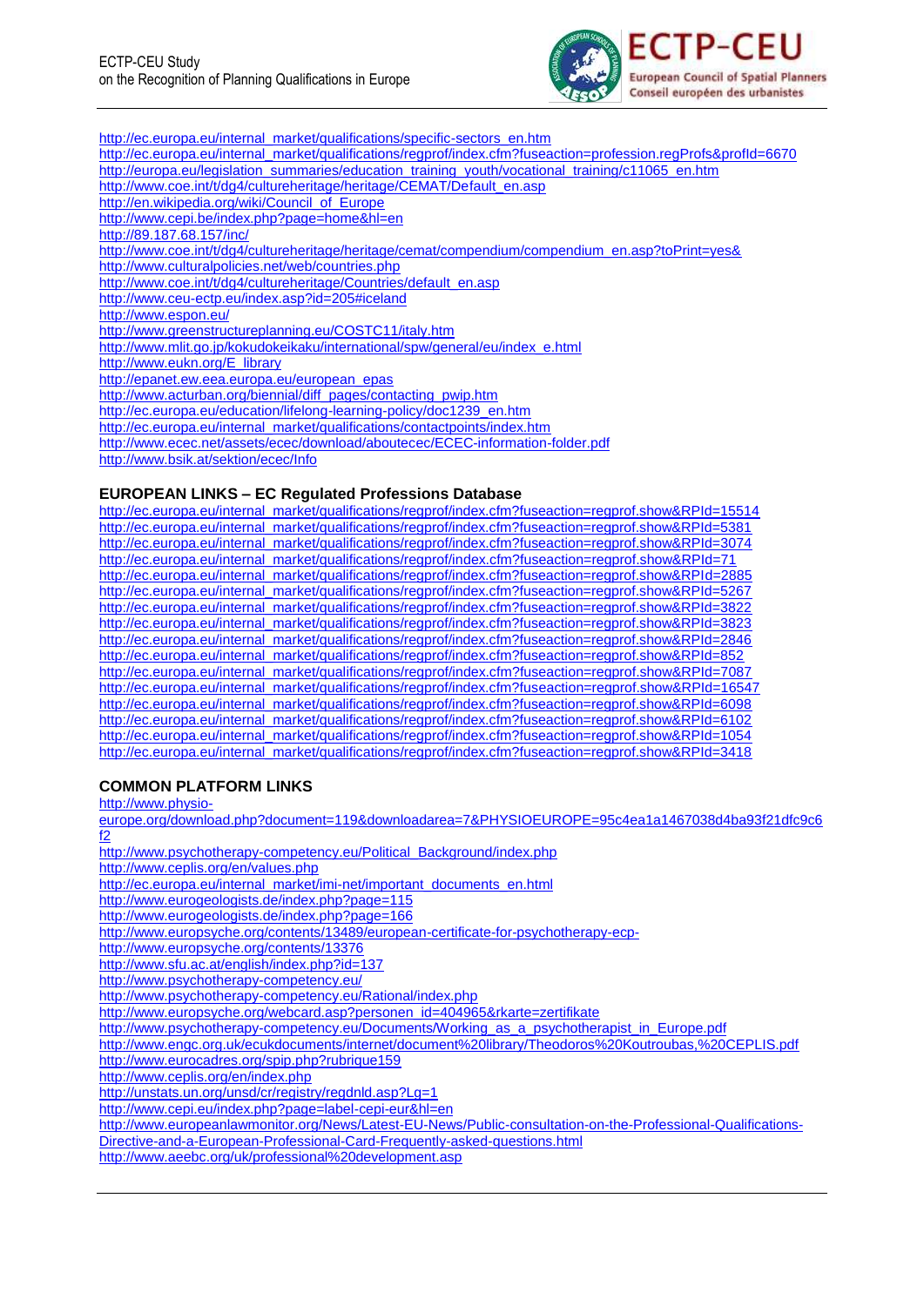http://ec.europa.eu/internal_market/qualifications/specific-sectors_en.htm
http://ec.europa.eu/internal_market/qualifications/regprof/index.cfm?fuseaction=profession.regProfs&profId=6670
http://europa.eu/legislation_summaries/education_training_youth/vocational_training/c11065_en.htm
http://www.coe.int/t/dg4/cultureheritage/heritage/CEMAT/Default_en.asp
http://en.wikipedia.org/wiki/Council_of_Europe
http://www.cepi.be/index.php?page=home&hl=en
http://89.187.68.157/inc/
http://www.coe.int/t/dg4/cultureheritage/heritage/cemat/compendium/compendium_en.asp?toPrint=yes&
http://www.culturalpolicies.net/web/countries.php
http://www.coe.int/t/dg4/cultureheritage/Countries/default_en.asp
http://www.ceu-ectp.eu/index.asp?id=205#iceland
http://www.espon.eu/
http://www.greenstructureplanning.eu/COSTC11/italy.htm
http://www.mlit.go.jp/kokudokeikaku/international/spw/general/eu/index_e.html
http://www.eukn.org/E_library
http://epanet.ew.eea.europa.eu/european_epas
http://www.acturban.org/biennial/diff_pages/contacting_pwip.htm
http://ec.europa.eu/education/lifelong-learning-policy/doc1239_en.htm
http://ec.europa.eu/internal_market/qualifications/contactpoints/index.htm
http://www.ecec.net/assets/ecec/download/aboutecec/ECEC-information-folder.pdf
http://www.bsik.at/sektion/ecec/Info

## EUROPEAN LINKS – EC Regulated Professions Database

http://ec.europa.eu/internal_market/qualifications/regprof/index.cfm?fuseaction=regprof.show&RPId=15514
http://ec.europa.eu/internal_market/qualifications/regprof/index.cfm?fuseaction=regprof.show&RPId=5381
http://ec.europa.eu/internal_market/qualifications/regprof/index.cfm?fuseaction=regprof.show&RPId=3074
http://ec.europa.eu/internal_market/qualifications/regprof/index.cfm?fuseaction=regprof.show&RPId=71
http://ec.europa.eu/internal_market/qualifications/regprof/index.cfm?fuseaction=regprof.show&RPId=2885
http://ec.europa.eu/internal_market/qualifications/regprof/index.cfm?fuseaction=regprof.show&RPId=5267
http://ec.europa.eu/internal_market/qualifications/regprof/index.cfm?fuseaction=regprof.show&RPId=3822
http://ec.europa.eu/internal_market/qualifications/regprof/index.cfm?fuseaction=regprof.show&RPId=3823
http://ec.europa.eu/internal_market/qualifications/regprof/index.cfm?fuseaction=regprof.show&RPId=2846
http://ec.europa.eu/internal_market/qualifications/regprof/index.cfm?fuseaction=regprof.show&RPId=852
http://ec.europa.eu/internal_market/qualifications/regprof/index.cfm?fuseaction=regprof.show&RPId=7087
http://ec.europa.eu/internal_market/qualifications/regprof/index.cfm?fuseaction=regprof.show&RPId=16547
http://ec.europa.eu/internal_market/qualifications/regprof/index.cfm?fuseaction=regprof.show&RPId=6098
http://ec.europa.eu/internal_market/qualifications/regprof/index.cfm?fuseaction=regprof.show&RPId=6102
http://ec.europa.eu/internal_market/qualifications/regprof/index.cfm?fuseaction=regprof.show&RPId=1054
http://ec.europa.eu/internal_market/qualifications/regprof/index.cfm?fuseaction=regprof.show&RPId=3418

## COMMON PLATFORM LINKS

http://www.physio-europe.org/download.php?document=119&downloadarea=7&PHYSIOEUROPE=95c4ea1a1467038d4ba93f21dfc9c6f2
http://www.psychotherapy-competency.eu/Political_Background/index.php
http://www.ceplis.org/en/values.php
http://ec.europa.eu/internal_market/imi-net/important_documents_en.html
http://www.eurogeologists.de/index.php?page=115
http://www.eurogeologists.de/index.php?page=166
http://www.europsyche.org/contents/13489/european-certificate-for-psychotherapy-ecp-
http://www.europsyche.org/contents/13376
http://www.sfu.ac.at/english/index.php?id=137
http://www.psychotherapy-competency.eu/
http://www.psychotherapy-competency.eu/Rational/index.php
http://www.europsyche.org/webcard.asp?personen_id=404965&rkarte=zertifikate
http://www.psychotherapy-competency.eu/Documents/Working_as_a_psychotherapist_in_Europe.pdf
http://www.engc.org.uk/ecukdocuments/internet/document%20library/Theodoros%20Koutroubas,%20CEPLIS.pdf
http://www.eurocadres.org/spip.php?rubrique159
http://www.ceplis.org/en/index.php
http://unstats.un.org/unsd/cr/registry/regdnld.asp?Lg=1
http://www.cepi.eu/index.php?page=label-cepi-eur&hl=en
http://www.europeanlawmonitor.org/News/Latest-EU-News/Public-consultation-on-the-Professional-Qualifications-Directive-and-a-European-Professional-Card-Frequently-asked-questions.html
http://www.aeebc.org/uk/professional%20development.asp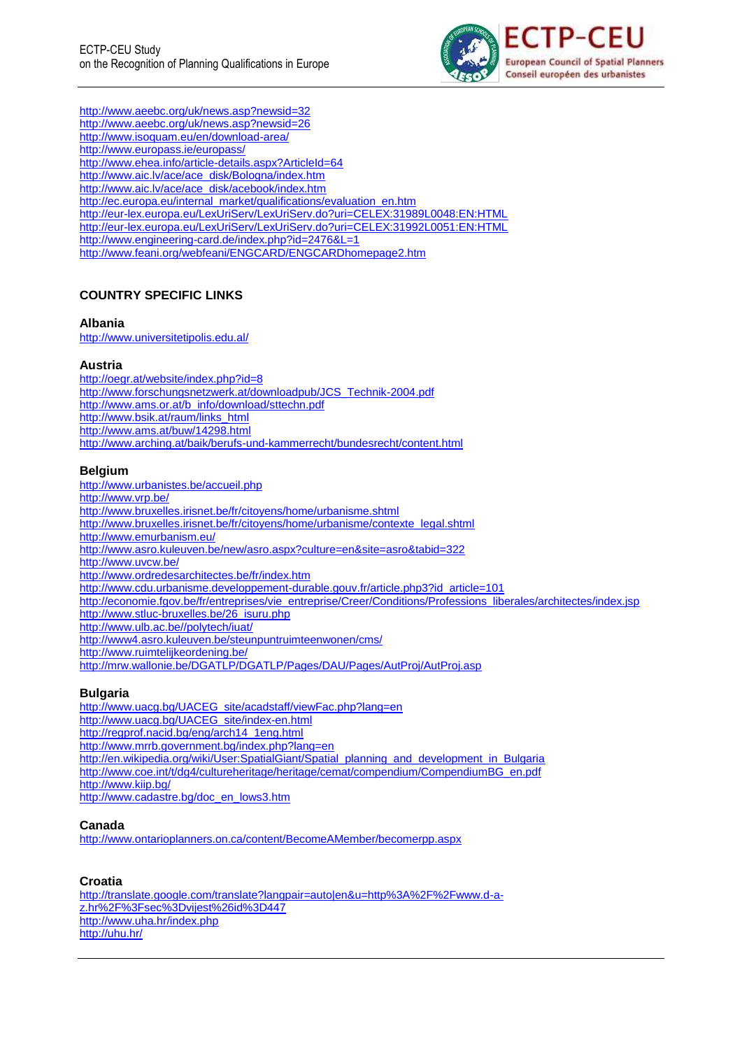http://www.aeebc.org/uk/news.asp?newsid=32
http://www.aeebc.org/uk/news.asp?newsid=26
http://www.isoquam.eu/en/download-area/
http://www.europass.ie/europass/
http://www.ehea.info/article-details.aspx?ArticleId=64
http://www.aic.lv/ace/ace_disk/Bologna/index.htm
http://www.aic.lv/ace/ace_disk/acebook/index.htm
http://ec.europa.eu/internal_market/qualifications/evaluation_en.htm
http://eur-lex.europa.eu/LexUriServ/LexUriServ.do?uri=CELEX:31989L0048:EN:HTML
http://eur-lex.europa.eu/LexUriServ/LexUriServ.do?uri=CELEX:31992L0051:EN:HTML
http://www.engineering-card.de/index.php?id=2476&L=1
http://www.feani.org/webfeani/ENGCARD/ENGCARDhomepage2.htm

## COUNTRY SPECIFIC LINKS

### Albania

http://www.universitetipolis.edu.al/

### Austria

http://oegr.at/website/index.php?id=8
http://www.forschungsnetzwerk.at/downloadpub/JCS_Technik-2004.pdf
http://www.ams.or.at/b_info/download/sttechn.pdf
http://www.bsik.at/raum/links_html
http://www.ams.at/buw/14298.html
http://www.arching.at/baik/berufs-und-kammerrecht/bundesrecht/content.html

### Belgium

http://www.urbanistes.be/accueil.php
http://www.vrp.be/
http://www.bruxelles.irisnet.be/fr/citoyens/home/urbanisme.shtml
http://www.bruxelles.irisnet.be/fr/citoyens/home/urbanisme/contexte_legal.shtml
http://www.emurbanism.eu/
http://www.asro.kuleuven.be/new/asro.aspx?culture=en&site=asro&tabid=322
http://www.uvcw.be/
http://www.ordredesarchitectes.be/fr/index.htm
http://www.cdu.urbanisme.developpement-durable.gouv.fr/article.php3?id_article=101
http://economie.fgov.be/fr/entreprises/vie_entreprise/Creer/Conditions/Professions_liberales/architectes/index.jsp
http://www.stluc-bruxelles.be/26_isuru.php
http://www.ulb.ac.be//polytech/iuat/
http://www4.asro.kuleuven.be/steunpuntruimteenwonen/cms/
http://www.ruimtelijkeordening.be/
http://mrw.wallonie.be/DGATLP/DGATLP/Pages/DAU/Pages/AutProj/AutProj.asp

### Bulgaria

http://www.uacg.bg/UACEG_site/acadstaff/viewFac.php?lang=en
http://www.uacg.bg/UACEG_site/index-en.html
http://regprof.nacid.bg/eng/arch14_1eng.html
http://www.mrrb.government.bg/index.php?lang=en
http://en.wikipedia.org/wiki/User:SpatialGiant/Spatial_planning_and_development_in_Bulgaria
http://www.coe.int/t/dg4/cultureheritage/heritage/cemat/compendium/CompendiumBG_en.pdf
http://www.kiip.bg/
http://www.cadastre.bg/doc_en_lows3.htm

### Canada

http://www.ontarioplanners.on.ca/content/BecomeAMember/becomerpp.aspx

### Croatia

http://translate.google.com/translate?langpair=auto|en&u=http%3A%2F%2Fwww.d-a-z.hr%2F%3Fsec%3Dvijest%26id%3D447
http://www.uha.hr/index.php
http://uhu.hr/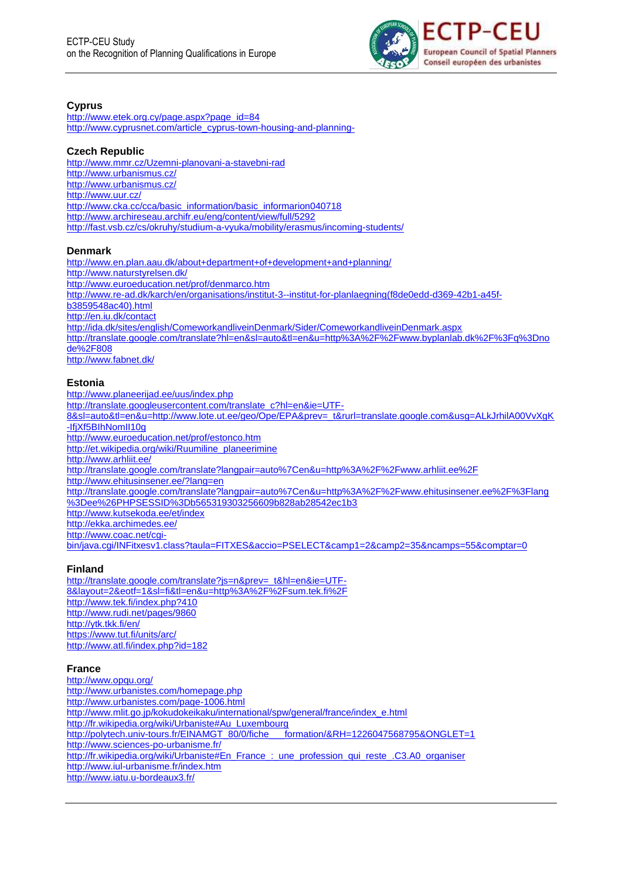**Cyprus**

http://www.etek.org.cy/page.aspx?page_id=84
http://www.cyprusnet.com/article_cyprus-town-housing-and-planning-

**Czech Republic**

http://www.mmr.cz/Uzemni-planovani-a-stavebni-rad
http://www.urbanismus.cz/
http://www.urbanismus.cz/
http://www.uur.cz/
http://www.cka.cc/cca/basic_information/basic_informarion040718
http://www.archireseau.archifr.eu/eng/content/view/full/5292
http://fast.vsb.cz/cs/okruhy/studium-a-vyuka/mobility/erasmus/incoming-students/

**Denmark**

http://www.en.plan.aau.dk/about+department+of+development+and+planning/
http://www.naturstyrelsen.dk/
http://www.euroeducation.net/prof/denmarco.htm
http://www.re-ad.dk/karch/en/organisations/institut-3--institut-for-planlaegning(f8de0edd-d369-42b1-a45f-b3859548ac40).html
http://en.iu.dk/contact
http://ida.dk/sites/english/ComeworkandliveinDenmark/Sider/ComeworkandliveinDenmark.aspx
http://translate.google.com/translate?hl=en&sl=auto&tl=en&u=http%3A%2F%2Fwww.byplanlab.dk%2F%3Fq%3Dnode%2F808
http://www.fabnet.dk/

**Estonia**

http://www.planeerijad.ee/uus/index.php
http://translate.googleusercontent.com/translate_c?hl=en&ie=UTF-8&sl=auto&tl=en&u=http://www.lote.ut.ee/geo/Ope/EPA&prev=_t&rurl=translate.google.com&usg=ALkJrhilA00VvXgK-IfjXf5BIhNomIl10g
http://www.euroeducation.net/prof/estonco.htm
http://et.wikipedia.org/wiki/Ruumiline_planeerimine
http://www.arhliit.ee/
http://translate.google.com/translate?langpair=auto%7Cen&u=http%3A%2F%2Fwww.arhliit.ee%2F
http://www.ehitusinsener.ee/?lang=en
http://translate.google.com/translate?langpair=auto%7Cen&u=http%3A%2F%2Fwww.ehitusinsener.ee%2F%3Flang%3Dee%26PHPSESSID%3Db565319303256609b828ab28542ec1b3
http://www.kutsekoda.ee/et/index
http://ekka.archimedes.ee/
http://www.coac.net/cgi-bin/java.cgi/INFitxesv1.class?taula=FITXES&accio=PSELECT&camp1=2&camp2=35&ncamps=55&comptar=0

**Finland**

http://translate.google.com/translate?js=n&prev=_t&hl=en&ie=UTF-8&layout=2&eotf=1&sl=fi&tl=en&u=http%3A%2F%2Fsum.tek.fi%2F
http://www.tek.fi/index.php?410
http://www.rudi.net/pages/9860
http://ytk.tkk.fi/en/
https://www.tut.fi/units/arc/
http://www.atl.fi/index.php?id=182

**France**

http://www.opqu.org/
http://www.urbanistes.com/homepage.php
http://www.urbanistes.com/page-1006.html
http://www.mlit.go.jp/kokudokeikaku/international/spw/general/france/index_e.html
http://fr.wikipedia.org/wiki/Urbaniste#Au_Luxembourg
http://polytech.univ-tours.fr/EINAMGT_80/0/fiche___formation/&RH=1226047568795&ONGLET=1
http://www.sciences-po-urbanisme.fr/
http://fr.wikipedia.org/wiki/Urbaniste#En_France_:_une_profession_qui_reste_.C3.A0_organiser
http://www.iul-urbanisme.fr/index.htm
http://www.iatu.u-bordeaux3.fr/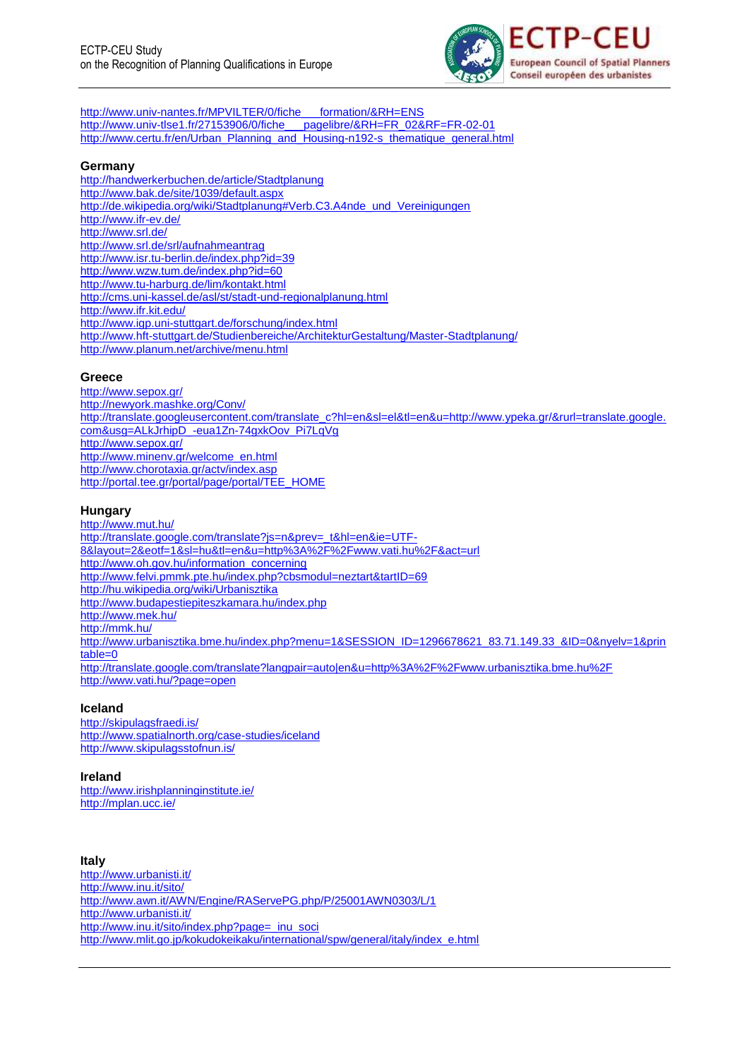http://www.univ-nantes.fr/MPVILTER/0/fiche___formation/&RH=ENS
http://www.univ-tlse1.fr/27153906/0/fiche___pagelibre/&RH=FR_02&RF=FR-02-01
http://www.certu.fr/en/Urban_Planning_and_Housing-n192-s_thematique_general.html

### Germany

http://handwerkerbuchen.de/article/Stadtplanung
http://www.bak.de/site/1039/default.aspx
http://de.wikipedia.org/wiki/Stadtplanung#Verb.C3.A4nde_und_Vereinigungen
http://www.ifr-ev.de/
http://www.srl.de/
http://www.srl.de/srl/aufnahmeantrag
http://www.isr.tu-berlin.de/index.php?id=39
http://www.wzw.tum.de/index.php?id=60
http://www.tu-harburg.de/lim/kontakt.html
http://cms.uni-kassel.de/asl/st/stadt-und-regionalplanung.html
http://www.ifr.kit.edu/
http://www.igp.uni-stuttgart.de/forschung/index.html
http://www.hft-stuttgart.de/Studienbereiche/ArchitekturGestaltung/Master-Stadtplanung/
http://www.planum.net/archive/menu.html

### Greece

http://www.sepox.gr/
http://newyork.mashke.org/Conv/
http://translate.googleusercontent.com/translate_c?hl=en&sl=el&tl=en&u=http://www.ypeka.gr/&rurl=translate.google.com&usg=ALkJrhipD_-eua1Zn-74gxkOov_Pi7LqVg
http://www.sepox.gr/
http://www.minenv.gr/welcome_en.html
http://www.chorotaxia.gr/actv/index.asp
http://portal.tee.gr/portal/page/portal/TEE_HOME

### Hungary

http://www.mut.hu/
http://translate.google.com/translate?js=n&prev=_t&hl=en&ie=UTF-8&layout=2&eotf=1&sl=hu&tl=en&u=http%3A%2F%2Fwww.vati.hu%2F&act=url
http://www.oh.gov.hu/information_concerning
http://www.felvi.pmmk.pte.hu/index.php?cbsmodul=neztart&tartID=69
http://hu.wikipedia.org/wiki/Urbanisztika
http://www.budapestiepiteszkamara.hu/index.php
http://www.mek.hu/
http://mmk.hu/
http://www.urbanisztika.bme.hu/index.php?menu=1&SESSION_ID=1296678621_83.71.149.33_&ID=0&nyelv=1&printable=0
http://translate.google.com/translate?langpair=auto|en&u=http%3A%2F%2Fwww.urbanisztika.bme.hu%2F
http://www.vati.hu/?page=open

### Iceland

http://skipulagsfraedi.is/
http://www.spatialnorth.org/case-studies/iceland
http://www.skipulagsstofnun.is/

### Ireland

http://www.irishplanninginstitute.ie/
http://mplan.ucc.ie/

### Italy

http://www.urbanisti.it/
http://www.inu.it/sito/
http://www.awn.it/AWN/Engine/RAServePG.php/P/25001AWN0303/L/1
http://www.urbanisti.it/
http://www.inu.it/sito/index.php?page=_inu_soci
http://www.mlit.go.jp/kokudokeikaku/international/spw/general/italy/index_e.html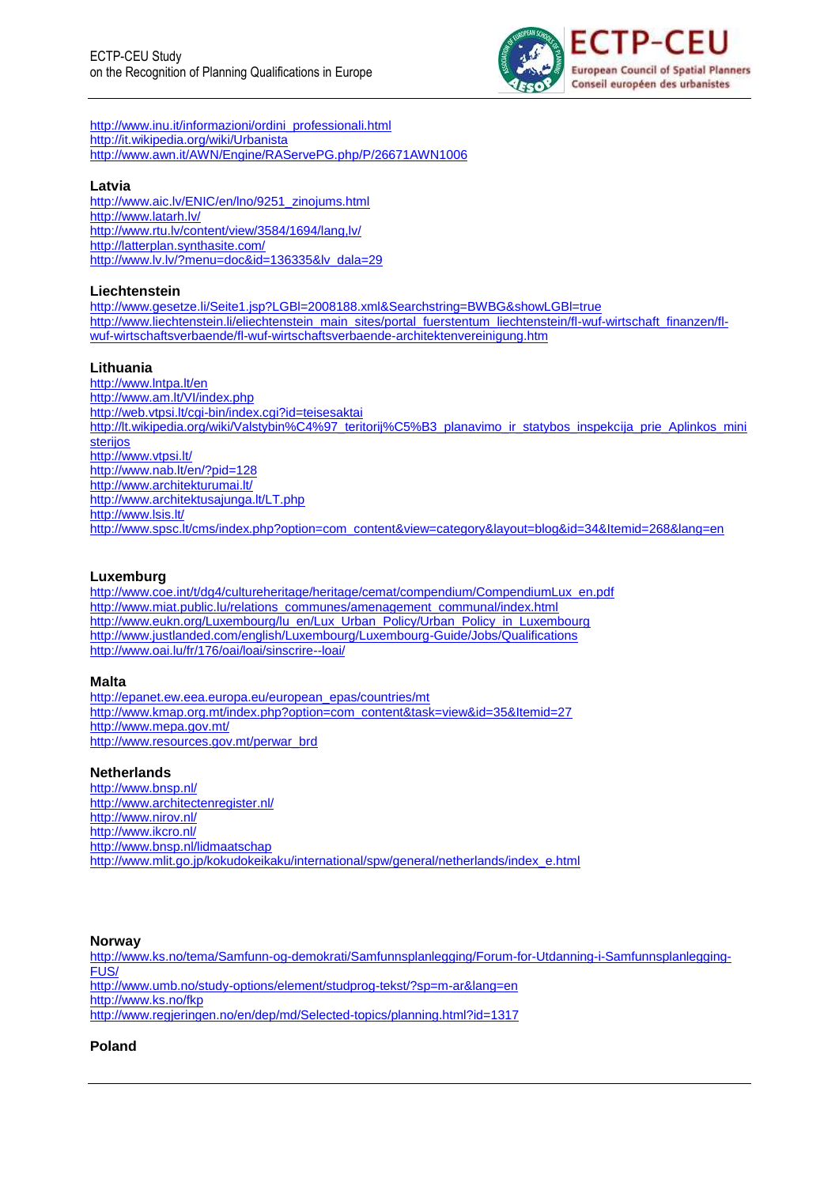http://www.inu.it/informazioni/ordini_professionali.html
http://it.wikipedia.org/wiki/Urbanista
http://www.awn.it/AWN/Engine/RAServePG.php/P/26671AWN1006

### Latvia

http://www.aic.lv/ENIC/en/lno/9251_zinojums.html
http://www.latarh.lv/
http://www.rtu.lv/content/view/3584/1694/lang,lv/
http://latterplan.synthasite.com/
http://www.lv.lv/?menu=doc&id=136335&lv_dala=29

### Liechtenstein

http://www.gesetze.li/Seite1.jsp?LGBl=2008188.xml&Searchstring=BWBG&showLGBl=true
http://www.liechtenstein.li/eliechtenstein_main_sites/portal_fuerstentum_liechtenstein/fl-wuf-wirtschaft_finanzen/fl-wuf-wirtschaftsverbaende/fl-wuf-wirtschaftsverbaende-architektenvereinigung.htm

### Lithuania

http://www.lntpa.lt/en
http://www.am.lt/VI/index.php
http://web.vtpsi.lt/cgi-bin/index.cgi?id=teisesaktai
http://lt.wikipedia.org/wiki/Valstybin%C4%97_teritorij%C5%B3_planavimo_ir_statybos_inspekcija_prie_Aplinkos_ministerijos
http://www.vtpsi.lt/
http://www.nab.lt/en/?pid=128
http://www.architekturumai.lt/
http://www.architektusajunga.lt/LT.php
http://www.lsis.lt/
http://www.spsc.lt/cms/index.php?option=com_content&view=category&layout=blog&id=34&Itemid=268&lang=en

### Luxemburg

http://www.coe.int/t/dg4/cultureheritage/heritage/cemat/compendium/CompendiumLux_en.pdf
http://www.miat.public.lu/relations_communes/amenagement_communal/index.html
http://www.eukn.org/Luxembourg/lu_en/Lux_Urban_Policy/Urban_Policy_in_Luxembourg
http://www.justlanded.com/english/Luxembourg/Luxembourg-Guide/Jobs/Qualifications
http://www.oai.lu/fr/176/oai/loai/sinscrire--loai/

### Malta

http://epanet.ew.eea.europa.eu/european_epas/countries/mt
http://www.kmap.org.mt/index.php?option=com_content&task=view&id=35&Itemid=27
http://www.mepa.gov.mt/
http://www.resources.gov.mt/perwar_brd

### Netherlands

http://www.bnsp.nl/
http://www.architectenregister.nl/
http://www.nirov.nl/
http://www.ikcro.nl/
http://www.bnsp.nl/lidmaatschap
http://www.mlit.go.jp/kokudokeikaku/international/spw/general/netherlands/index_e.html

### Norway

http://www.ks.no/tema/Samfunn-og-demokrati/Samfunnsplanlegging/Forum-for-Utdanning-i-Samfunnsplanlegging-FUS/
http://www.umb.no/study-options/element/studprog-tekst/?sp=m-ar&lang=en
http://www.ks.no/fkp
http://www.regjeringen.no/en/dep/md/Selected-topics/planning.html?id=1317

### Poland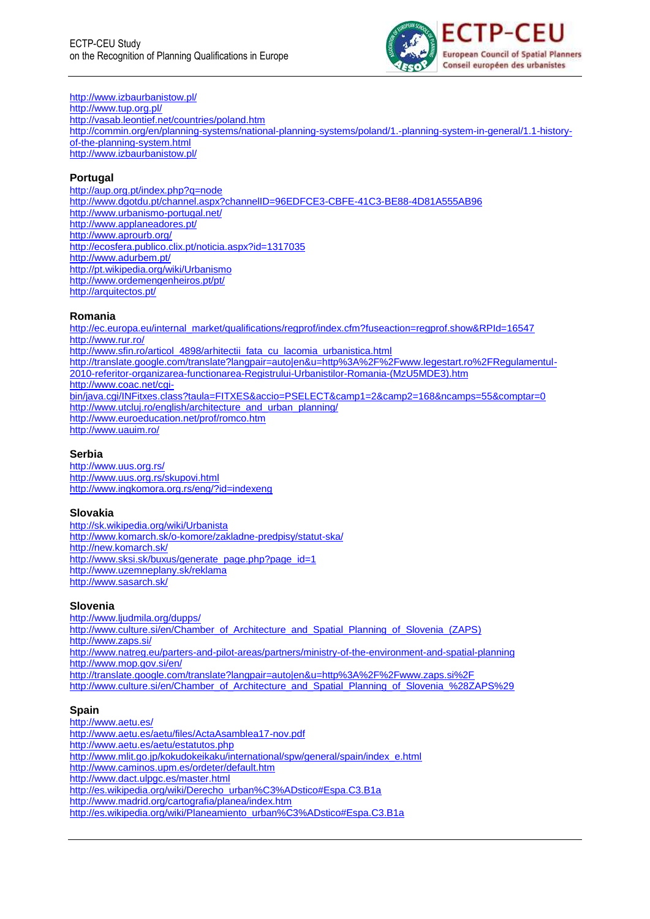http://www.izbaurbanistow.pl/
http://www.tup.org.pl/
http://vasab.leontief.net/countries/poland.htm
http://commin.org/en/planning-systems/national-planning-systems/poland/1.-planning-system-in-general/1.1-history-of-the-planning-system.html
http://www.izbaurbanistow.pl/

## Portugal

http://aup.org.pt/index.php?q=node
http://www.dgotdu.pt/channel.aspx?channelID=96EDFCE3-CBFE-41C3-BE88-4D81A555AB96
http://www.urbanismo-portugal.net/
http://www.applaneadores.pt/
http://www.aprourb.org/
http://ecosfera.publico.clix.pt/noticia.aspx?id=1317035
http://www.adurbem.pt/
http://pt.wikipedia.org/wiki/Urbanismo
http://www.ordemengenheiros.pt/pt/
http://arquitectos.pt/

## Romania

http://ec.europa.eu/internal_market/qualifications/regprof/index.cfm?fuseaction=regprof.show&RPId=16547
http://www.rur.ro/
http://www.sfin.ro/articol_4898/arhitectii_fata_cu_lacomia_urbanistica.html
http://translate.google.com/translate?langpair=auto|en&u=http%3A%2F%2Fwww.legestart.ro%2FRegulamentul-2010-referitor-organizarea-functionarea-Registrului-Urbanistilor-Romania-(MzU5MDE3).htm
http://www.coac.net/cgi-bin/java.cgi/INFitxes.class?taula=FITXES&accio=PSELECT&camp1=2&camp2=168&ncamps=55&comptar=0
http://www.utcluj.ro/english/architecture_and_urban_planning/
http://www.euroeducation.net/prof/romco.htm
http://www.uauim.ro/

## Serbia

http://www.uus.org.rs/
http://www.uus.org.rs/skupovi.html
http://www.ingkomora.org.rs/eng/?id=indexeng

## Slovakia

http://sk.wikipedia.org/wiki/Urbanista
http://www.komarch.sk/o-komore/zakladne-predpisy/statut-ska/
http://new.komarch.sk/
http://www.sksi.sk/buxus/generate_page.php?page_id=1
http://www.uzemneplany.sk/reklama
http://www.sasarch.sk/

## Slovenia

http://www.ljudmila.org/dupps/
http://www.culture.si/en/Chamber_of_Architecture_and_Spatial_Planning_of_Slovenia_(ZAPS)
http://www.zaps.si/
http://www.natreg.eu/parters-and-pilot-areas/partners/ministry-of-the-environment-and-spatial-planning
http://www.mop.gov.si/en/
http://translate.google.com/translate?langpair=auto|en&u=http%3A%2F%2Fwww.zaps.si%2F
http://www.culture.si/en/Chamber_of_Architecture_and_Spatial_Planning_of_Slovenia_%28ZAPS%29

## Spain

http://www.aetu.es/
http://www.aetu.es/aetu/files/ActaAsamblea17-nov.pdf
http://www.aetu.es/aetu/estatutos.php
http://www.mlit.go.jp/kokudokeikaku/international/spw/general/spain/index_e.html
http://www.caminos.upm.es/ordeter/default.htm
http://www.dact.ulpgc.es/master.html
http://es.wikipedia.org/wiki/Derecho_urban%C3%ADstico#Espa.C3.B1a
http://www.madrid.org/cartografia/planea/index.htm
http://es.wikipedia.org/wiki/Planeamiento_urban%C3%ADstico#Espa.C3.B1a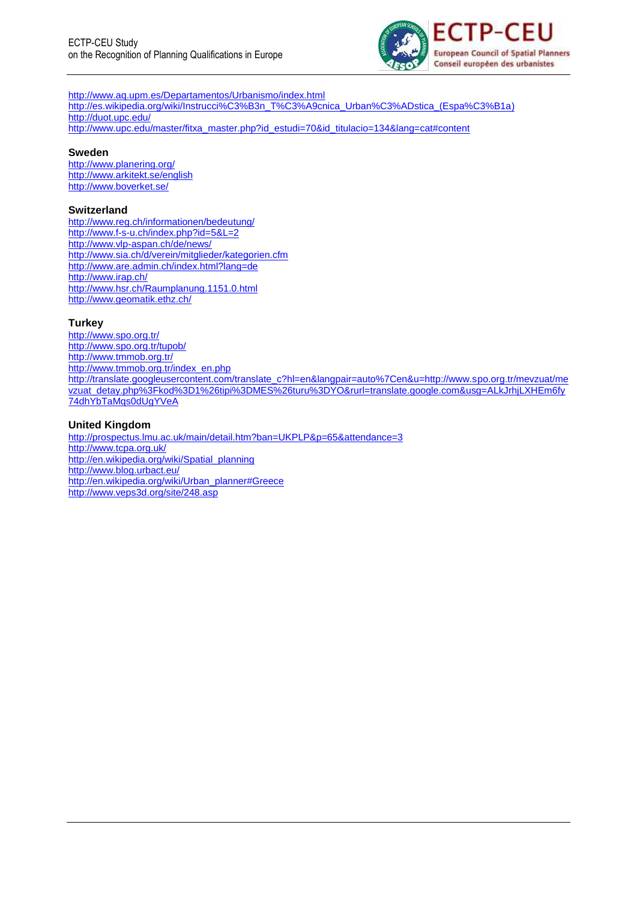http://www.aq.upm.es/Departamentos/Urbanismo/index.html
http://es.wikipedia.org/wiki/Instrucci%C3%B3n_T%C3%A9cnica_Urban%C3%ADstica_(Espa%C3%B1a)
http://duot.upc.edu/
http://www.upc.edu/master/fitxa_master.php?id_estudi=70&id_titulacio=134&lang=cat#content

### Sweden

http://www.planering.org/
http://www.arkitekt.se/english
http://www.boverket.se/

### Switzerland

http://www.reg.ch/informationen/bedeutung/
http://www.f-s-u.ch/index.php?id=5&L=2
http://www.vlp-aspan.ch/de/news/
http://www.sia.ch/d/verein/mitglieder/kategorien.cfm
http://www.are.admin.ch/index.html?lang=de
http://www.irap.ch/
http://www.hsr.ch/Raumplanung.1151.0.html
http://www.geomatik.ethz.ch/

### Turkey

http://www.spo.org.tr/
http://www.spo.org.tr/tupob/
http://www.tmmob.org.tr/
http://www.tmmob.org.tr/index_en.php
http://translate.googleusercontent.com/translate_c?hl=en&langpair=auto%7Cen&u=http://www.spo.org.tr/mevzuat/mevzuat_detay.php%3Fkod%3D1%26tipi%3DMES%26turu%3DYO&rurl=translate.google.com&usg=ALkJrhjLXHEm6fy74dhYbTaMqs0dUgYVeA

### United Kingdom

http://prospectus.lmu.ac.uk/main/detail.htm?ban=UKPLP&p=65&attendance=3
http://www.tcpa.org.uk/
http://en.wikipedia.org/wiki/Spatial_planning
http://www.blog.urbact.eu/
http://en.wikipedia.org/wiki/Urban_planner#Greece
http://www.veps3d.org/site/248.asp